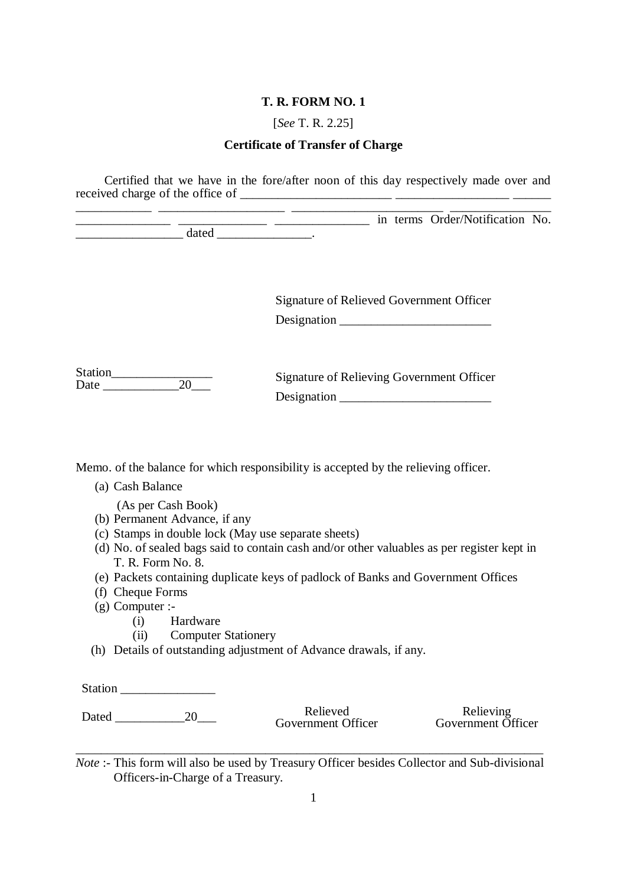**T. R. FORM NO. 1**

[*See* T. R. 2.25]

**Certificate of Transfer of Charge**

Certified that we have in the fore/after noon of this day respectively made over and received charge of the office of ________________________ _________________ ______ ___________ ___________________ _______________________ ________________ ______________ _____________ ______________ in terms Order/Notification No. ________________ dated ______________.

Signature of Relieved Government Officer

Designation _______________________

Station________________

Date ____________20___

Signature of Relieving Government Officer

Designation _______________________

Memo. of the balance for which responsibility is accepted by the relieving officer.

(a) Cash Balance
 (As per Cash Book)
(b) Permanent Advance, if any
(c) Stamps in double lock (May use separate sheets)
(d) No. of sealed bags said to contain cash and/or other valuables as per register kept in T. R. Form No. 8.
(e) Packets containing duplicate keys of padlock of Banks and Government Offices
(f) Cheque Forms
(g) Computer :-
 (i) Hardware
 (ii) Computer Stationery
(h) Details of outstanding adjustment of Advance drawals, if any.

Station _______________

Dated ___________20___

Relieved Government Officer

Relieving Government Officer

---

*Note* :- This form will also be used by Treasury Officer besides Collector and Sub-divisional Officers-in-Charge of a Treasury.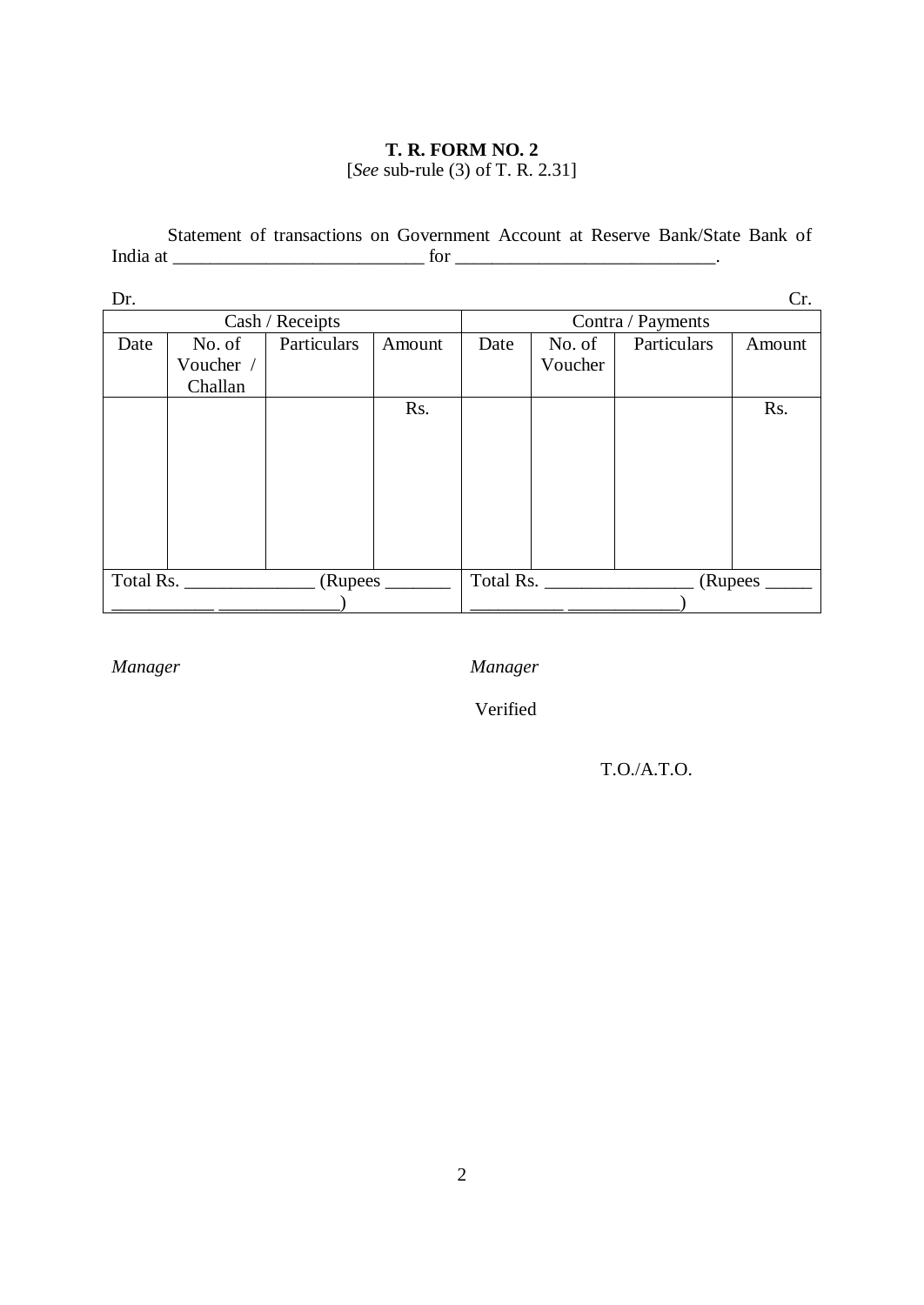**T. R. FORM NO. 2**

[*See* sub-rule (3) of T. R. 2.31]

Statement of transactions on Government Account at Reserve Bank/State Bank of India at __________________________ for ___________________________.

Dr. Cr.

| Cash / Receipts | | | | Contra / Payments | | | |
|---|---|---|---|---|---|---|---|
| Date | No. of Voucher / Challan | Particulars | Amount | Date | No. of Voucher | Particulars | Amount |
| | | | Rs. | | | | Rs. |
| Total Rs. ______________ (Rupees _______ ___________ _____________) | | | | Total Rs. ________________ (Rupees _____ __________ ____________) | | | |

*Manager* *Manager*

Verified

T.O./A.T.O.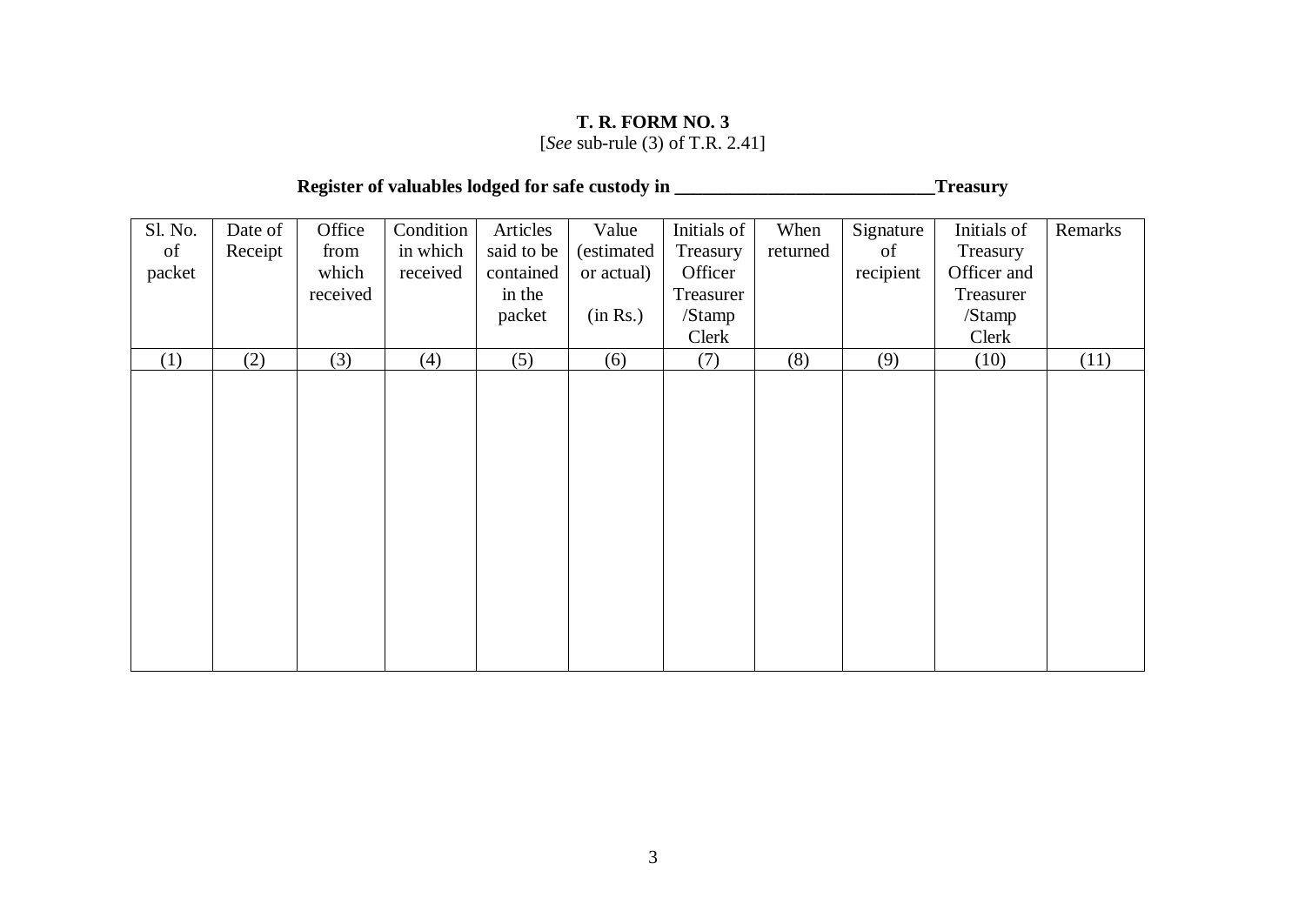**T. R. FORM NO. 3**
[*See* sub-rule (3) of T.R. 2.41]

**Register of valuables lodged for safe custody in ___________________________Treasury**

| Sl. No. of packet | Date of Receipt | Office from which received | Condition in which received | Articles said to be contained in the packet | Value (estimated or actual) (in Rs.) | Initials of Treasury Officer Treasurer /Stamp Clerk | When returned | Signature of recipient | Initials of Treasury Officer and Treasurer /Stamp Clerk | Remarks |
|---|---|---|---|---|---|---|---|---|---|---|
| (1) | (2) | (3) | (4) | (5) | (6) | (7) | (8) | (9) | (10) | (11) |
| | | | | | | | | | | |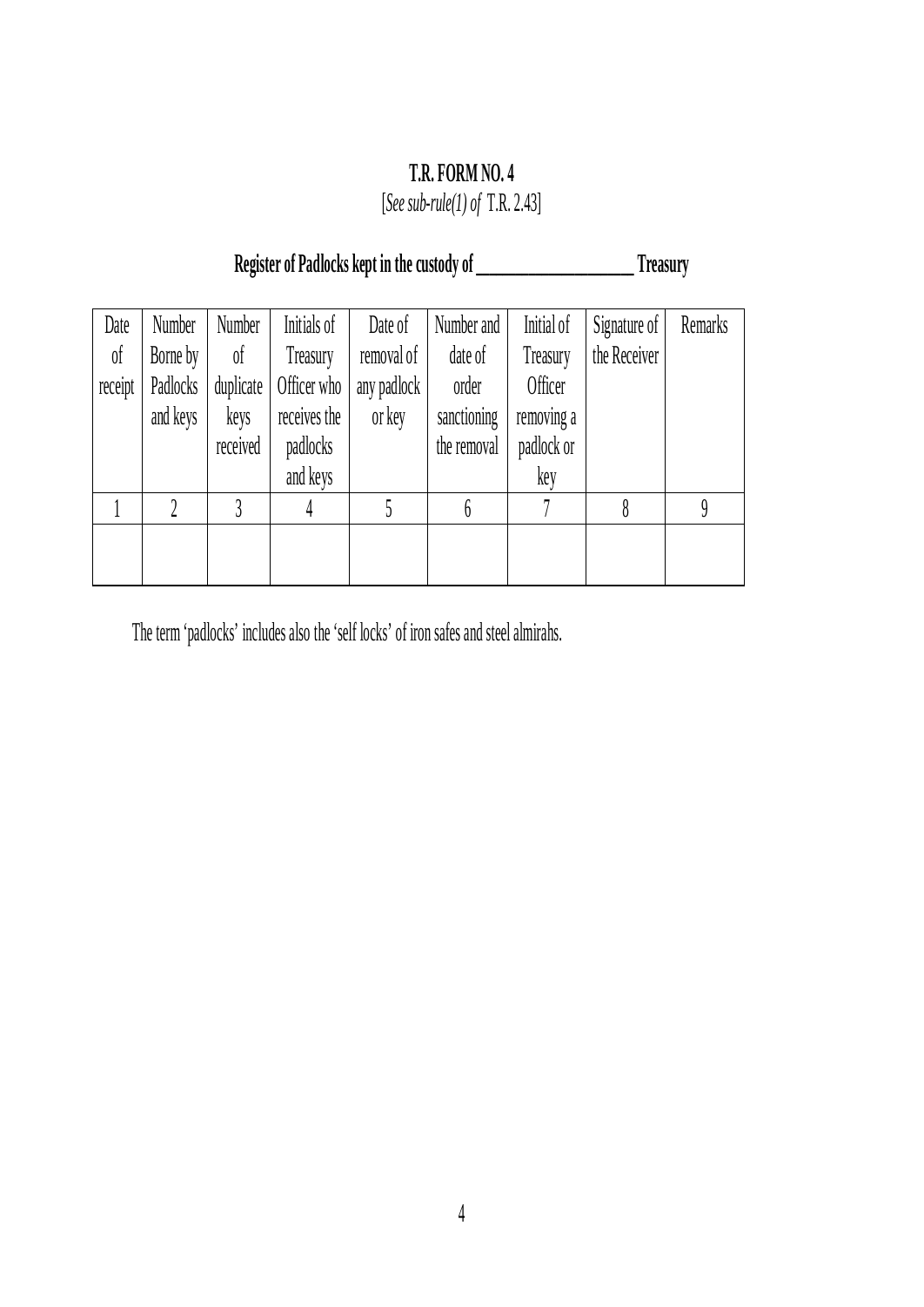**T.R. FORM NO. 4**

[*See sub-rule(1) of* T.R. 2.43]

**Register of Padlocks kept in the custody of \_\_\_\_\_\_\_\_\_\_\_\_\_\_\_\_\_\_\_\_ Treasury**

| Date of receipt | Number Borne by Padlocks and keys | Number of duplicate keys received | Initials of Treasury Officer who receives the padlocks and keys | Date of removal of any padlock or key | Number and date of order sanctioning the removal | Initial of Treasury Officer removing a padlock or key | Signature of the Receiver | Remarks |
|---|---|---|---|---|---|---|---|---|
| 1 | 2 | 3 | 4 | 5 | 6 | 7 | 8 | 9 |
| | | | | | | | | |

The term 'padlocks' includes also the 'self locks' of iron safes and steel almirahs.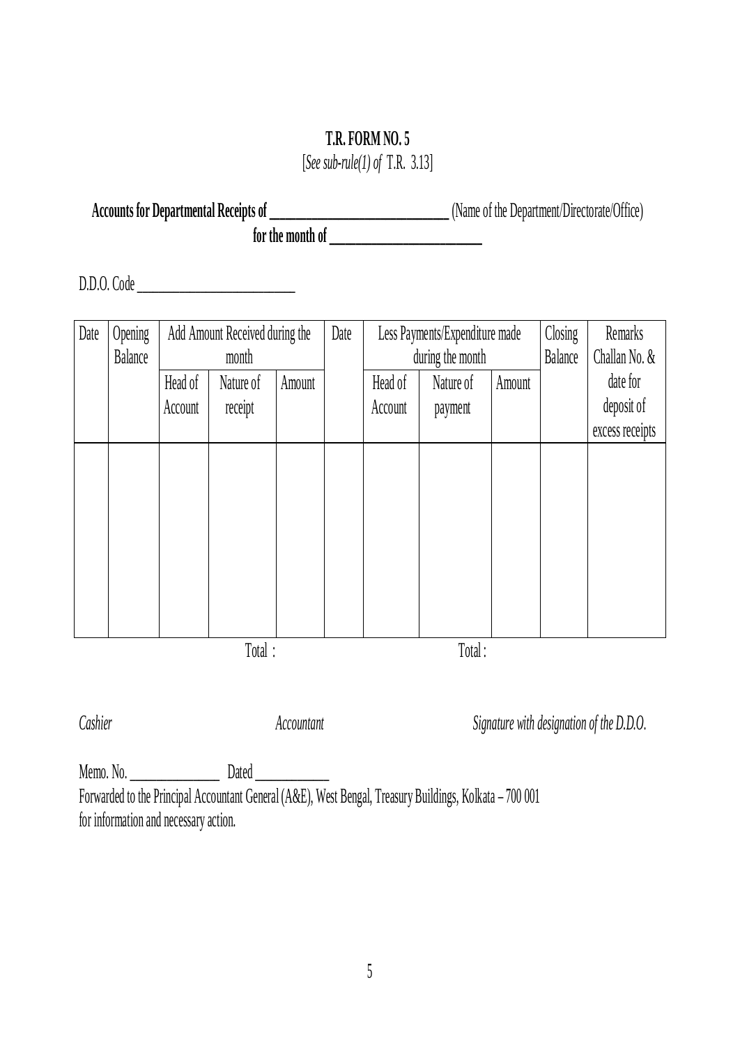**T.R. FORM NO. 5**

[*See sub-rule(1) of* T.R. 3.13]

**Accounts for Departmental Receipts of \_\_\_\_\_\_\_\_\_\_\_\_\_\_\_\_\_\_\_\_\_\_\_\_\_\_\_** (Name of the Department/Directorate/Office)
**for the month of \_\_\_\_\_\_\_\_\_\_\_\_\_\_\_\_\_\_\_\_\_\_\_**

D.D.O. Code \_\_\_\_\_\_\_\_\_\_\_\_\_\_\_\_\_\_\_\_\_\_\_\_

| Date | Opening Balance | Add Amount Received during the month | | | Date | Less Payments/Expenditure made during the month | | | Closing Balance | Remarks Challan No. & date for deposit of excess receipts |
|---|---|---|---|---|---|---|---|---|---|---|
| | | Head of Account | Nature of receipt | Amount | | Head of Account | Nature of payment | Amount | | |
| | | | | | | | | | | |
| | | | Total : | | | | Total : | | | |

*Cashier* *Accountant* *Signature with designation of the D.D.O.*

Memo. No. \_\_\_\_\_\_\_\_\_\_\_\_\_\_ Dated \_\_\_\_\_\_\_\_\_\_\_\_
Forwarded to the Principal Accountant General (A&E), West Bengal, Treasury Buildings, Kolkata – 700 001 for information and necessary action.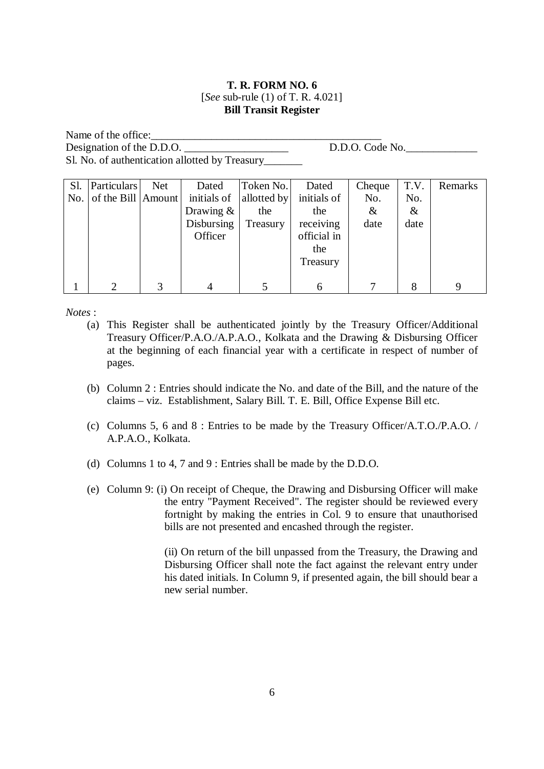**T. R. FORM NO. 6**
[*See* sub-rule (1) of T. R. 4.021]
**Bill Transit Register**

Name of the office:_____________________________________________
Designation of the D.D.O. ___________________ D.D.O. Code No.____________
Sl. No. of authentication allotted by Treasury_______

| Sl. No. | Particulars of the Bill | Net Amount | Dated initials of Drawing & Disbursing Officer | Token No. allotted by the Treasury | Dated initials of the receiving official in the Treasury | Cheque No. & date | T.V. No. & date | Remarks |
|---|---|---|---|---|---|---|---|---|
| 1 | 2 | 3 | 4 | 5 | 6 | 7 | 8 | 9 |

*Notes* :

(a) This Register shall be authenticated jointly by the Treasury Officer/Additional Treasury Officer/P.A.O./A.P.A.O., Kolkata and the Drawing & Disbursing Officer at the beginning of each financial year with a certificate in respect of number of pages.

(b) Column 2 : Entries should indicate the No. and date of the Bill, and the nature of the claims – viz. Establishment, Salary Bill. T. E. Bill, Office Expense Bill etc.

(c) Columns 5, 6 and 8 : Entries to be made by the Treasury Officer/A.T.O./P.A.O. / A.P.A.O., Kolkata.

(d) Columns 1 to 4, 7 and 9 : Entries shall be made by the D.D.O.

(e) Column 9: (i) On receipt of Cheque, the Drawing and Disbursing Officer will make the entry "Payment Received". The register should be reviewed every fortnight by making the entries in Col. 9 to ensure that unauthorised bills are not presented and encashed through the register.

(ii) On return of the bill unpassed from the Treasury, the Drawing and Disbursing Officer shall note the fact against the relevant entry under his dated initials. In Column 9, if presented again, the bill should bear a new serial number.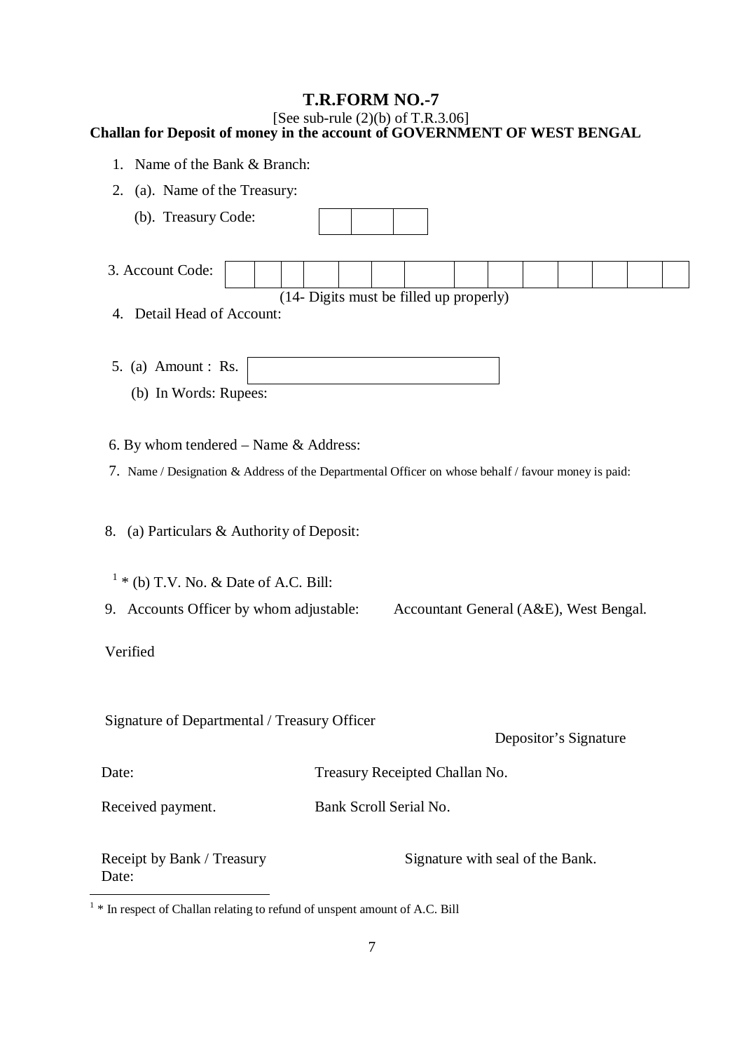# T.R.FORM NO.-7

[See sub-rule (2)(b) of T.R.3.06]

**Challan for Deposit of money in the account of GOVERNMENT OF WEST BENGAL**

1. Name of the Bank & Branch:
2. (a). Name of the Treasury:

   (b). Treasury Code:

| | | |
|---|---|---|
| | | |

3. Account Code:

| | | | | | | | | | | | | | |
|---|---|---|---|---|---|---|---|---|---|---|---|---|---|
| | | | | | | | | | | | | | |

(14- Digits must be filled up properly)

4. Detail Head of Account:

5. (a) Amount : Rs.

   (b) In Words: Rupees:

6. By whom tendered – Name & Address:

7. Name / Designation & Address of the Departmental Officer on whose behalf / favour money is paid:

8. (a) Particulars & Authority of Deposit:

   [1] * (b) T.V. No. & Date of A.C. Bill:

9. Accounts Officer by whom adjustable: Accountant General (A&E), West Bengal.

Verified

Signature of Departmental / Treasury Officer

Depositor's Signature

Date: Treasury Receipted Challan No.

Received payment. Bank Scroll Serial No.

Receipt by Bank / Treasury Signature with seal of the Bank.

Date:

---

[1] * In respect of Challan relating to refund of unspent amount of A.C. Bill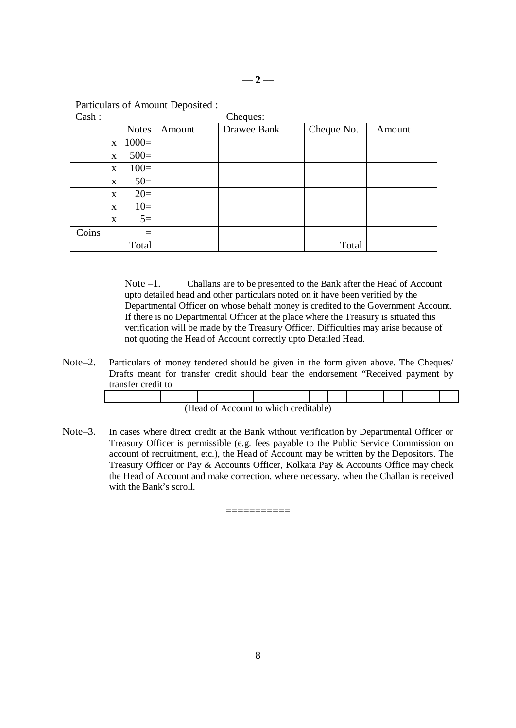— 2 —

Particulars of Amount Deposited :

Cash : Cheques:

| Notes | Amount | | Drawee Bank | Cheque No. | Amount | |
|---|---|---|---|---|---|---|
| x 1000= | | | | | | |
| x 500= | | | | | | |
| x 100= | | | | | | |
| x 50= | | | | | | |
| x 20= | | | | | | |
| x 10= | | | | | | |
| x 5= | | | | | | |
| Coins = | | | | | | |
| Total | | | | Total | | |

Note –1. Challans are to be presented to the Bank after the Head of Account upto detailed head and other particulars noted on it have been verified by the Departmental Officer on whose behalf money is credited to the Government Account. If there is no Departmental Officer at the place where the Treasury is situated this verification will be made by the Treasury Officer. Difficulties may arise because of not quoting the Head of Account correctly upto Detailed Head.

Note–2. Particulars of money tendered should be given in the form given above. The Cheques/ Drafts meant for transfer credit should bear the endorsement "Received payment by transfer credit to

| | | | | | | | | | | | | | | | | | | |
|---|---|---|---|---|---|---|---|---|---|---|---|---|---|---|---|---|---|---|

(Head of Account to which creditable)

Note–3. In cases where direct credit at the Bank without verification by Departmental Officer or Treasury Officer is permissible (e.g. fees payable to the Public Service Commission on account of recruitment, etc.), the Head of Account may be written by the Depositors. The Treasury Officer or Pay & Accounts Officer, Kolkata Pay & Accounts Office may check the Head of Account and make correction, where necessary, when the Challan is received with the Bank's scroll.

===========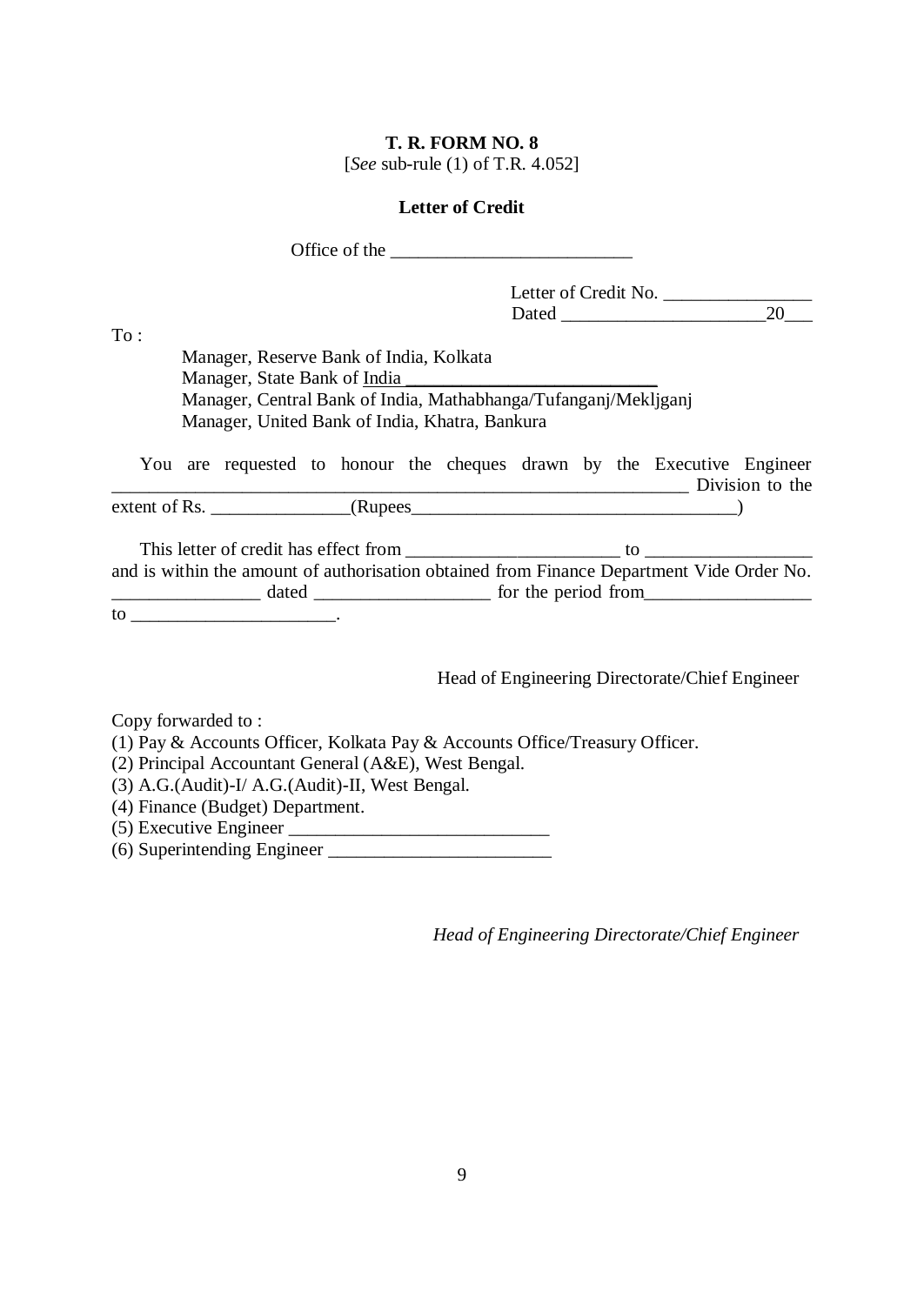**T. R. FORM NO. 8**

[*See* sub-rule (1) of T.R. 4.052]

**Letter of Credit**

Office of the ___________________________

Letter of Credit No. ________________

Dated ______________________20___

To :

Manager, Reserve Bank of India, Kolkata
Manager, State Bank of India ___________________________
Manager, Central Bank of India, Mathabhanga/Tufanganj/Mekljganj
Manager, United Bank of India, Khatra, Bankura

You are requested to honour the cheques drawn by the Executive Engineer _________________________________________________________________ Division to the extent of Rs. _______________(Rupees____________________________________)

This letter of credit has effect from _______________________ to __________________ and is within the amount of authorisation obtained from Finance Department Vide Order No. ________________ dated ___________________ for the period from__________________ to ______________________.

Head of Engineering Directorate/Chief Engineer

Copy forwarded to :

(1) Pay & Accounts Officer, Kolkata Pay & Accounts Office/Treasury Officer.
(2) Principal Accountant General (A&E), West Bengal.
(3) A.G.(Audit)-I/ A.G.(Audit)-II, West Bengal.
(4) Finance (Budget) Department.
(5) Executive Engineer ____________________________
(6) Superintending Engineer ________________________

*Head of Engineering Directorate/Chief Engineer*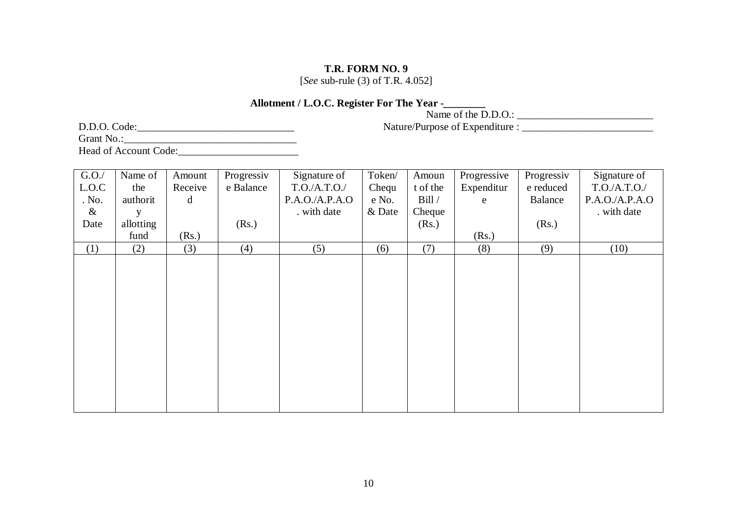**T.R. FORM NO. 9**
[*See* sub-rule (3) of T.R. 4.052]

**Allotment / L.O.C. Register For The Year -________**

Name of the D.D.O.: __________________________

D.D.O. Code:______________________________

Nature/Purpose of Expenditure : _________________________

Grant No.:_________________________________

Head of Account Code:_______________________

| G.O./ L.O.C. No. & Date | Name of the authority allotting fund | Amount Received (Rs.) | Progressive Balance (Rs.) | Signature of T.O./A.T.O./ P.A.O./A.P.A.O. with date | Token/ Cheque No. & Date | Amount of the Bill / Cheque (Rs.) | Progressive Expenditure (Rs.) | Progressive reduced Balance (Rs.) | Signature of T.O./A.T.O./ P.A.O./A.P.A.O. with date |
|---|---|---|---|---|---|---|---|---|---|
| (1) | (2) | (3) | (4) | (5) | (6) | (7) | (8) | (9) | (10) |
| | | | | | | | | | |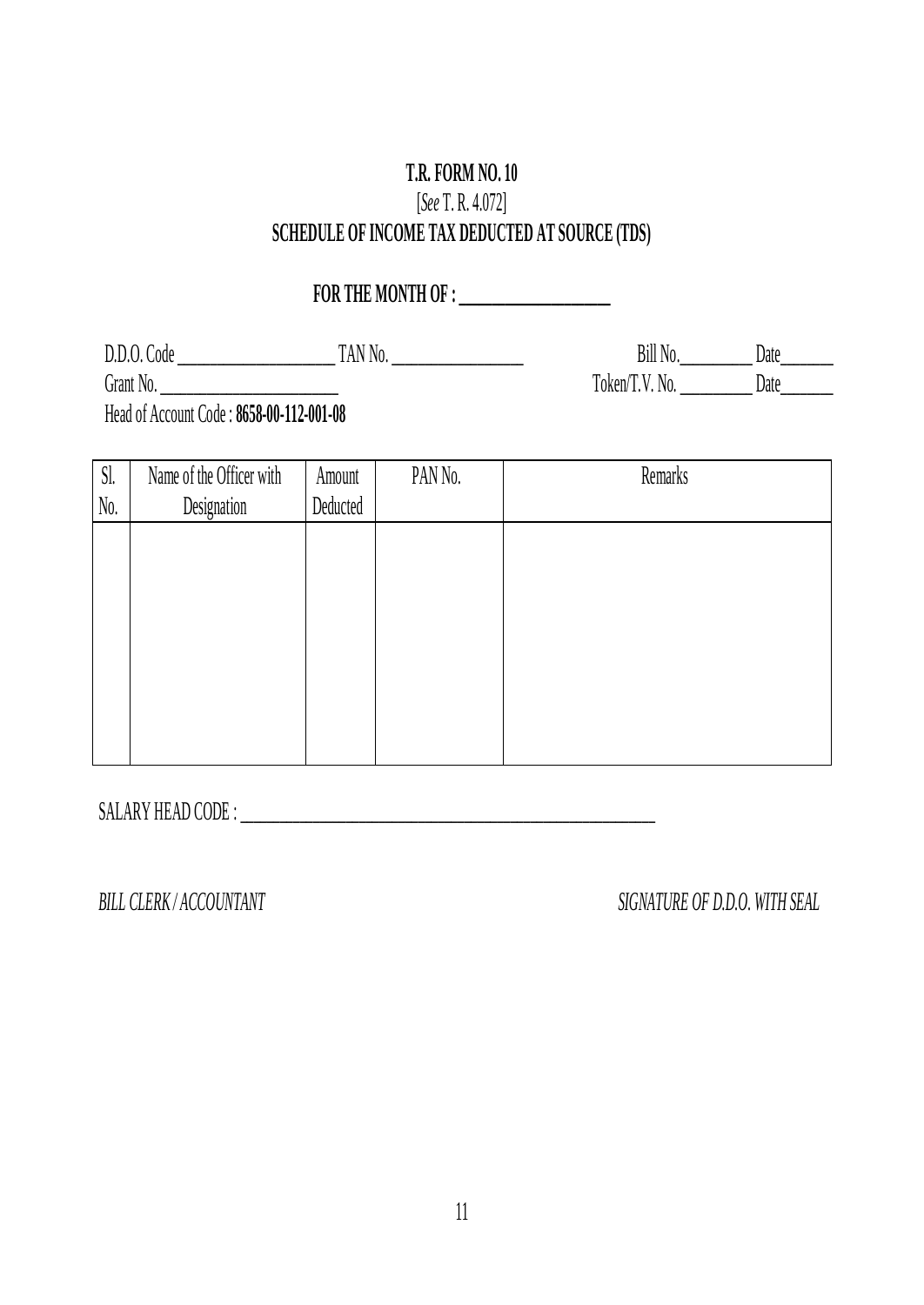**T.R. FORM NO. 10**

[*See* T. R. 4.072]

**SCHEDULE OF INCOME TAX DEDUCTED AT SOURCE (TDS)**

**FOR THE MONTH OF : ____________________**

D.D.O. Code ____________________ TAN No. ________________ Bill No.__________ Date_______

Grant No. ______________________ Token/T.V. No. __________ Date_______

Head of Account Code : **8658-00-112-001-08**

| Sl. No. | Name of the Officer with Designation | Amount Deducted | PAN No. | Remarks |
|---|---|---|---|---|
| | | | | |

SALARY HEAD CODE : ________________________________________________________

*BILL CLERK / ACCOUNTANT* *SIGNATURE OF D.D.O. WITH SEAL*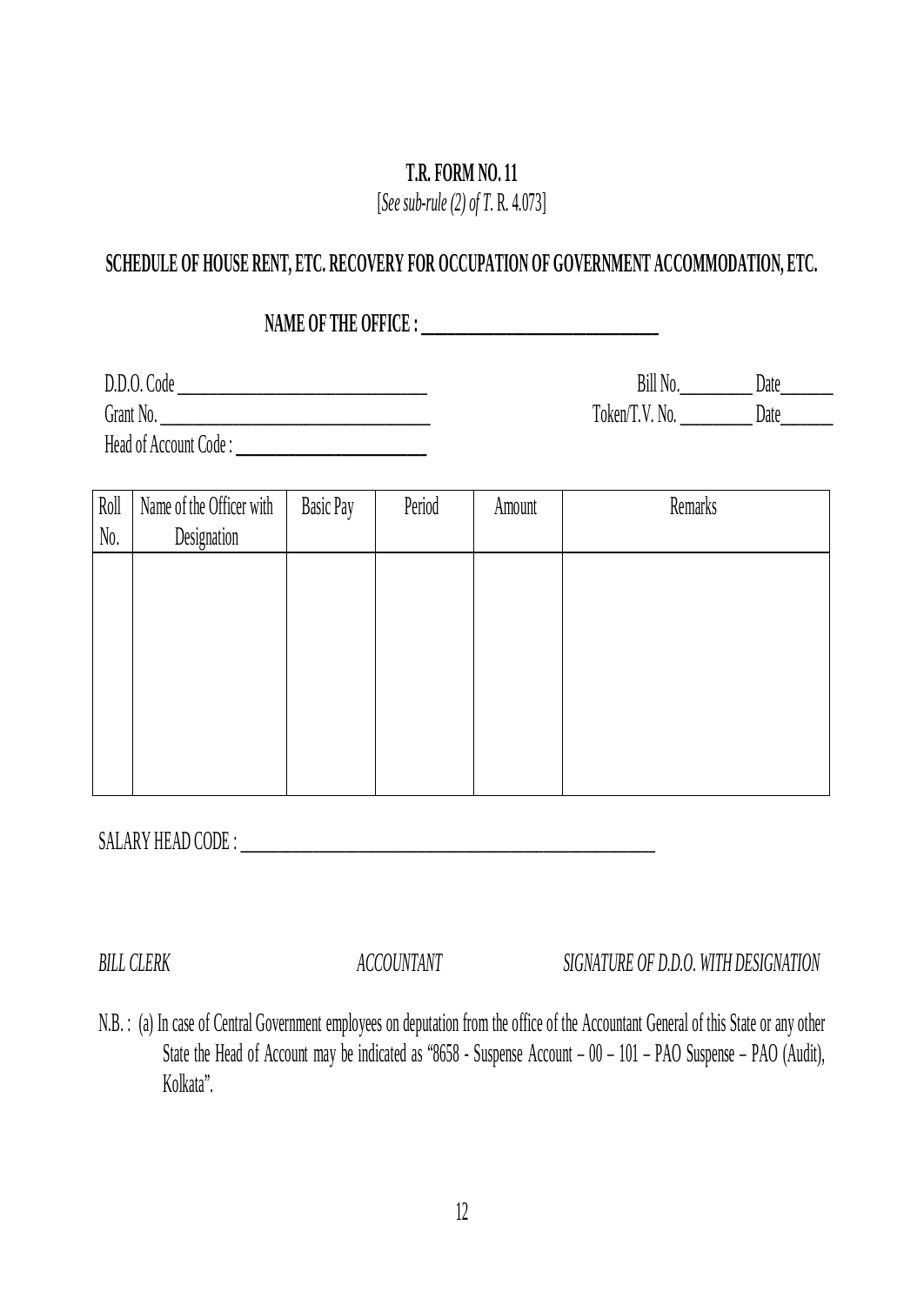**T.R. FORM NO. 11**

[*See sub-rule (2) of T.* R. 4.073]

**SCHEDULE OF HOUSE RENT, ETC. RECOVERY FOR OCCUPATION OF GOVERNMENT ACCOMMODATION, ETC.**

**NAME OF THE OFFICE : ______________________________**

D.D.O. Code ________________________________ Bill No.__________ Date_______

Grant No. __________________________________ Token/T.V. No. __________ Date_______

Head of Account Code : _______________________

| Roll No. | Name of the Officer with Designation | Basic Pay | Period | Amount | Remarks |
|---|---|---|---|---|---|
| | | | | | |

SALARY HEAD CODE : ______________________________________________________

*BILL CLERK* *ACCOUNTANT* *SIGNATURE OF D.D.O. WITH DESIGNATION*

N.B. : (a) In case of Central Government employees on deputation from the office of the Accountant General of this State or any other State the Head of Account may be indicated as "8658 - Suspense Account – 00 – 101 – PAO Suspense – PAO (Audit), Kolkata".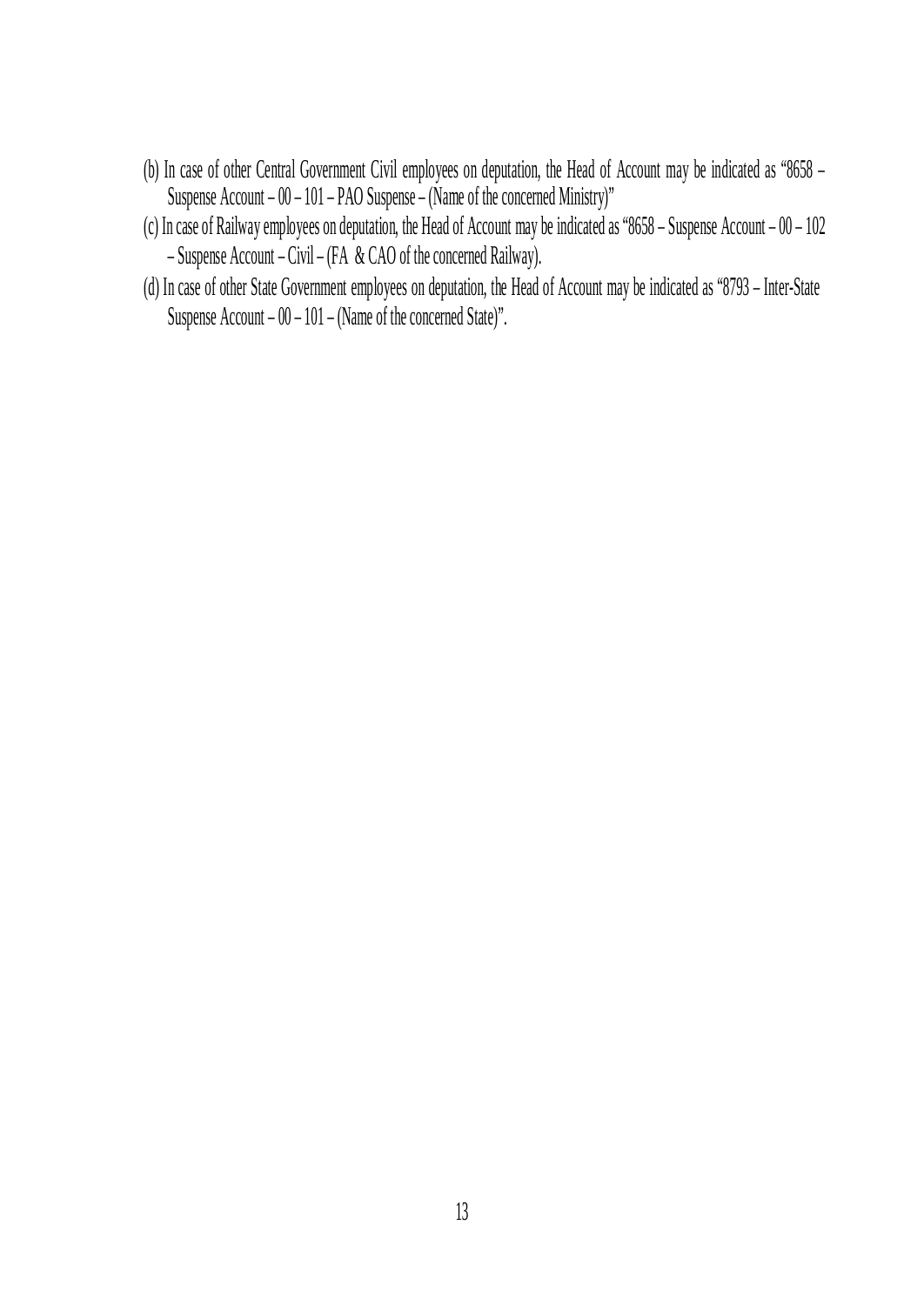(b) In case of other Central Government Civil employees on deputation, the Head of Account may be indicated as "8658 – Suspense Account – 00 – 101 – PAO Suspense – (Name of the concerned Ministry)"

(c) In case of Railway employees on deputation, the Head of Account may be indicated as "8658 – Suspense Account – 00 – 102 – Suspense Account – Civil – (FA & CAO of the concerned Railway).

(d) In case of other State Government employees on deputation, the Head of Account may be indicated as "8793 – Inter-State Suspense Account – 00 – 101 – (Name of the concerned State)".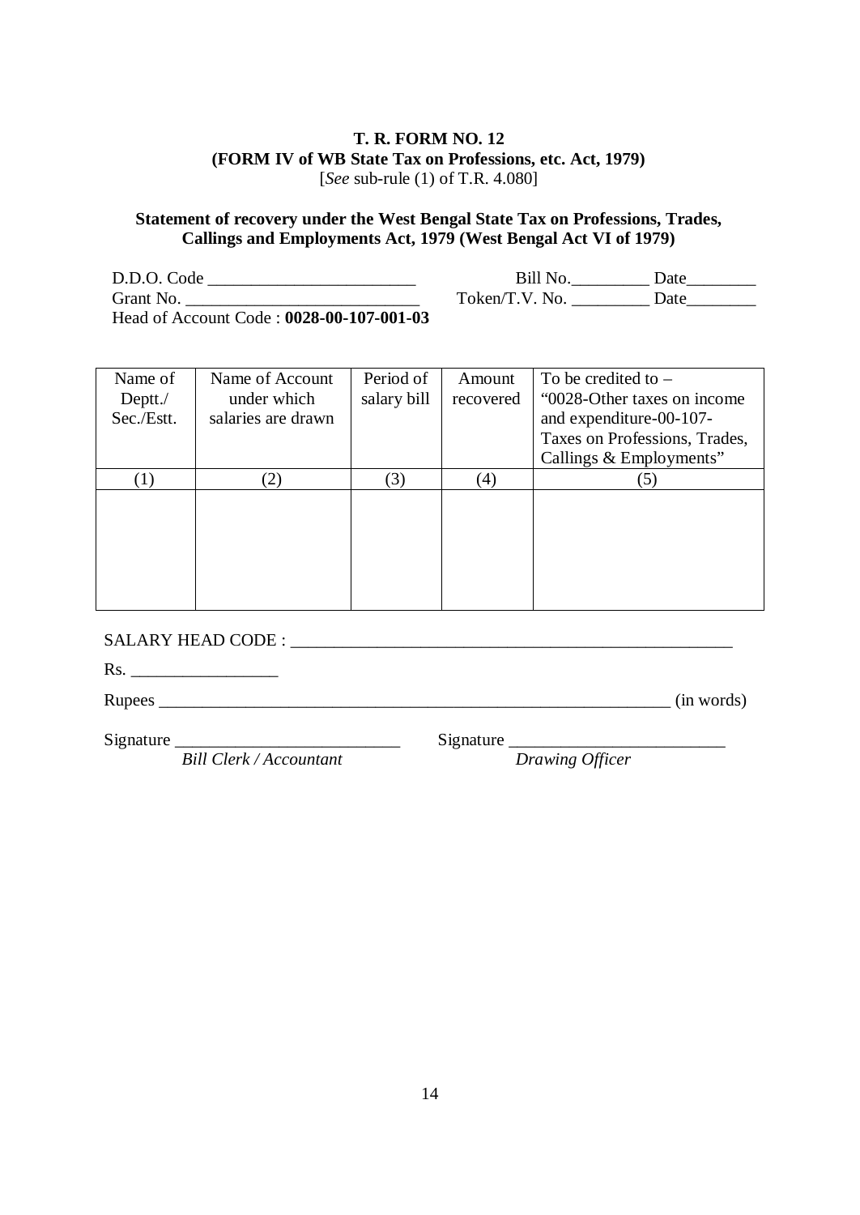**T. R. FORM NO. 12**
**(FORM IV of WB State Tax on Professions, etc. Act, 1979)**
[*See* sub-rule (1) of T.R. 4.080]

**Statement of recovery under the West Bengal State Tax on Professions, Trades, Callings and Employments Act, 1979 (West Bengal Act VI of 1979)**

D.D.O. Code ________________________ Bill No.__________ Date________

Grant No. ____________________________ Token/T.V. No. __________ Date________

Head of Account Code : **0028-00-107-001-03**

| Name of Deptt./ Sec./Estt. | Name of Account under which salaries are drawn | Period of salary bill | Amount recovered | To be credited to – "0028-Other taxes on income and expenditure-00-107-Taxes on Professions, Trades, Callings & Employments" |
|---|---|---|---|---|
| (1) | (2) | (3) | (4) | (5) |
| | | | | |

SALARY HEAD CODE : ____________________________________________________

Rs. _________________

Rupees ____________________________________________________________ (in words)

Signature __________________________ Signature ________________________

*Bill Clerk / Accountant* *Drawing Officer*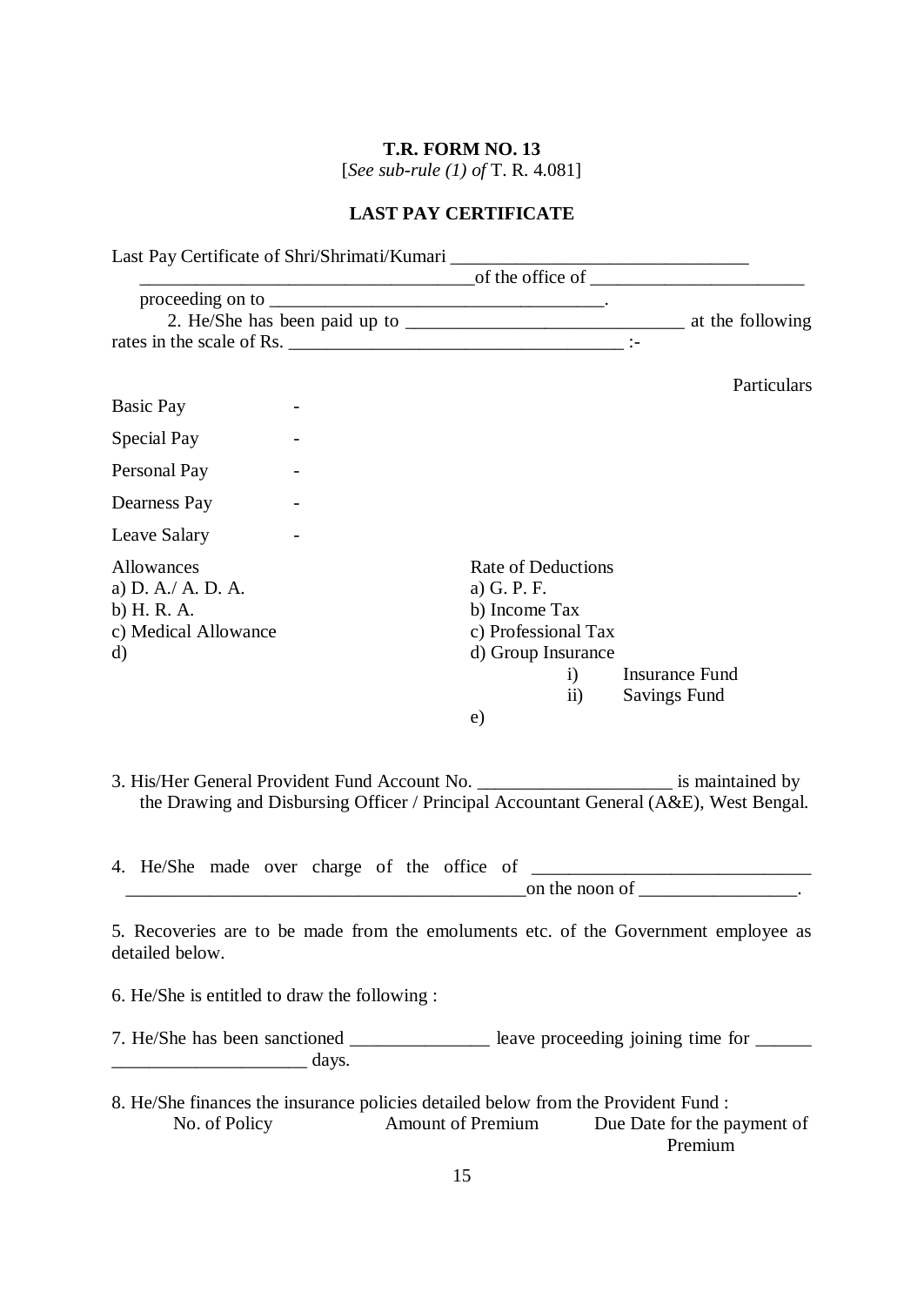**T.R. FORM NO. 13**

[*See sub-rule (1) of* T. R. 4.081]

**LAST PAY CERTIFICATE**

Last Pay Certificate of Shri/Shrimati/Kumari ________________________________ ____________________________________of the office of ______________________ proceeding on to ____________________________________.

2. He/She has been paid up to ______________________________ at the following rates in the scale of Rs. ____________________________________ :-

Particulars

Basic Pay -

Special Pay -

Personal Pay -

Dearness Pay -

Leave Salary -

Allowances

a) D. A./ A. D. A.

b) H. R. A.

c) Medical Allowance

d)

Rate of Deductions

a) G. P. F.

b) Income Tax

c) Professional Tax

d) Group Insurance

i) Insurance Fund

ii) Savings Fund

e)

3. His/Her General Provident Fund Account No. ____________________ is maintained by the Drawing and Disbursing Officer / Principal Accountant General (A&E), West Bengal.

4. He/She made over charge of the office of _____________________________ __________________________________________on the noon of _________________.

5. Recoveries are to be made from the emoluments etc. of the Government employee as detailed below.

6. He/She is entitled to draw the following :

7. He/She has been sanctioned _______________ leave proceeding joining time for ______ _____________________ days.

8. He/She finances the insurance policies detailed below from the Provident Fund :

| No. of Policy | Amount of Premium | Due Date for the payment of Premium |
|---|---|---|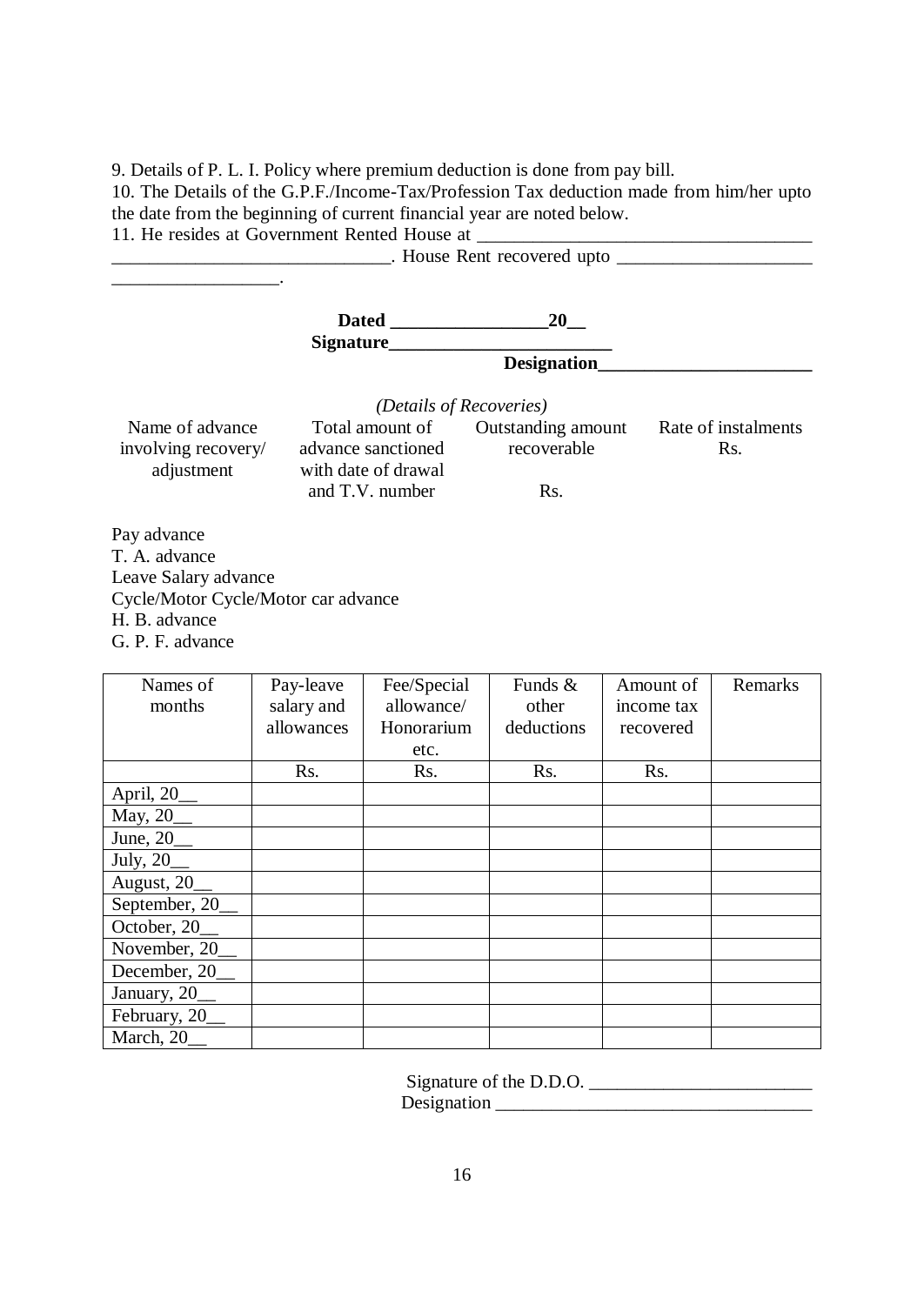9. Details of P. L. I. Policy where premium deduction is done from pay bill.

10. The Details of the G.P.F./Income-Tax/Profession Tax deduction made from him/her upto the date from the beginning of current financial year are noted below.

11. He resides at Government Rented House at ___________________________________ ______________________________. House Rent recovered upto ____________________ __________________.

**Dated _________________20__**

**Signature_______________________**

**Designation______________________**

*(Details of Recoveries)*

| Name of advance involving recovery/ adjustment | Total amount of advance sanctioned with date of drawal and T.V. number | Outstanding amount recoverable Rs. | Rate of instalments Rs. |
|---|---|---|---|
| Pay advance | | | |
| T. A. advance | | | |
| Leave Salary advance | | | |
| Cycle/Motor Cycle/Motor car advance | | | |
| H. B. advance | | | |
| G. P. F. advance | | | |

| Names of months | Pay-leave salary and allowances | Fee/Special allowance/ Honorarium etc. | Funds & other deductions | Amount of income tax recovered | Remarks |
|---|---|---|---|---|---|
| | Rs. | Rs. | Rs. | Rs. | |
| April, 20__ | | | | | |
| May, 20__ | | | | | |
| June, 20__ | | | | | |
| July, 20__ | | | | | |
| August, 20__ | | | | | |
| September, 20__ | | | | | |
| October, 20__ | | | | | |
| November, 20__ | | | | | |
| December, 20__ | | | | | |
| January, 20__ | | | | | |
| February, 20__ | | | | | |
| March, 20__ | | | | | |

Signature of the D.D.O. ________________________

Designation __________________________________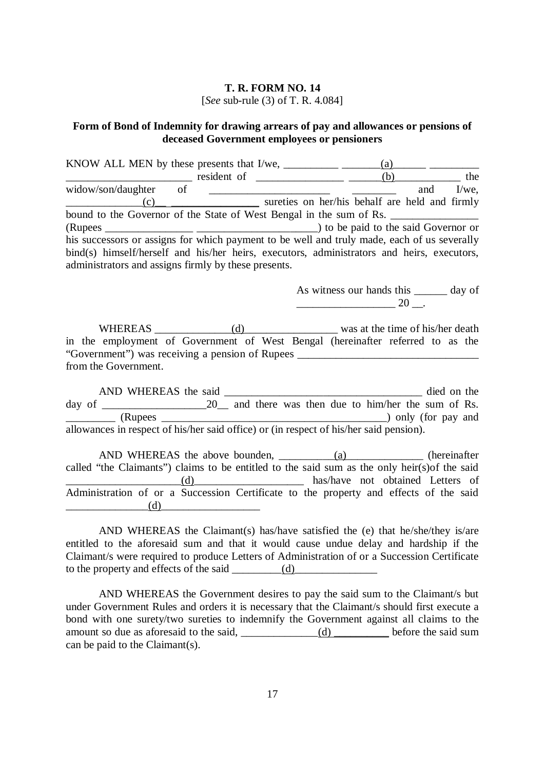**T. R. FORM NO. 14**

[*See* sub-rule (3) of T. R. 4.084]

**Form of Bond of Indemnity for drawing arrears of pay and allowances or pensions of deceased Government employees or pensioners**

KNOW ALL MEN by these presents that I/we, __________ _______(a)______ _________ _______________________ resident of ________________ ______(b)____________ the widow/son/daughter of ______________________ ________ and I/we, ______________(c)__ ________________ sureties on her/his behalf are held and firmly bound to the Governor of the State of West Bengal in the sum of Rs. ________________ (Rupees ________________ ______________________) to be paid to the said Governor or his successors or assigns for which payment to be well and truly made, each of us severally bind(s) himself/herself and his/her heirs, executors, administrators and heirs, executors, administrators and assigns firmly by these presents.

As witness our hands this ______ day of __________________ 20 __.

WHEREAS ______________(d)_________________ was at the time of his/her death in the employment of Government of West Bengal (hereinafter referred to as the "Government") was receiving a pension of Rupees _________________________________ from the Government.

AND WHEREAS the said ____________________________________ died on the day of ___________________20__ and there was then due to him/her the sum of Rs. _________ (Rupees __________________________________________) only (for pay and allowances in respect of his/her said office) or (in respect of his/her said pension).

AND WHEREAS the above bounden, __________(a)______________ (hereinafter called "the Claimants") claims to be entitled to the said sum as the only heir(s)of the said _____________________(d)____________________ has/have not obtained Letters of Administration of or a Succession Certificate to the property and effects of the said _______________(d)__________________

AND WHEREAS the Claimant(s) has/have satisfied the (e) that he/she/they is/are entitled to the aforesaid sum and that it would cause undue delay and hardship if the Claimant/s were required to produce Letters of Administration of or a Succession Certificate to the property and effects of the said _________(d)_______________

AND WHEREAS the Government desires to pay the said sum to the Claimant/s but under Government Rules and orders it is necessary that the Claimant/s should first execute a bond with one surety/two sureties to indemnify the Government against all claims to the amount so due as aforesaid to the said, ______________(d) __________ before the said sum can be paid to the Claimant(s).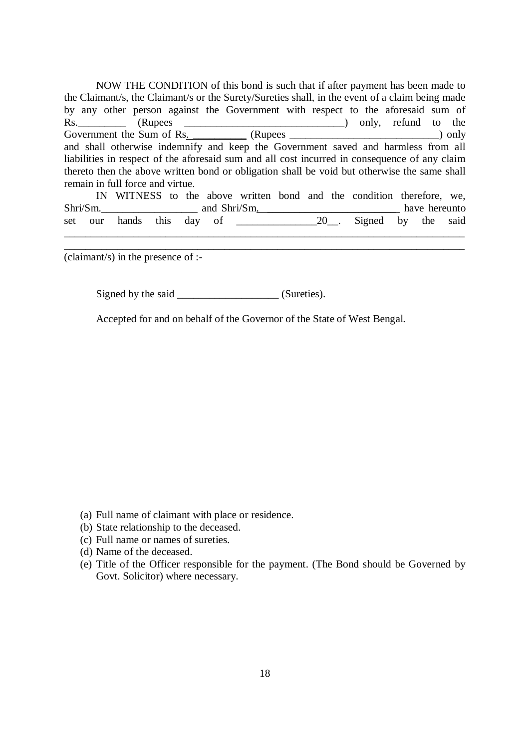NOW THE CONDITION of this bond is such that if after payment has been made to the Claimant/s, the Claimant/s or the Surety/Sureties shall, in the event of a claim being made by any other person against the Government with respect to the aforesaid sum of Rs.\_\_\_\_\_\_\_\_\_ (Rupees \_\_\_\_\_\_\_\_\_\_\_\_\_\_\_\_\_\_\_\_\_\_\_\_\_\_\_\_\_\_) only, refund to the Government the Sum of Rs. \_\_\_\_\_\_\_\_\_\_ (Rupees \_\_\_\_\_\_\_\_\_\_\_\_\_\_\_\_\_\_\_\_\_\_\_\_\_\_\_\_) only and shall otherwise indemnify and keep the Government saved and harmless from all liabilities in respect of the aforesaid sum and all cost incurred in consequence of any claim thereto then the above written bond or obligation shall be void but otherwise the same shall remain in full force and virtue.

IN WITNESS to the above written bond and the condition therefore, we, Shri/Sm.\_\_\_\_\_\_\_\_\_\_\_\_\_\_\_\_\_\_ and Shri/Sm. \_\_\_\_\_\_\_\_\_\_\_\_\_\_\_\_\_\_\_\_\_\_\_\_\_\_ have hereunto set our hands this day of \_\_\_\_\_\_\_\_\_\_\_\_\_\_\_20\_\_. Signed by the said \_\_\_\_\_\_\_\_\_\_\_\_\_\_\_\_\_\_\_\_\_\_\_\_\_\_\_\_\_\_\_\_\_\_\_\_\_\_\_\_\_\_\_\_\_\_\_\_\_\_\_\_\_\_\_\_\_\_\_\_\_\_\_\_\_\_\_\_\_\_\_\_\_\_\_\_\_\_
\_\_\_\_\_\_\_\_\_\_\_\_\_\_\_\_\_\_\_\_\_\_\_\_\_\_\_\_\_\_\_\_\_\_\_\_\_\_\_\_\_\_\_\_\_\_\_\_\_\_\_\_\_\_\_\_\_\_\_\_\_\_\_\_\_\_\_\_\_\_\_\_\_\_\_\_\_\_
(claimant/s) in the presence of :-

Signed by the said \_\_\_\_\_\_\_\_\_\_\_\_\_\_\_\_\_\_\_ (Sureties).

Accepted for and on behalf of the Governor of the State of West Bengal.

(a) Full name of claimant with place or residence.
(b) State relationship to the deceased.
(c) Full name or names of sureties.
(d) Name of the deceased.
(e) Title of the Officer responsible for the payment. (The Bond should be Governed by Govt. Solicitor) where necessary.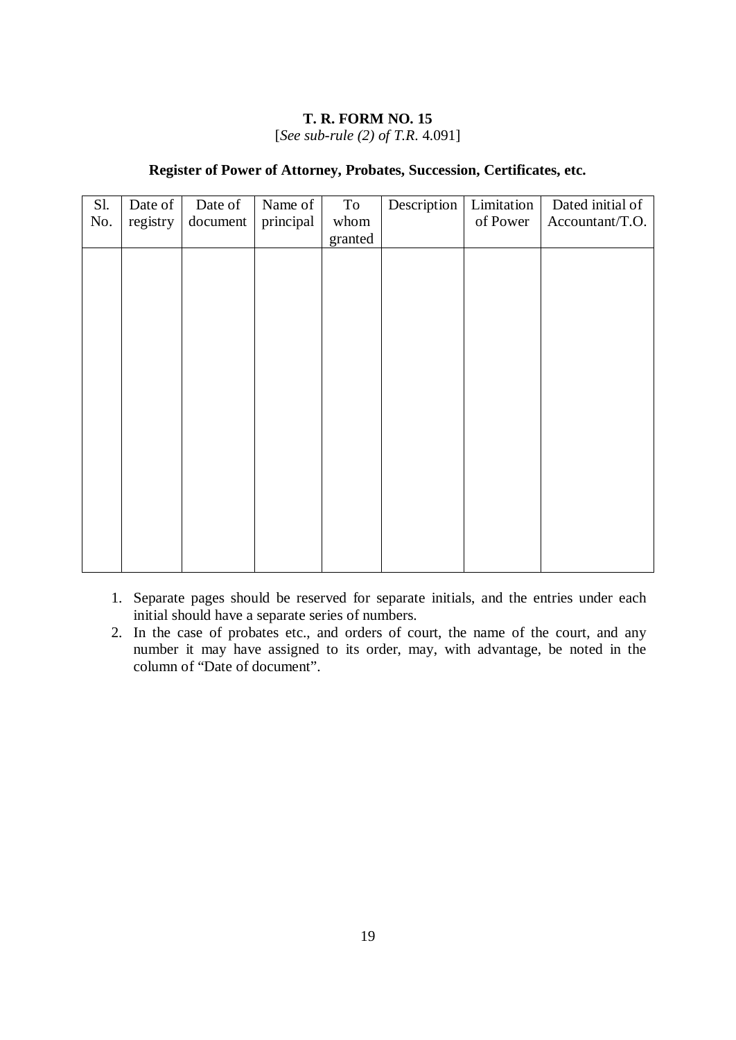**T. R. FORM NO. 15**

[*See sub-rule (2) of T.R.* 4.091]

**Register of Power of Attorney, Probates, Succession, Certificates, etc.**

| Sl. No. | Date of registry | Date of document | Name of principal | To whom granted | Description | Limitation of Power | Dated initial of Accountant/T.O. |
|---|---|---|---|---|---|---|---|
| | | | | | | | |

1. Separate pages should be reserved for separate initials, and the entries under each initial should have a separate series of numbers.
2. In the case of probates etc., and orders of court, the name of the court, and any number it may have assigned to its order, may, with advantage, be noted in the column of "Date of document".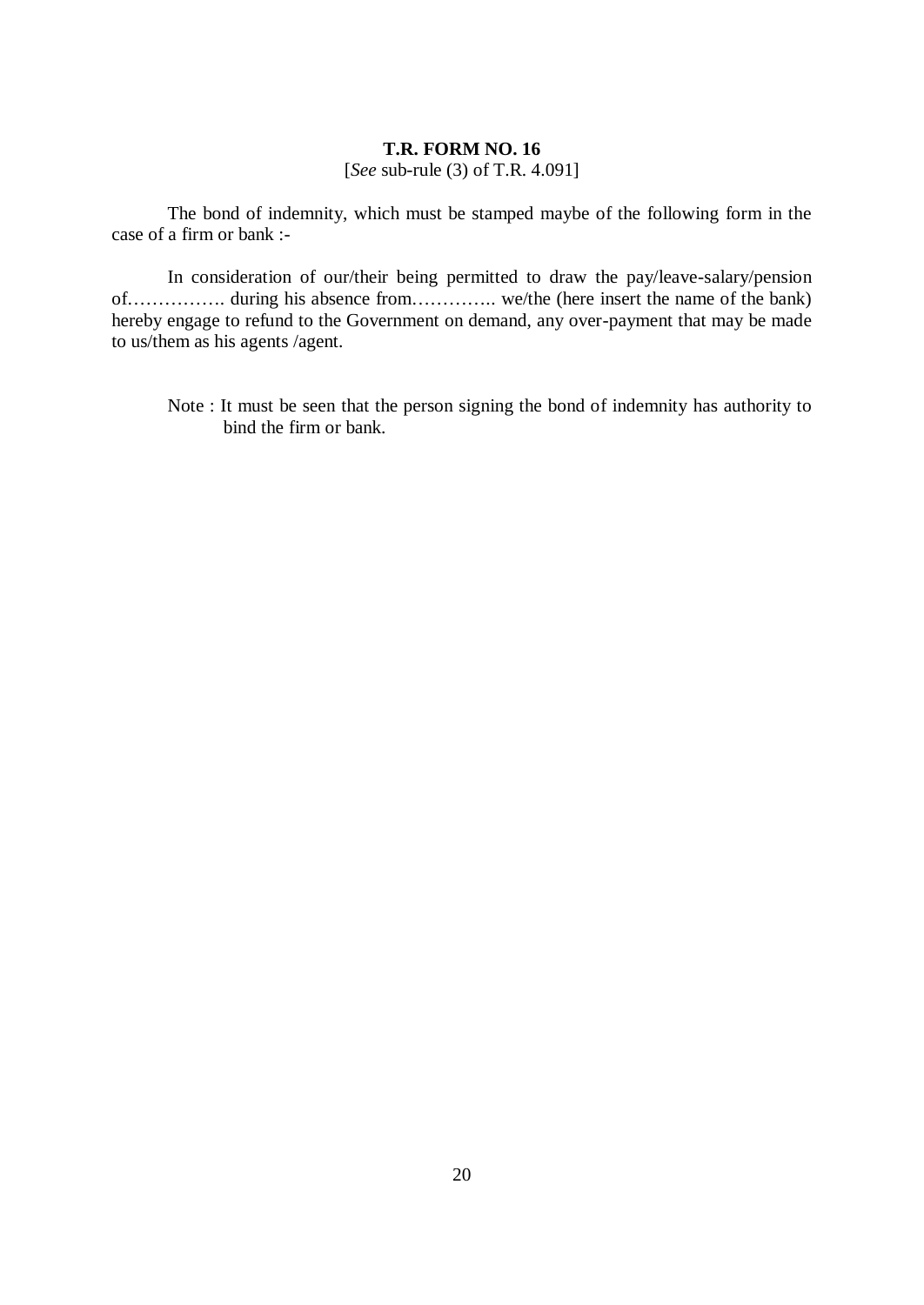**T.R. FORM NO. 16**

[*See* sub-rule (3) of T.R. 4.091]

The bond of indemnity, which must be stamped maybe of the following form in the case of a firm or bank :-

In consideration of our/their being permitted to draw the pay/leave-salary/pension of……………. during his absence from…………. we/the (here insert the name of the bank) hereby engage to refund to the Government on demand, any over-payment that may be made to us/them as his agents /agent.

Note : It must be seen that the person signing the bond of indemnity has authority to bind the firm or bank.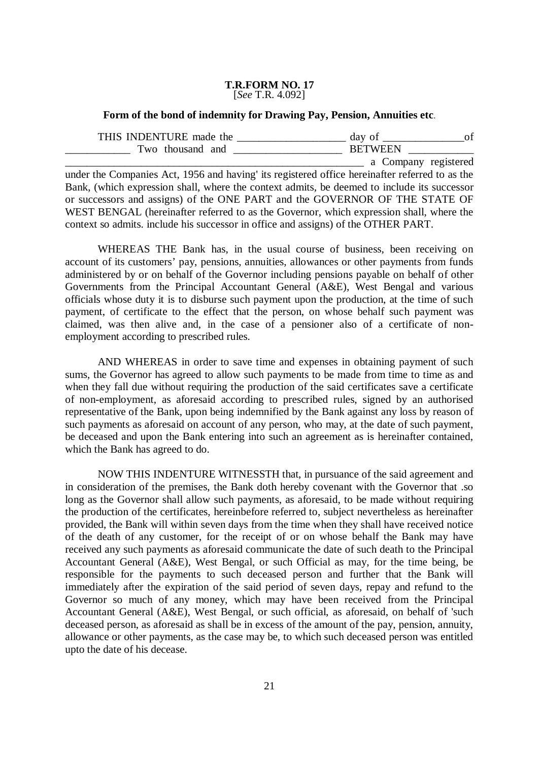**T.R.FORM NO. 17**
[*See* T.R. 4.092]

**Form of the bond of indemnity for Drawing Pay, Pension, Annuities etc**.

THIS INDENTURE made the ____________________ day of _______________of ____________ Two thousand and ____________________ BETWEEN ____________ __________________________________________________________ a Company registered under the Companies Act, 1956 and having' its registered office hereinafter referred to as the Bank, (which expression shall, where the context admits, be deemed to include its successor or successors and assigns) of the ONE PART and the GOVERNOR OF THE STATE OF WEST BENGAL (hereinafter referred to as the Governor, which expression shall, where the context so admits. include his successor in office and assigns) of the OTHER PART.

WHEREAS THE Bank has, in the usual course of business, been receiving on account of its customers' pay, pensions, annuities, allowances or other payments from funds administered by or on behalf of the Governor including pensions payable on behalf of other Governments from the Principal Accountant General (A&E), West Bengal and various officials whose duty it is to disburse such payment upon the production, at the time of such payment, of certificate to the effect that the person, on whose behalf such payment was claimed, was then alive and, in the case of a pensioner also of a certificate of non-employment according to prescribed rules.

AND WHEREAS in order to save time and expenses in obtaining payment of such sums, the Governor has agreed to allow such payments to be made from time to time as and when they fall due without requiring the production of the said certificates save a certificate of non-employment, as aforesaid according to prescribed rules, signed by an authorised representative of the Bank, upon being indemnified by the Bank against any loss by reason of such payments as aforesaid on account of any person, who may, at the date of such payment, be deceased and upon the Bank entering into such an agreement as is hereinafter contained, which the Bank has agreed to do.

NOW THIS INDENTURE WITNESSTH that, in pursuance of the said agreement and in consideration of the premises, the Bank doth hereby covenant with the Governor that .so long as the Governor shall allow such payments, as aforesaid, to be made without requiring the production of the certificates, hereinbefore referred to, subject nevertheless as hereinafter provided, the Bank will within seven days from the time when they shall have received notice of the death of any customer, for the receipt of or on whose behalf the Bank may have received any such payments as aforesaid communicate the date of such death to the Principal Accountant General (A&E), West Bengal, or such Official as may, for the time being, be responsible for the payments to such deceased person and further that the Bank will immediately after the expiration of the said period of seven days, repay and refund to the Governor so much of any money, which may have been received from the Principal Accountant General (A&E), West Bengal, or such official, as aforesaid, on behalf of 'such deceased person, as aforesaid as shall be in excess of the amount of the pay, pension, annuity, allowance or other payments, as the case may be, to which such deceased person was entitled upto the date of his decease.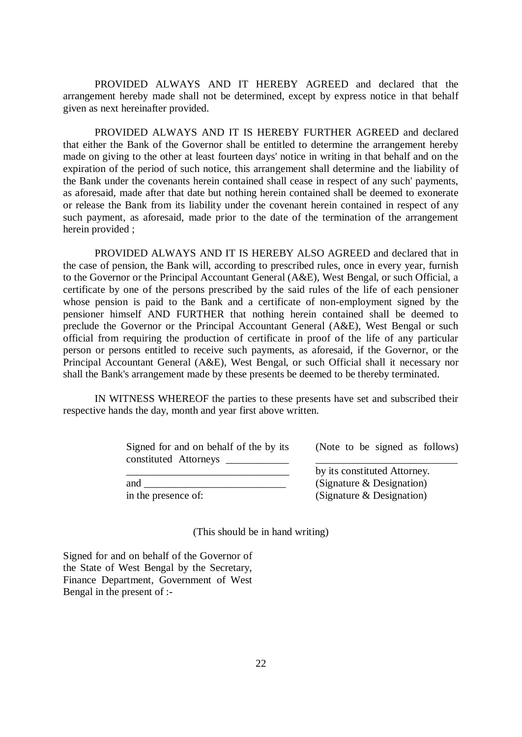PROVIDED ALWAYS AND IT HEREBY AGREED and declared that the arrangement hereby made shall not be determined, except by express notice in that behalf given as next hereinafter provided.

PROVIDED ALWAYS AND IT IS HEREBY FURTHER AGREED and declared that either the Bank of the Governor shall be entitled to determine the arrangement hereby made on giving to the other at least fourteen days' notice in writing in that behalf and on the expiration of the period of such notice, this arrangement shall determine and the liability of the Bank under the covenants herein contained shall cease in respect of any such' payments, as aforesaid, made after that date but nothing herein contained shall be deemed to exonerate or release the Bank from its liability under the covenant herein contained in respect of any such payment, as aforesaid, made prior to the date of the termination of the arrangement herein provided ;

PROVIDED ALWAYS AND IT IS HEREBY ALSO AGREED and declared that in the case of pension, the Bank will, according to prescribed rules, once in every year, furnish to the Governor or the Principal Accountant General (A&E), West Bengal, or such Official, a certificate by one of the persons prescribed by the said rules of the life of each pensioner whose pension is paid to the Bank and a certificate of non-employment signed by the pensioner himself AND FURTHER that nothing herein contained shall be deemed to preclude the Governor or the Principal Accountant General (A&E), West Bengal or such official from requiring the production of certificate in proof of the life of any particular person or persons entitled to receive such payments, as aforesaid, if the Governor, or the Principal Accountant General (A&E), West Bengal, or such Official shall it necessary nor shall the Bank's arrangement made by these presents be deemed to be thereby terminated.

IN WITNESS WHEREOF the parties to these presents have set and subscribed their respective hands the day, month and year first above written.

| | |
|---|---|
| Signed for and on behalf of the by its constituted Attorneys ____________ | (Note to be signed as follows) ____________________________ |
| _______________________________ | by its constituted Attorney. |
| and ___________________________ | (Signature & Designation) |
| in the presence of: | (Signature & Designation) |

(This should be in hand writing)

Signed for and on behalf of the Governor of the State of West Bengal by the Secretary, Finance Department, Government of West Bengal in the present of :-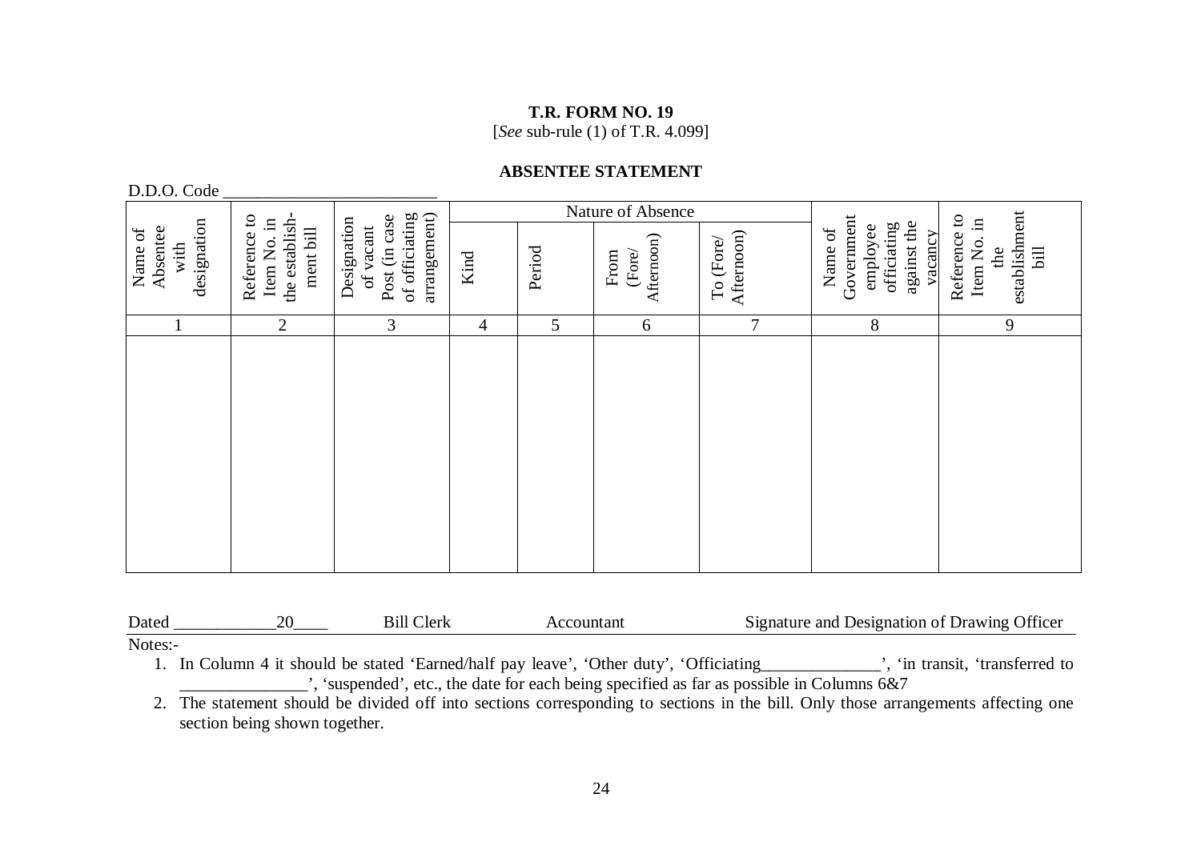**T.R. FORM NO. 19**
[*See* sub-rule (1) of T.R. 4.099]

**ABSENTEE STATEMENT**

D.D.O. Code _________________________

| Name of Absentee with designation | Reference to Item No. in the establish-ment bill | Designation of vacant Post (in case of officiating arrangement) | Nature of Absence | | | | Name of Government employee officiating against the vacancy | Reference to Item No. in the establishment bill |
|---|---|---|---|---|---|---|---|---|
| | | | Kind | Period | From (Fore/ Afternoon) | To (Fore/ Afternoon) | | |
| 1 | 2 | 3 | 4 | 5 | 6 | 7 | 8 | 9 |
| | | | | | | | | |

Dated ____________20____ Bill Clerk Accountant Signature and Designation of Drawing Officer

Notes:-

1. In Column 4 it should be stated 'Earned/half pay leave', 'Other duty', 'Officiating______________', 'in transit, 'transferred to _______________', 'suspended', etc., the date for each being specified as far as possible in Columns 6&7
2. The statement should be divided off into sections corresponding to sections in the bill. Only those arrangements affecting one section being shown together.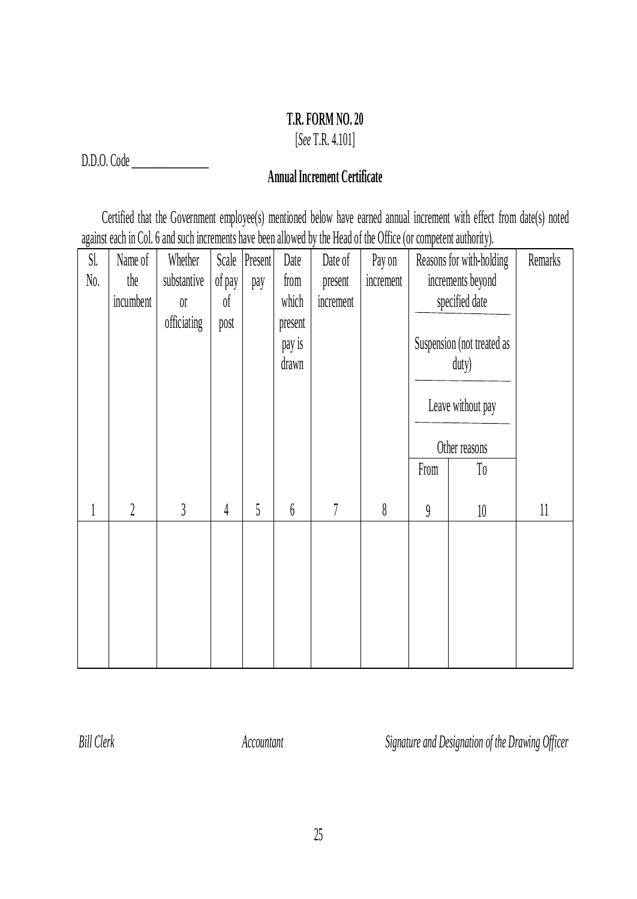**T.R. FORM NO. 20**

[*See* T.R. 4.101]

D.D.O. Code \_\_\_\_\_\_\_\_\_\_\_\_\_\_\_

**Annual Increment Certificate**

Certified that the Government employee(s) mentioned below have earned annual increment with effect from date(s) noted against each in Col. 6 and such increments have been allowed by the Head of the Office (or competent authority).

| Sl. No. | Name of the incumbent | Whether substantive or officiating | Scale of pay of post | Present pay | Date from which present pay is drawn | Date of present increment | Pay on increment | Reasons for with-holding increments beyond specified date / Suspension (not treated as duty) / Leave without pay / Other reasons | | Remarks |
|---|---|---|---|---|---|---|---|---|---|---|
| | | | | | | | | From | To | |
| 1 | 2 | 3 | 4 | 5 | 6 | 7 | 8 | 9 | 10 | 11 |
| | | | | | | | | | | |

*Bill Clerk* &nbsp;&nbsp;&nbsp;&nbsp; *Accountant* &nbsp;&nbsp;&nbsp;&nbsp; *Signature and Designation of the Drawing Officer*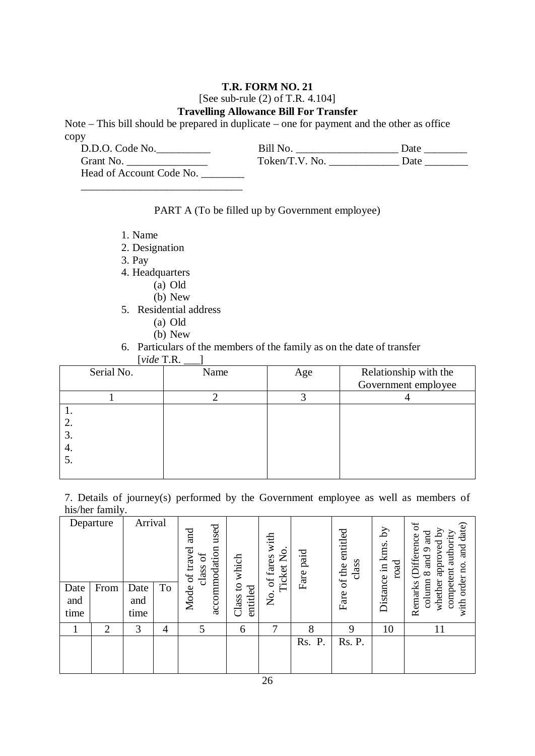**T.R. FORM NO. 21**

[See sub-rule (2) of T.R. 4.104]

**Travelling Allowance Bill For Transfer**

Note – This bill should be prepared in duplicate – one for payment and the other as office copy

D.D.O. Code No.__________ Bill No. ___________________ Date ________

Grant No. _______________ Token/T.V. No. _____________ Date ________

Head of Account Code No. ________

______________________________

PART A (To be filled up by Government employee)

1. Name
2. Designation
3. Pay
4. Headquarters
   (a) Old
   (b) New
5. Residential address
   (a) Old
   (b) New
6. Particulars of the members of the family as on the date of transfer [*vide* T.R. ___]

| Serial No. | Name | Age | Relationship with the Government employee |
|---|---|---|---|
| 1 | 2 | 3 | 4 |
| 1.<br>2.<br>3.<br>4.<br>5. | | | |

7. Details of journey(s) performed by the Government employee as well as members of his/her family.

| Departure | | Arrival | | Mode of travel and class of accommodation used | Class to which entitled | No. of fares with Ticket No. | Fare paid | Fare of the entitled class | Distance in kms. by road | Remarks (Difference of column 8 and 9 and whether approved by competent authority with order no. and date) |
|---|---|---|---|---|---|---|---|---|---|---|
| Date and time | From | Date and time | To | | | | | | | |
| 1 | 2 | 3 | 4 | 5 | 6 | 7 | 8 | 9 | 10 | 11 |
| | | | | | | | Rs. P. | Rs. P. | | |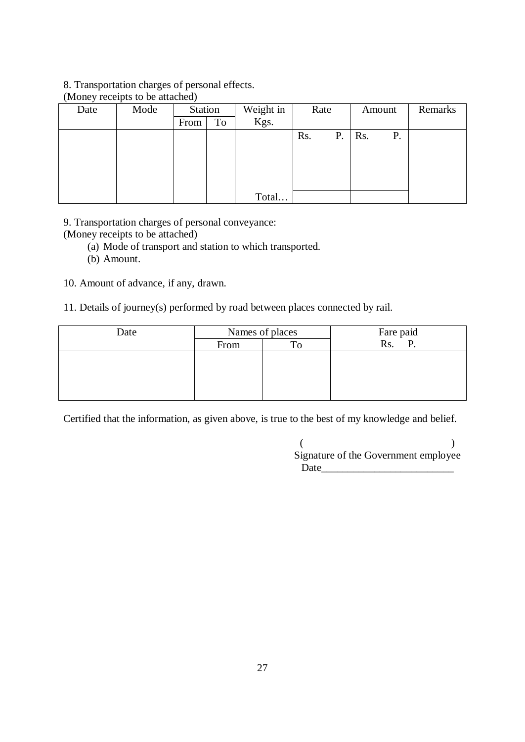8. Transportation charges of personal effects.
(Money receipts to be attached)

| Date | Mode | Station | | Weight in Kgs. | Rate | Amount | Remarks |
|---|---|---|---|---|---|---|---|
| | | From | To | | | | |
| | | | | | Rs. P. | Rs. P. | |
| | | | | Total… | | | |

9. Transportation charges of personal conveyance:
(Money receipts to be attached)

(a) Mode of transport and station to which transported.
(b) Amount.

10. Amount of advance, if any, drawn.

11. Details of journey(s) performed by road between places connected by rail.

| Date | Names of places | | Fare paid Rs. P. |
|---|---|---|---|
| | From | To | |
| | | | |

Certified that the information, as given above, is true to the best of my knowledge and belief.

( )
Signature of the Government employee
Date________________________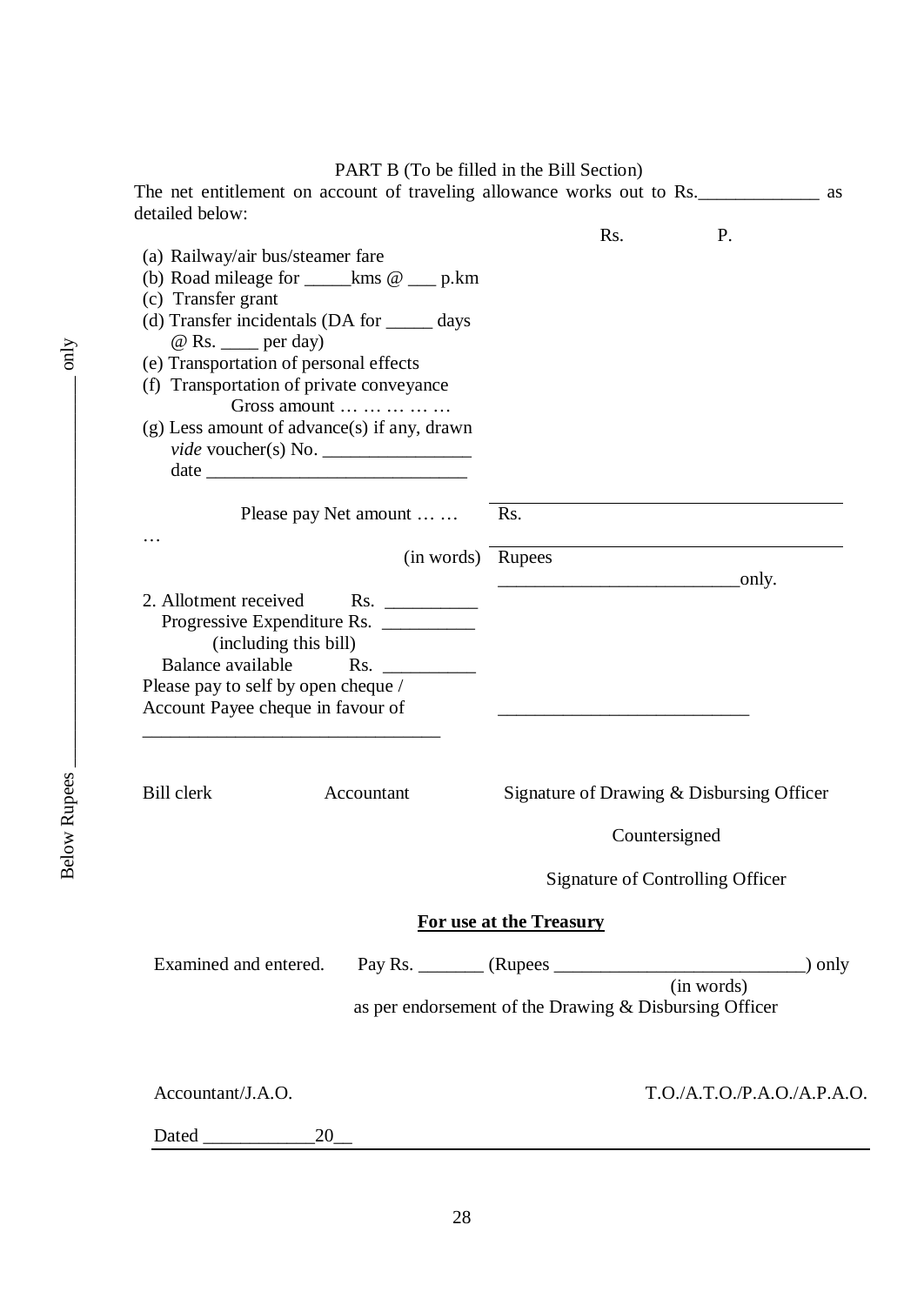PART B (To be filled in the Bill Section)

The net entitlement on account of traveling allowance works out to Rs.____________ as detailed below:

| | Rs. | P. |
|---|---|---|
| (a) Railway/air bus/steamer fare | | |
| (b) Road mileage for _____kms @ ___ p.km | | |
| (c) Transfer grant | | |
| (d) Transfer incidentals (DA for _____ days @ Rs. ____ per day) | | |
| (e) Transportation of personal effects | | |
| (f) Transportation of private conveyance | | |
| Gross amount … … … … … | | |
| (g) Less amount of advance(s) if any, drawn *vide* voucher(s) No. ________________ date ____________________________ | | |

Please pay Net amount … … … Rs.

(in words) Rupees __________________________only.

2. Allotment received Rs. __________
   Progressive Expenditure Rs. __________
   (including this bill)
   Balance available Rs. __________

Please pay to self by open cheque / Account Payee cheque in favour of ___________________________

________________________________

Bill clerk          Accountant          Signature of Drawing & Disbursing Officer

Countersigned

Signature of Controlling Officer

Below Rupees ____________ only

**For use at the Treasury**

Examined and entered.     Pay Rs. _______ (Rupees ___________________________) only
(in words)
as per endorsement of the Drawing & Disbursing Officer

Accountant/J.A.O.          T.O./A.T.O./P.A.O./A.P.A.O.

Dated ____________20__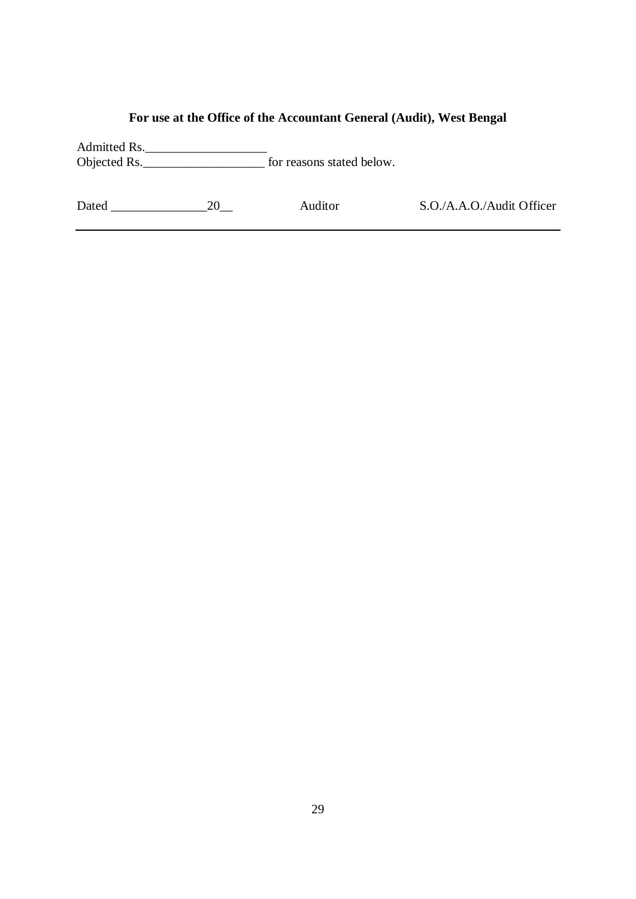**For use at the Office of the Accountant General (Audit), West Bengal**

Admitted Rs.___________________

Objected Rs.___________________ for reasons stated below.

Dated _______________20__ Auditor S.O./A.A.O./Audit Officer

---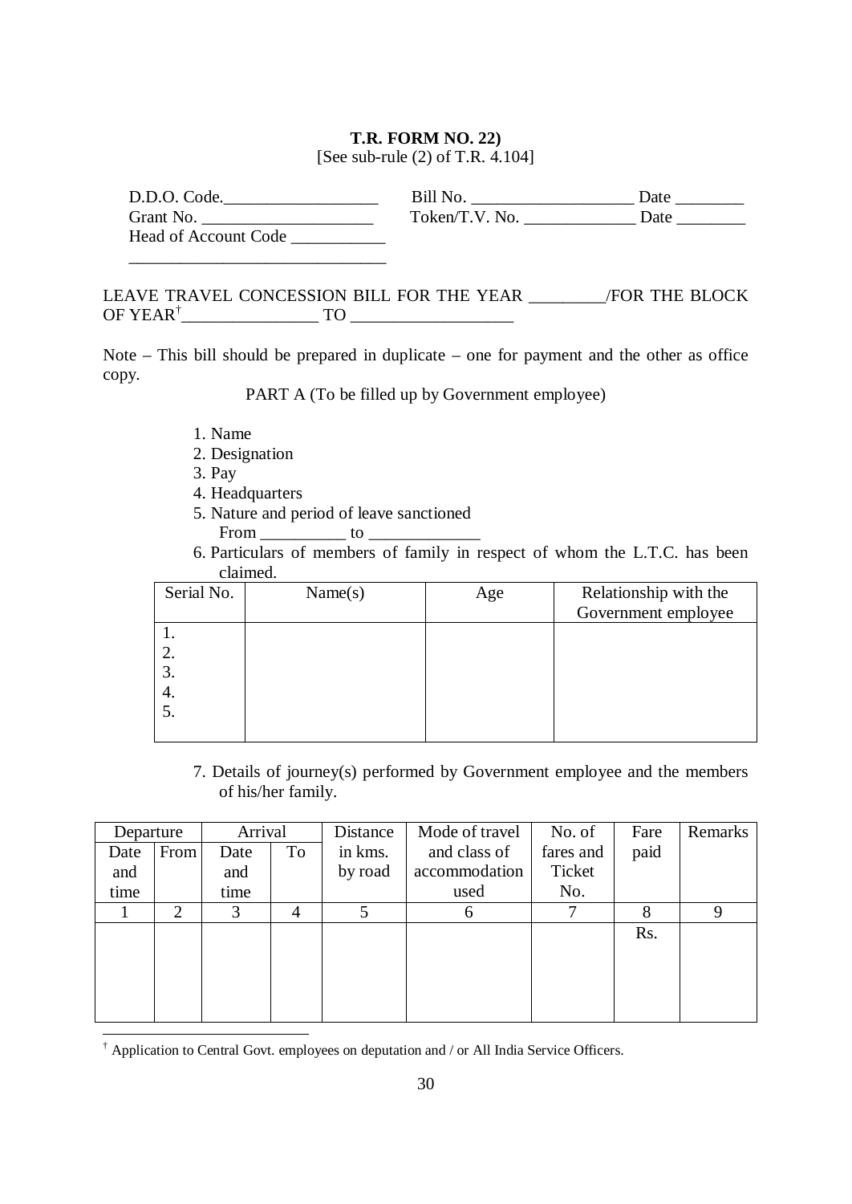**T.R. FORM NO. 22)**

[See sub-rule (2) of T.R. 4.104]

D.D.O. Code.__________________ Bill No. ___________________ Date ________

Grant No. ____________________ Token/T.V. No. _____________ Date ________

Head of Account Code ___________

______________________________

LEAVE TRAVEL CONCESSION BILL FOR THE YEAR _________/FOR THE BLOCK OF YEAR[†]________________ TO ___________________

Note – This bill should be prepared in duplicate – one for payment and the other as office copy.

PART A (To be filled up by Government employee)

1. Name
2. Designation
3. Pay
4. Headquarters
5. Nature and period of leave sanctioned
   From __________ to _____________
6. Particulars of members of family in respect of whom the L.T.C. has been claimed.

| Serial No. | Name(s) | Age | Relationship with the Government employee |
|---|---|---|---|
| 1.<br>2.<br>3.<br>4.<br>5. | | | |

7. Details of journey(s) performed by Government employee and the members of his/her family.

| Departure | | Arrival | | Distance in kms. by road | Mode of travel and class of accommodation used | No. of fares and Ticket No. | Fare paid | Remarks |
|---|---|---|---|---|---|---|---|---|
| Date and time | From | Date and time | To | | | | | |
| 1 | 2 | 3 | 4 | 5 | 6 | 7 | 8 | 9 |
| | | | | | | | Rs. | |

[†] Application to Central Govt. employees on deputation and / or All India Service Officers.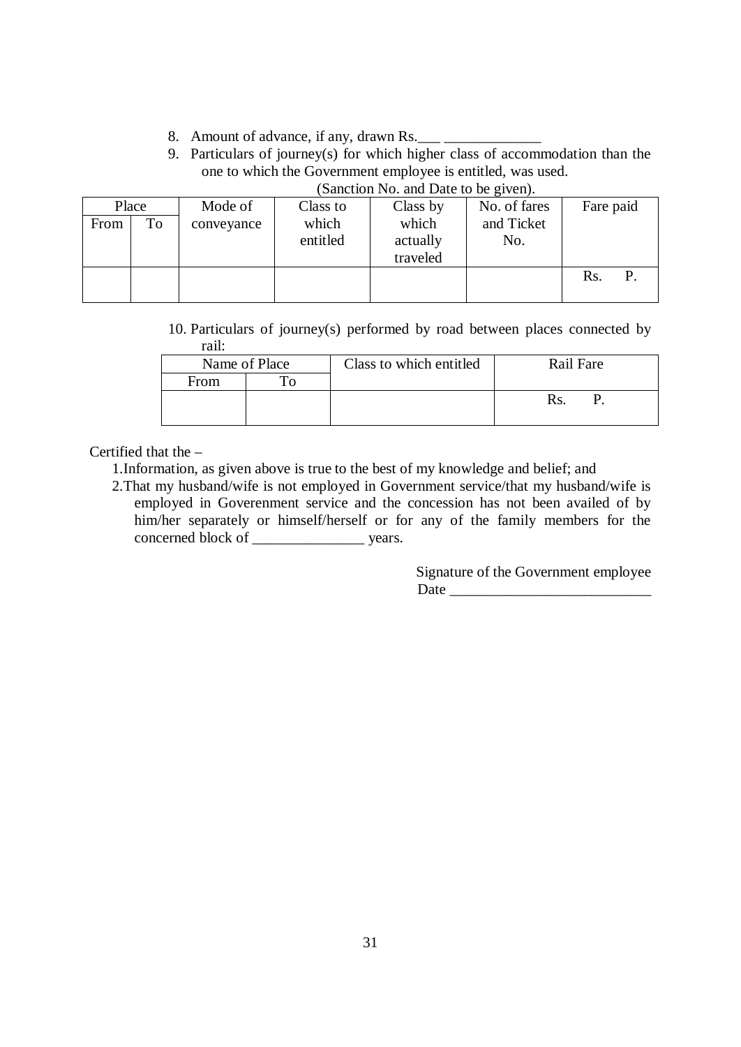8. Amount of advance, if any, drawn Rs.___ _____________
9. Particulars of journey(s) for which higher class of accommodation than the one to which the Government employee is entitled, was used.

(Sanction No. and Date to be given).

| Place | | Mode of conveyance | Class to which entitled | Class by which actually traveled | No. of fares and Ticket No. | Fare paid |
|---|---|---|---|---|---|---|
| From | To | | | | | |
| | | | | | | Rs. P. |

10. Particulars of journey(s) performed by road between places connected by rail:

| Name of Place | | Class to which entitled | Rail Fare |
|---|---|---|---|
| From | To | | |
| | | | Rs. P. |

Certified that the –

1. Information, as given above is true to the best of my knowledge and belief; and
2. That my husband/wife is not employed in Government service/that my husband/wife is employed in Goverenment service and the concession has not been availed of by him/her separately or himself/herself or for any of the family members for the concerned block of _______________ years.

Signature of the Government employee

Date ___________________________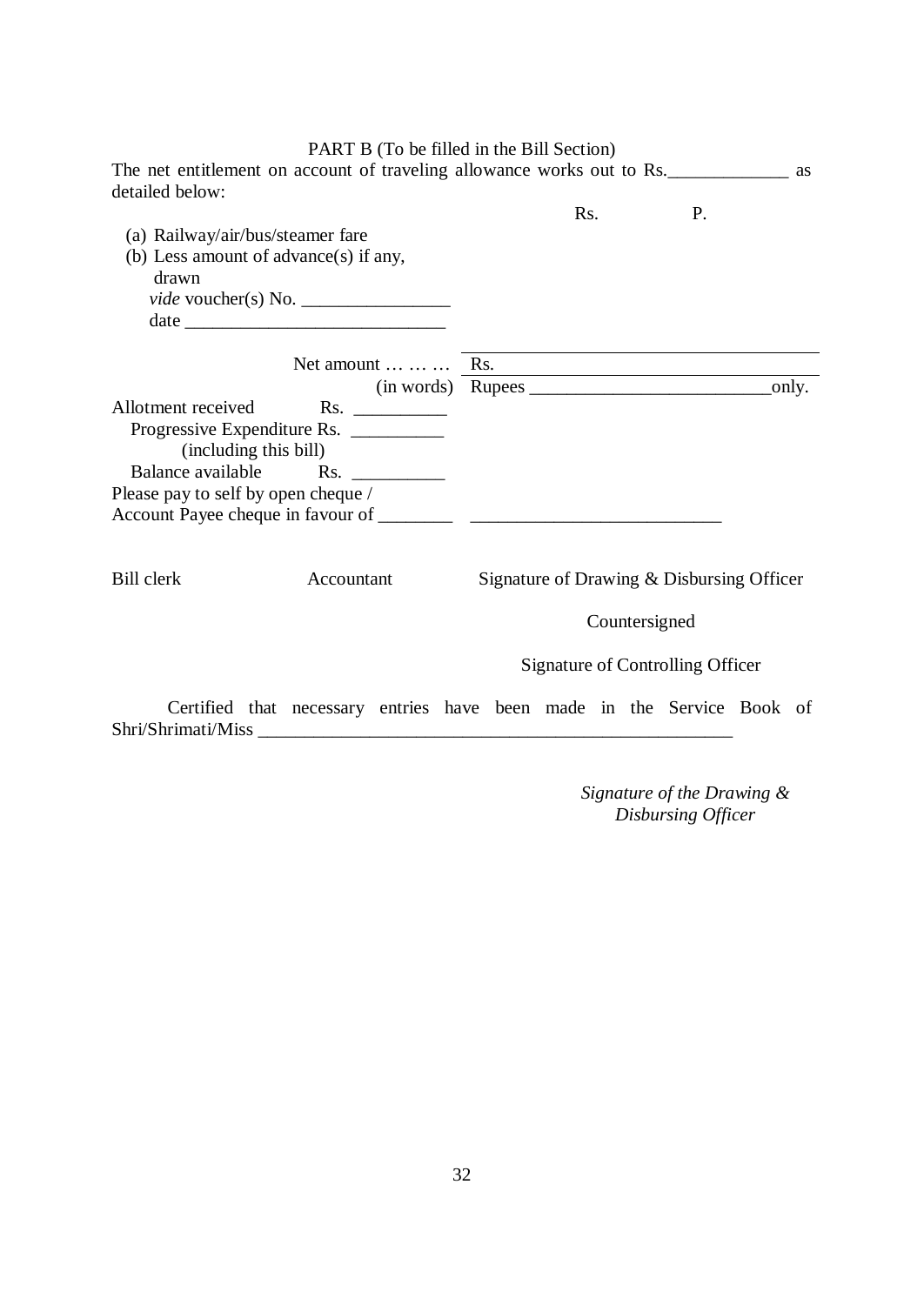PART B (To be filled in the Bill Section)

The net entitlement on account of traveling allowance works out to Rs.\_\_\_\_\_\_\_\_\_\_\_\_\_ as detailed below:

| | Rs. | P. |
|---|---|---|
| (a) Railway/air/bus/steamer fare | | |
| (b) Less amount of advance(s) if any, drawn *vide* voucher(s) No. \_\_\_\_\_\_\_\_\_\_\_\_\_\_\_\_ date \_\_\_\_\_\_\_\_\_\_\_\_\_\_\_\_\_\_\_\_\_\_\_\_\_\_\_\_ | | |

Net amount … … … Rs.

(in words) Rupees \_\_\_\_\_\_\_\_\_\_\_\_\_\_\_\_\_\_\_\_\_\_\_\_\_\_\_only.

Allotment received Rs. \_\_\_\_\_\_\_\_\_\_

Progressive Expenditure Rs. \_\_\_\_\_\_\_\_\_\_
(including this bill)

Balance available Rs. \_\_\_\_\_\_\_\_\_\_

Please pay to self by open cheque /
Account Payee cheque in favour of \_\_\_\_\_\_\_\_ \_\_\_\_\_\_\_\_\_\_\_\_\_\_\_\_\_\_\_\_\_\_\_\_\_\_\_

Bill clerk    Accountant    Signature of Drawing & Disbursing Officer

Countersigned

Signature of Controlling Officer

Certified that necessary entries have been made in the Service Book of Shri/Shrimati/Miss \_\_\_\_\_\_\_\_\_\_\_\_\_\_\_\_\_\_\_\_\_\_\_\_\_\_\_\_\_\_\_\_\_\_\_\_\_\_\_\_\_\_\_\_\_\_\_\_\_\_\_\_\_

*Signature of the Drawing & Disbursing Officer*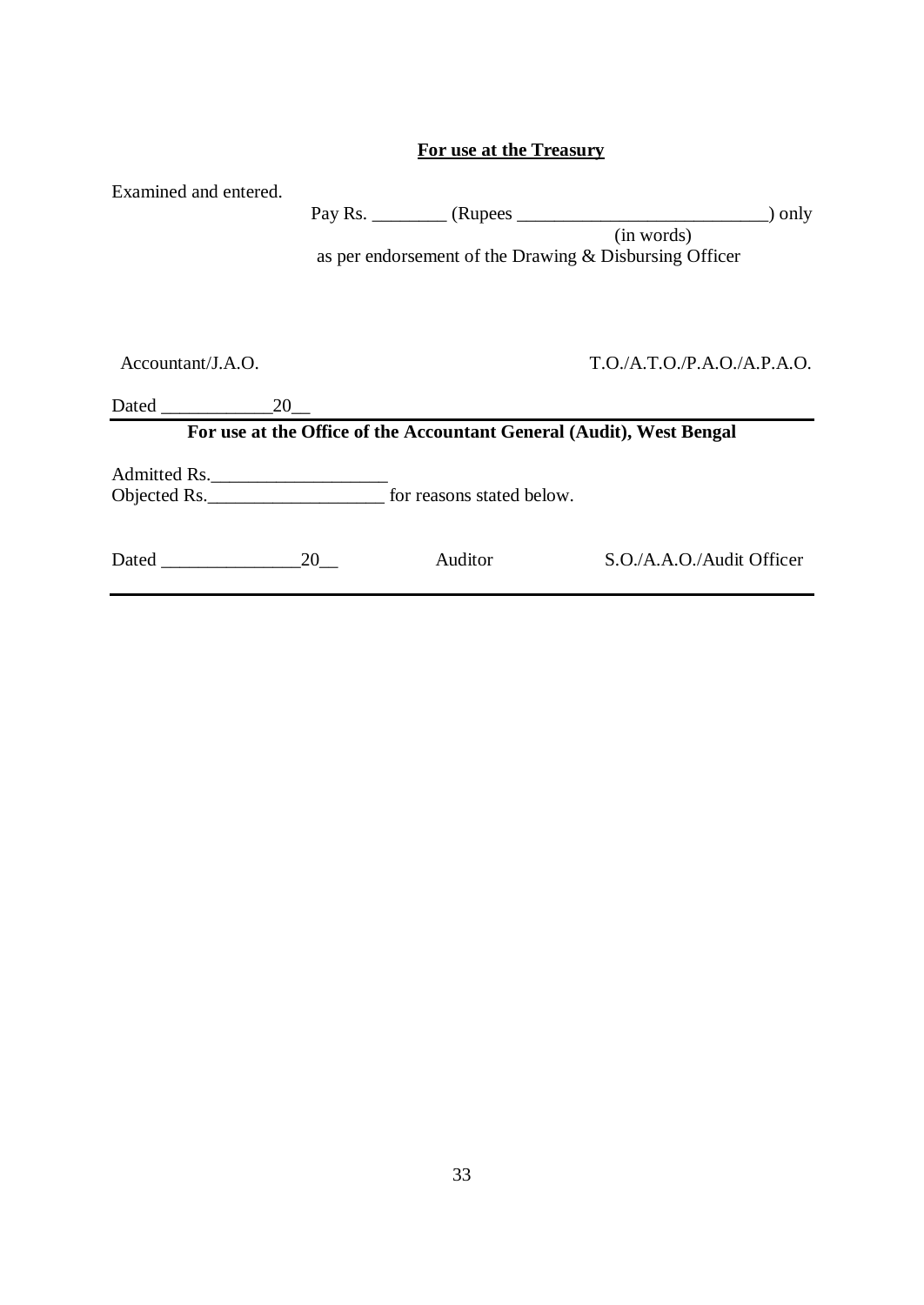**For use at the Treasury**

Examined and entered.

Pay Rs. ________ (Rupees ___________________________) only
(in words)
as per endorsement of the Drawing & Disbursing Officer

Accountant/J.A.O. T.O./A.T.O./P.A.O./A.P.A.O.

Dated ____________20__

---

**For use at the Office of the Accountant General (Audit), West Bengal**

Admitted Rs.___________________
Objected Rs.___________________ for reasons stated below.

Dated _______________20__ Auditor S.O./A.A.O./Audit Officer

---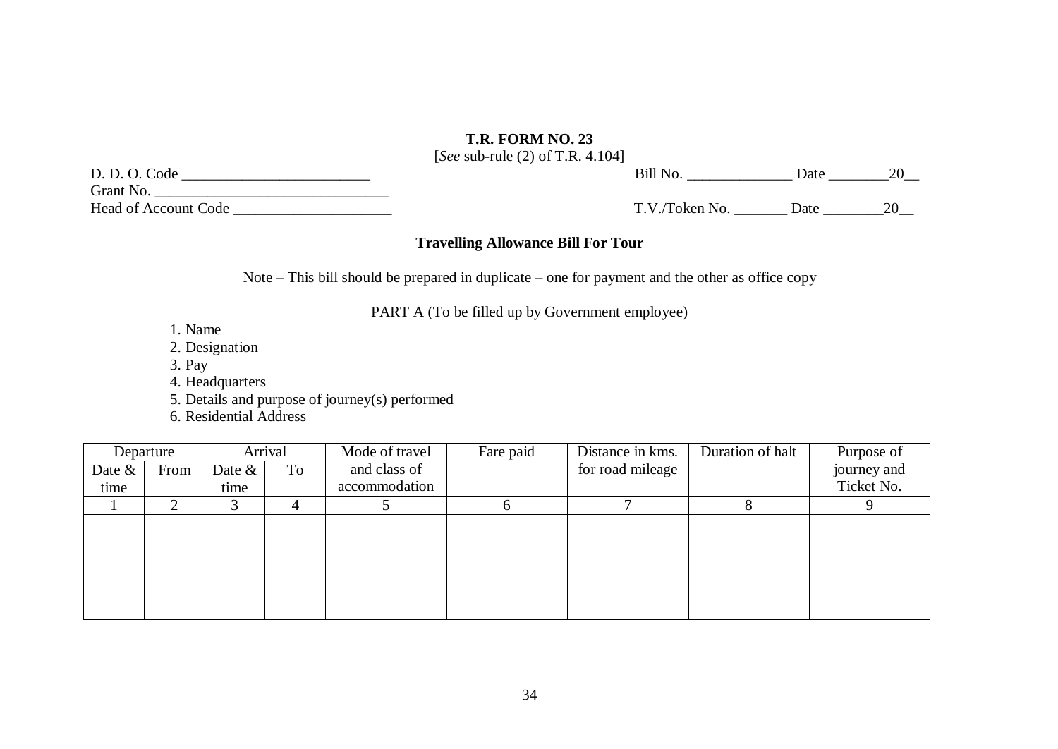**T.R. FORM NO. 23**

[*See* sub-rule (2) of T.R. 4.104]

D. D. O. Code _________________________

Grant No. ______________________________

Head of Account Code ____________________

Bill No. ______________ Date ________20__

T.V./Token No. _______ Date ________20__

**Travelling Allowance Bill For Tour**

Note – This bill should be prepared in duplicate – one for payment and the other as office copy

PART A (To be filled up by Government employee)

1. Name
2. Designation
3. Pay
4. Headquarters
5. Details and purpose of journey(s) performed
6. Residential Address

| Departure | | Arrival | | Mode of travel and class of accommodation | Fare paid | Distance in kms. for road mileage | Duration of halt | Purpose of journey and Ticket No. |
|---|---|---|---|---|---|---|---|---|
| Date & time | From | Date & time | To | | | | | |
| 1 | 2 | 3 | 4 | 5 | 6 | 7 | 8 | 9 |
| | | | | | | | | |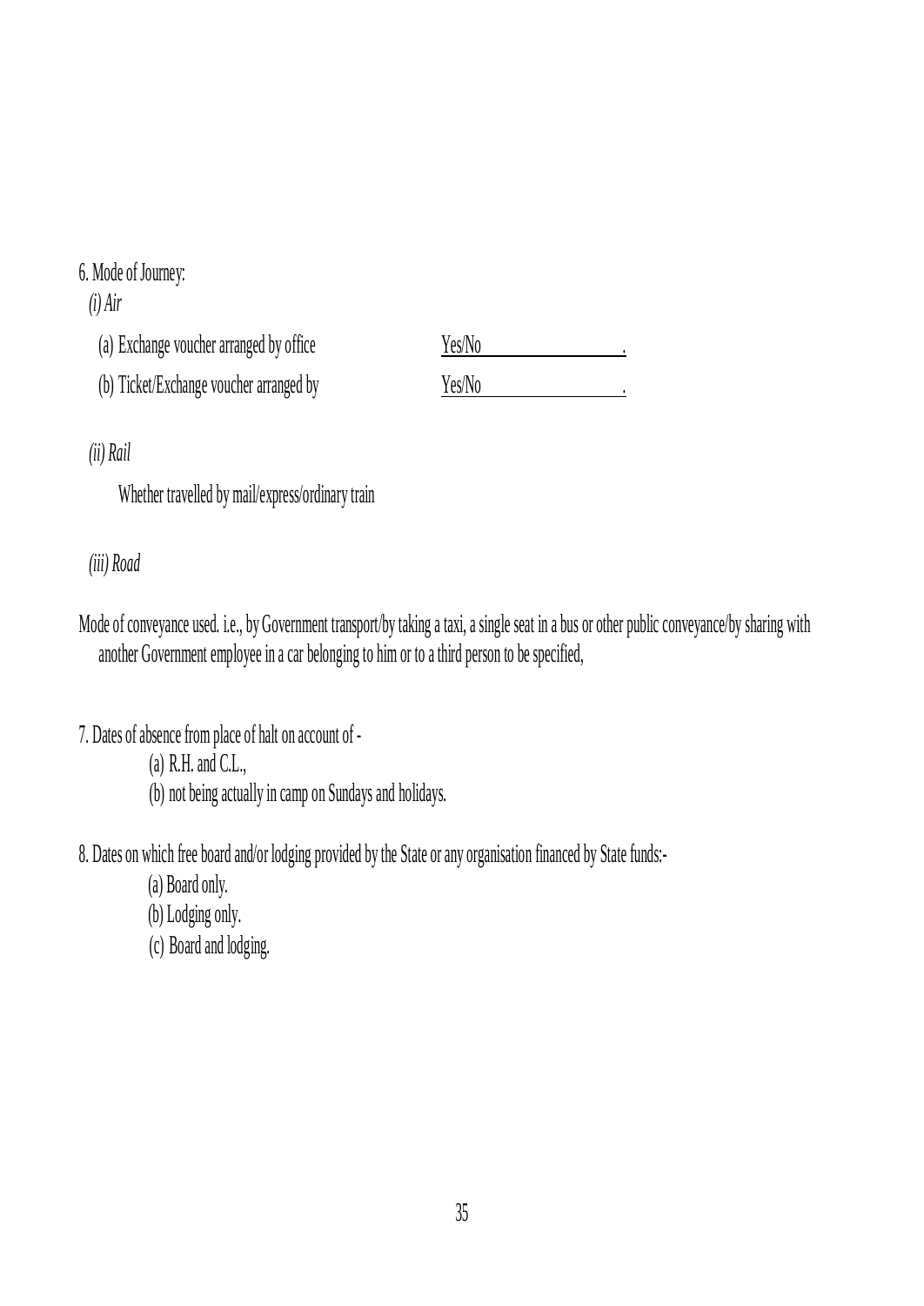6. Mode of Journey:

*(i) Air*

(a) Exchange voucher arranged by office Yes/No ________________.

(b) Ticket/Exchange voucher arranged by Yes/No ________________.

*(ii) Rail*

Whether travelled by mail/express/ordinary train

*(iii) Road*

Mode of conveyance used. i.e., by Government transport/by taking a taxi, a single seat in a bus or other public conveyance/by sharing with another Government employee in a car belonging to him or to a third person to be specified,

7. Dates of absence from place of halt on account of -

(a) R.H. and C.L.,

(b) not being actually in camp on Sundays and holidays.

8. Dates on which free board and/or lodging provided by the State or any organisation financed by State funds:-

(a) Board only.

(b) Lodging only.

(c) Board and lodging.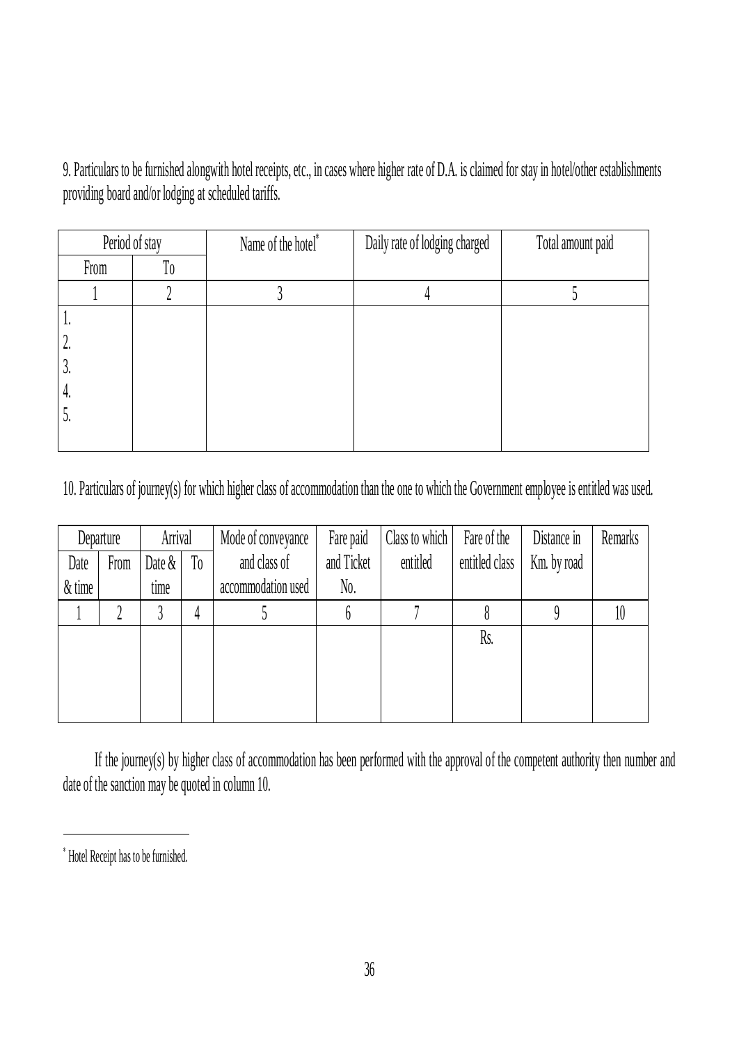9. Particulars to be furnished alongwith hotel receipts, etc., in cases where higher rate of D.A. is claimed for stay in hotel/other establishments providing board and/or lodging at scheduled tariffs.

| Period of stay | | Name of the hotel* | Daily rate of lodging charged | Total amount paid |
|---|---|---|---|---|
| From | To | | | |
| 1 | 2 | 3 | 4 | 5 |
| 1. | | | | |
| 2. | | | | |
| 3. | | | | |
| 4. | | | | |
| 5. | | | | |

10. Particulars of journey(s) for which higher class of accommodation than the one to which the Government employee is entitled was used.

| Departure | | Arrival | | Mode of conveyance and class of accommodation used | Fare paid and Ticket No. | Class to which entitled | Fare of the entitled class | Distance in Km. by road | Remarks |
|---|---|---|---|---|---|---|---|---|---|
| Date & time | From | Date & time | To | | | | | | |
| 1 | 2 | 3 | 4 | 5 | 6 | 7 | 8 | 9 | 10 |
| | | | | | | | Rs. | | |

If the journey(s) by higher class of accommodation has been performed with the approval of the competent authority then number and date of the sanction may be quoted in column 10.

* Hotel Receipt has to be furnished.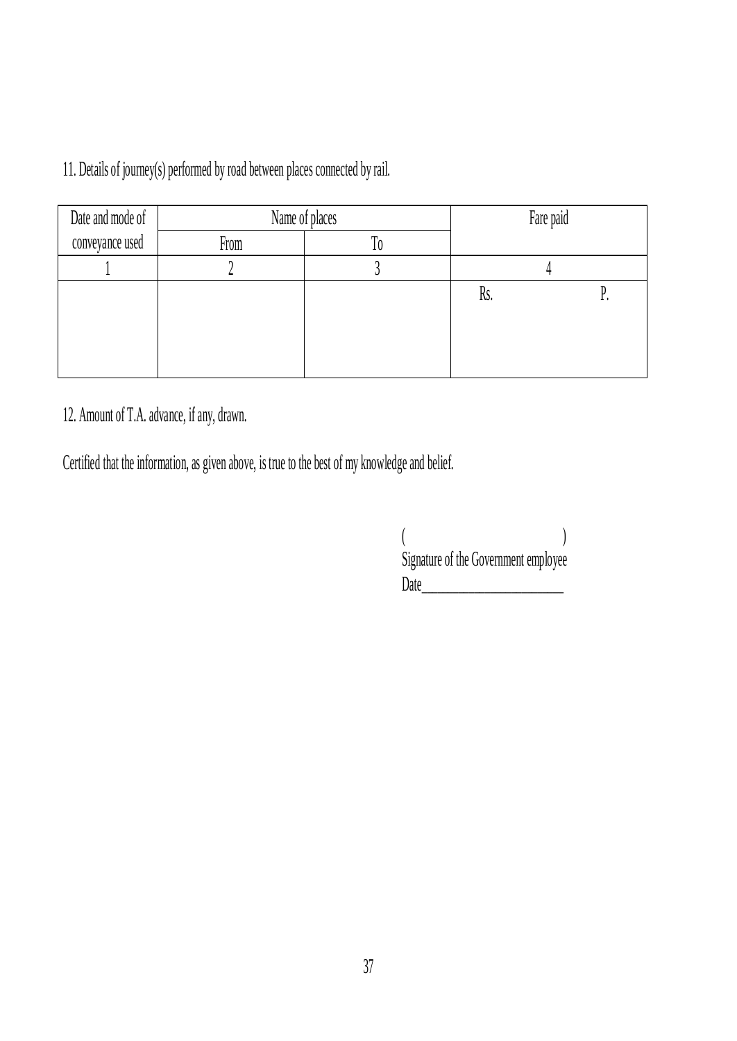11. Details of journey(s) performed by road between places connected by rail.

| Date and mode of conveyance used | Name of places | | Fare paid | |
|---|---|---|---|---|
| | From | To | | |
| 1 | 2 | 3 | 4 | |
| | | | Rs. | P. |

12. Amount of T.A. advance, if any, drawn.

Certified that the information, as given above, is true to the best of my knowledge and belief.

( )
Signature of the Government employee
Date_______________________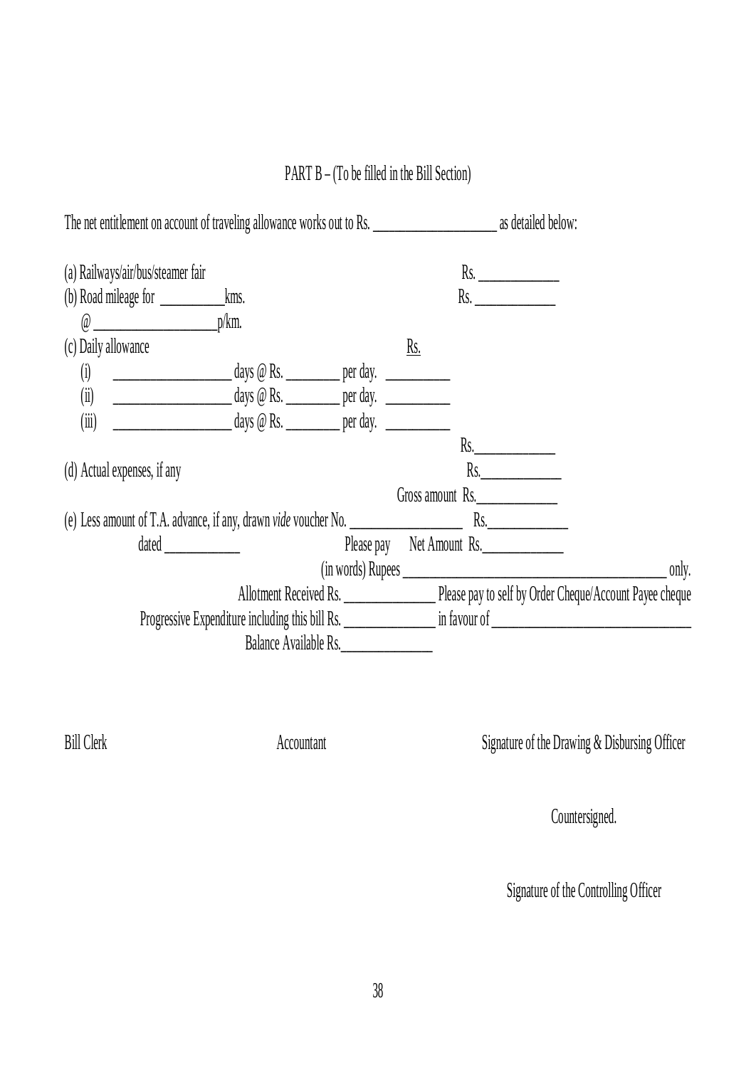PART B – (To be filled in the Bill Section)

The net entitlement on account of traveling allowance works out to Rs. __________________ as detailed below:

(a) Railways/air/bus/steamer fair Rs. ____________

(b) Road mileage for __________kms. Rs. ____________

@ __________________p/km.

(c) Daily allowance Rs.

(i) __________________ days @ Rs. ________ per day. __________

(ii) __________________ days @ Rs. ________ per day. __________

(iii) __________________ days @ Rs. ________ per day. __________

Rs.____________

(d) Actual expenses, if any Rs.____________

Gross amount Rs.____________

(e) Less amount of T.A. advance, if any, drawn *vide* voucher No. _________________ Rs.____________

dated ____________ Please pay Net Amount Rs.____________

(in words) Rupees ________________________________________ only.

Allotment Received Rs. ______________ Please pay to self by Order Cheque/Account Payee cheque

Progressive Expenditure including this bill Rs. ______________ in favour of ______________________________

Balance Available Rs.______________

Bill Clerk Accountant Signature of the Drawing & Disbursing Officer

Countersigned.

Signature of the Controlling Officer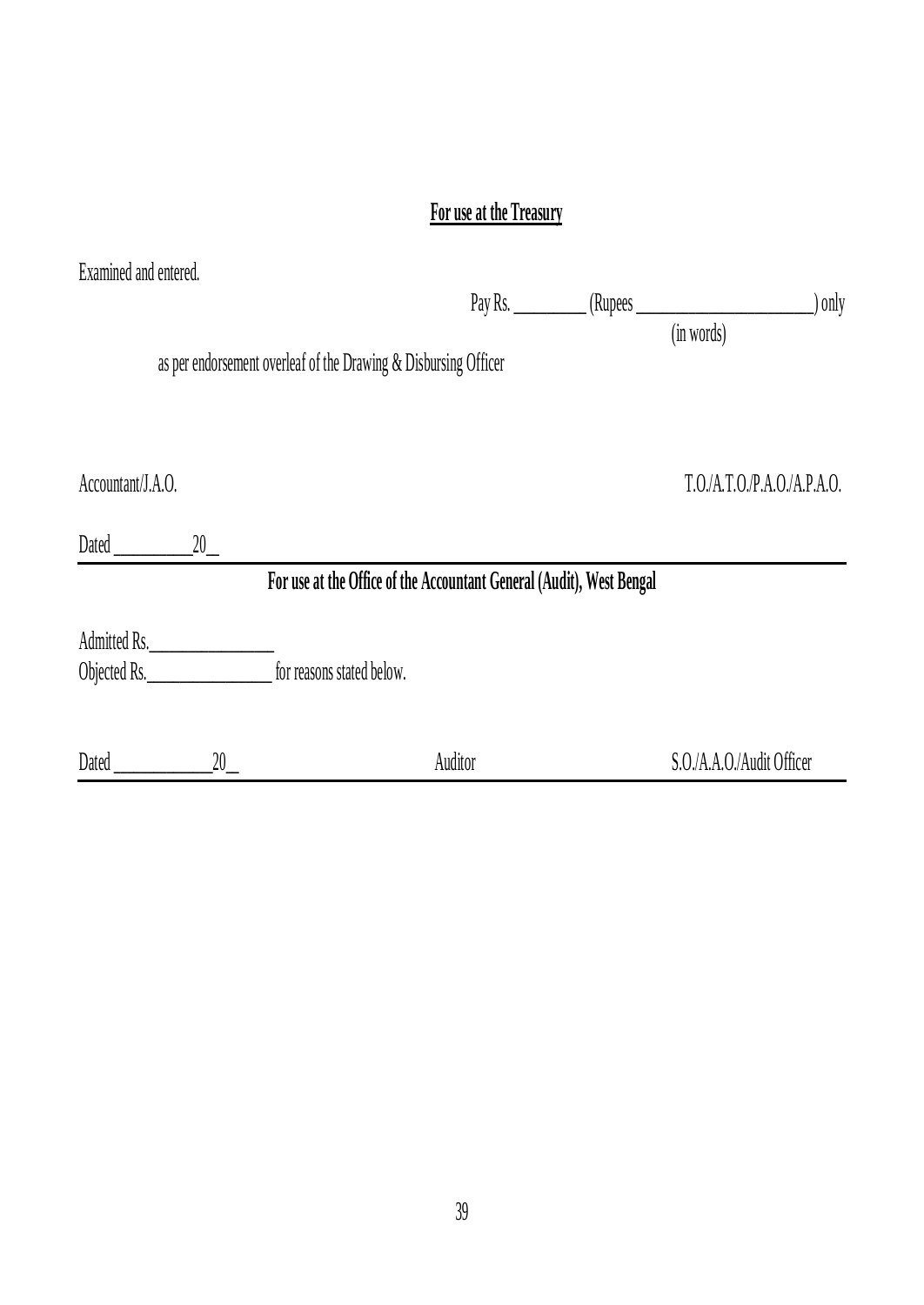**For use at the Treasury**

Examined and entered.

Pay Rs. __________ (Rupees ________________________) only
(in words)

as per endorsement overleaf of the Drawing & Disbursing Officer

Accountant/J.A.O. T.O./A.T.O./P.A.O./A.P.A.O.

Dated __________20__

---

**For use at the Office of the Accountant General (Audit), West Bengal**

Admitted Rs.________________

Objected Rs.________________ for reasons stated below.

Dated _____________20__ Auditor S.O./A.A.O./Audit Officer

---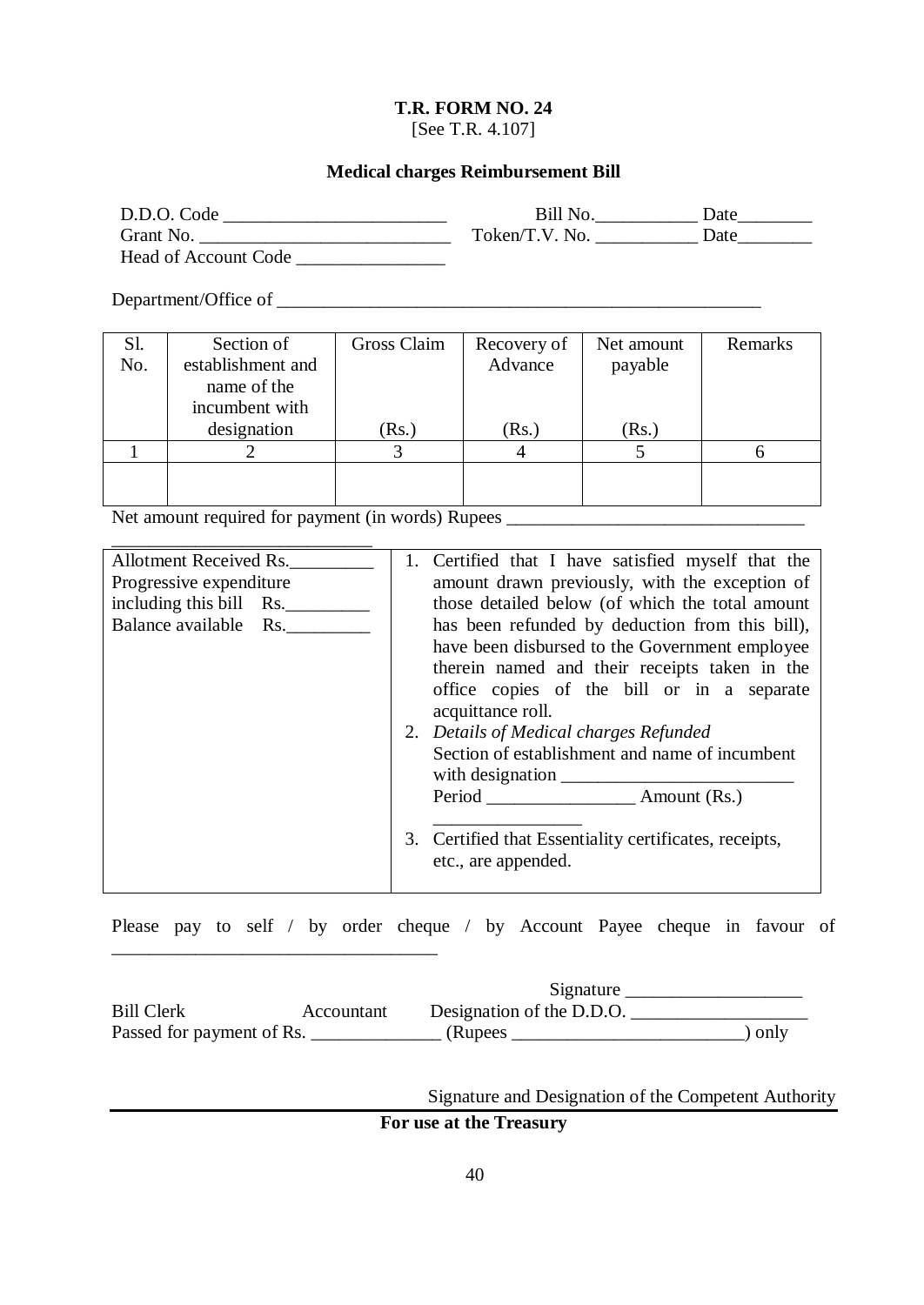**T.R. FORM NO. 24**
[See T.R. 4.107]

**Medical charges Reimbursement Bill**

D.D.O. Code ________________________ Bill No.___________ Date________
Grant No. ___________________________ Token/T.V. No. ___________ Date________
Head of Account Code ________________

Department/Office of _______________________________________________________

| Sl. No. | Section of establishment and name of the incumbent with designation | Gross Claim (Rs.) | Recovery of Advance (Rs.) | Net amount payable (Rs.) | Remarks |
|---|---|---|---|---|---|
| 1 | 2 | 3 | 4 | 5 | 6 |
| | | | | | |

Net amount required for payment (in words) Rupees _______________________________
____________________________

| | |
|---|---|
| Allotment Received Rs._________<br>Progressive expenditure including this bill Rs._________<br>Balance available Rs._________ | 1. Certified that I have satisfied myself that the amount drawn previously, with the exception of those detailed below (of which the total amount has been refunded by deduction from this bill), have been disbursed to the Government employee therein named and their receipts taken in the office copies of the bill or in a separate acquittance roll.<br>2. *Details of Medical charges Refunded*<br>Section of establishment and name of incumbent with designation _________________________<br>Period ________________ Amount (Rs.) ________________<br>3. Certified that Essentiality certificates, receipts, etc., are appended. |

Please pay to self / by order cheque / by Account Payee cheque in favour of __________________________________

Signature ___________________

Bill Clerk Accountant Designation of the D.D.O. ___________________

Passed for payment of Rs. ______________ (Rupees _________________________) only

Signature and Designation of the Competent Authority

**For use at the Treasury**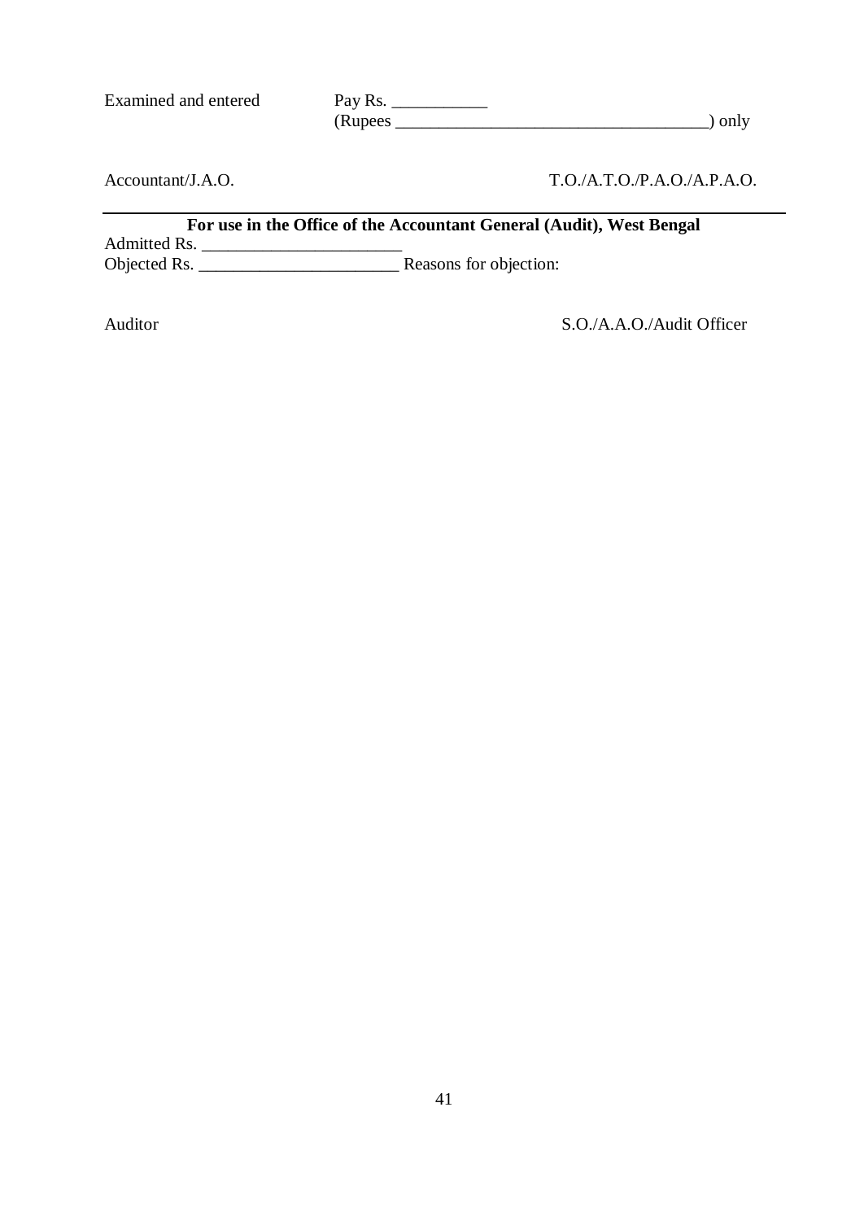Examined and entered Pay Rs. ___________

(Rupees _____________________________________) only

Accountant/J.A.O. T.O./A.T.O./P.A.O./A.P.A.O.

---

**For use in the Office of the Accountant General (Audit), West Bengal**

Admitted Rs. _______________________

Objected Rs. _______________________ Reasons for objection:

Auditor S.O./A.A.O./Audit Officer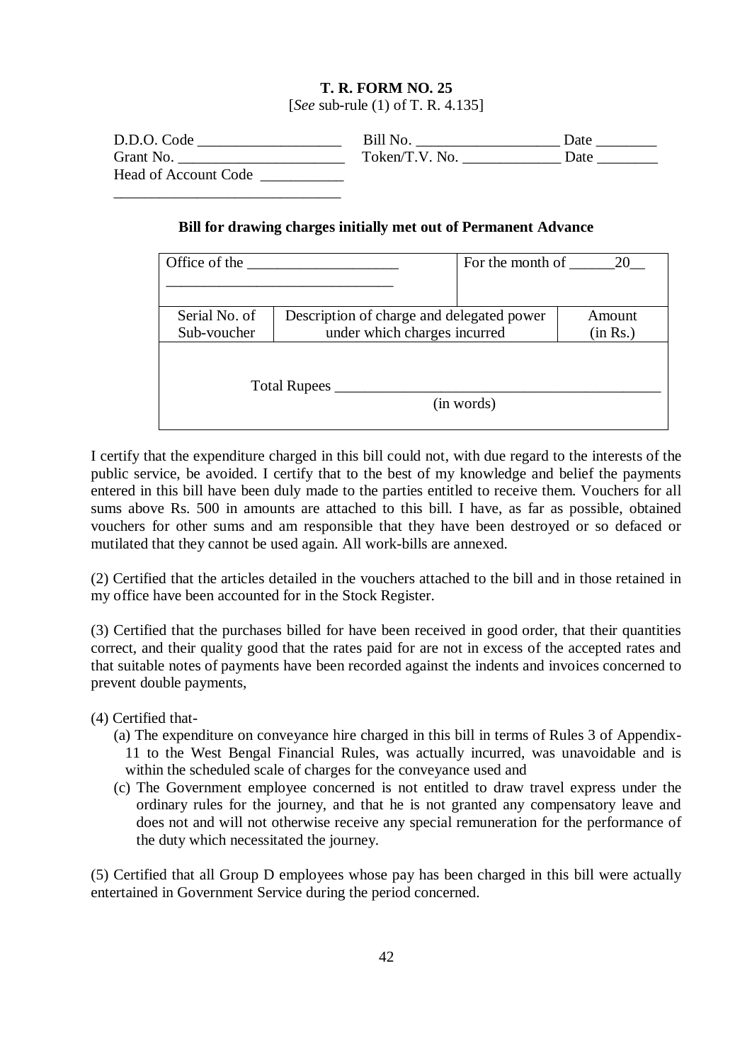**T. R. FORM NO. 25**

[*See* sub-rule (1) of T. R. 4.135]

D.D.O. Code ___________________ Bill No. ___________________ Date ________

Grant No. ______________________ Token/T.V. No. _____________ Date ________

Head of Account Code ___________

_______________________________

**Bill for drawing charges initially met out of Permanent Advance**

| Office of the ____________________ ______________________________ | | For the month of ______20__ |
|---|---|---|
| Serial No. of Sub-voucher | Description of charge and delegated power under which charges incurred | Amount (in Rs.) |
| Total Rupees ____________________________________________ (in words) | | |

I certify that the expenditure charged in this bill could not, with due regard to the interests of the public service, be avoided. I certify that to the best of my knowledge and belief the payments entered in this bill have been duly made to the parties entitled to receive them. Vouchers for all sums above Rs. 500 in amounts are attached to this bill. I have, as far as possible, obtained vouchers for other sums and am responsible that they have been destroyed or so defaced or mutilated that they cannot be used again. All work-bills are annexed.

(2) Certified that the articles detailed in the vouchers attached to the bill and in those retained in my office have been accounted for in the Stock Register.

(3) Certified that the purchases billed for have been received in good order, that their quantities correct, and their quality good that the rates paid for are not in excess of the accepted rates and that suitable notes of payments have been recorded against the indents and invoices concerned to prevent double payments,

(4) Certified that-

(a) The expenditure on conveyance hire charged in this bill in terms of Rules 3 of Appendix-11 to the West Bengal Financial Rules, was actually incurred, was unavoidable and is within the scheduled scale of charges for the conveyance used and

(c) The Government employee concerned is not entitled to draw travel express under the ordinary rules for the journey, and that he is not granted any compensatory leave and does not and will not otherwise receive any special remuneration for the performance of the duty which necessitated the journey.

(5) Certified that all Group D employees whose pay has been charged in this bill were actually entertained in Government Service during the period concerned.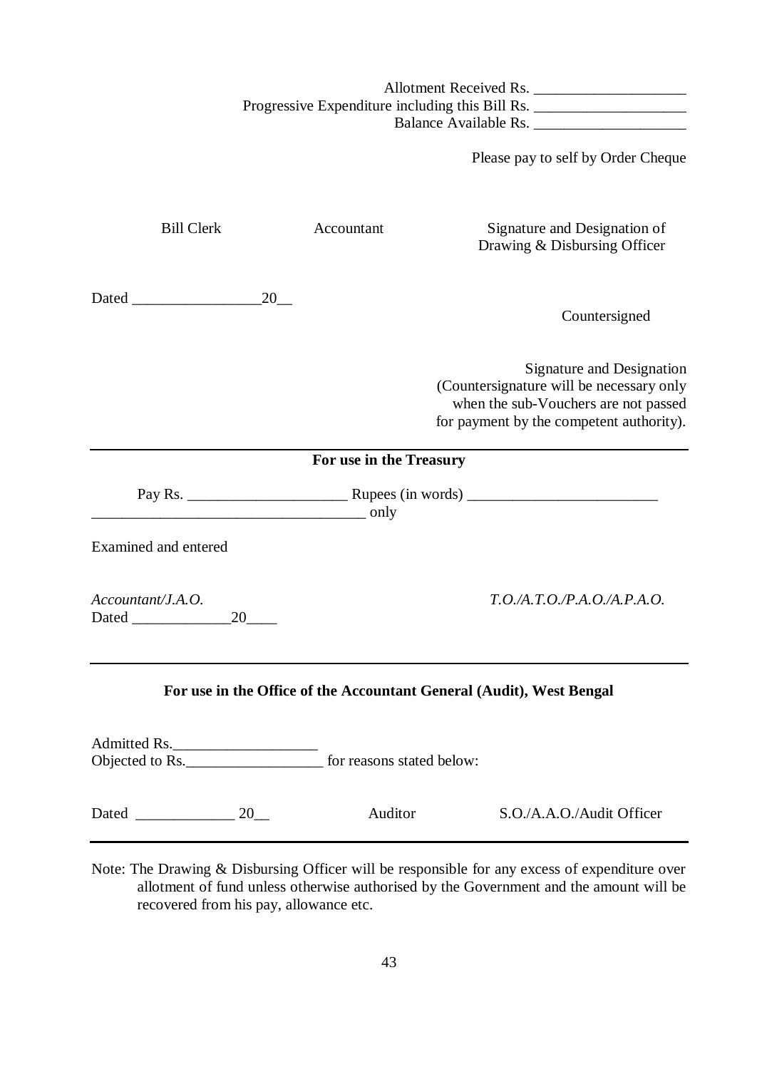Allotment Received Rs. ____________________
Progressive Expenditure including this Bill Rs. ____________________
Balance Available Rs. ____________________

Please pay to self by Order Cheque

Bill Clerk          Accountant          Signature and Designation of Drawing & Disbursing Officer

Dated _________________20__

Countersigned

Signature and Designation
(Countersignature will be necessary only when the sub-Vouchers are not passed for payment by the competent authority).

---

**For use in the Treasury**

Pay Rs. _____________________ Rupees (in words) _________________________
____________________________________ only

Examined and entered

*Accountant/J.A.O.*          *T.O./A.T.O./P.A.O./A.P.A.O.*
Dated _____________20____

---

**For use in the Office of the Accountant General (Audit), West Bengal**

Admitted Rs.___________________
Objected to Rs.__________________ for reasons stated below:

Dated _____________ 20__          Auditor          S.O./A.A.O./Audit Officer

---

Note: The Drawing & Disbursing Officer will be responsible for any excess of expenditure over allotment of fund unless otherwise authorised by the Government and the amount will be recovered from his pay, allowance etc.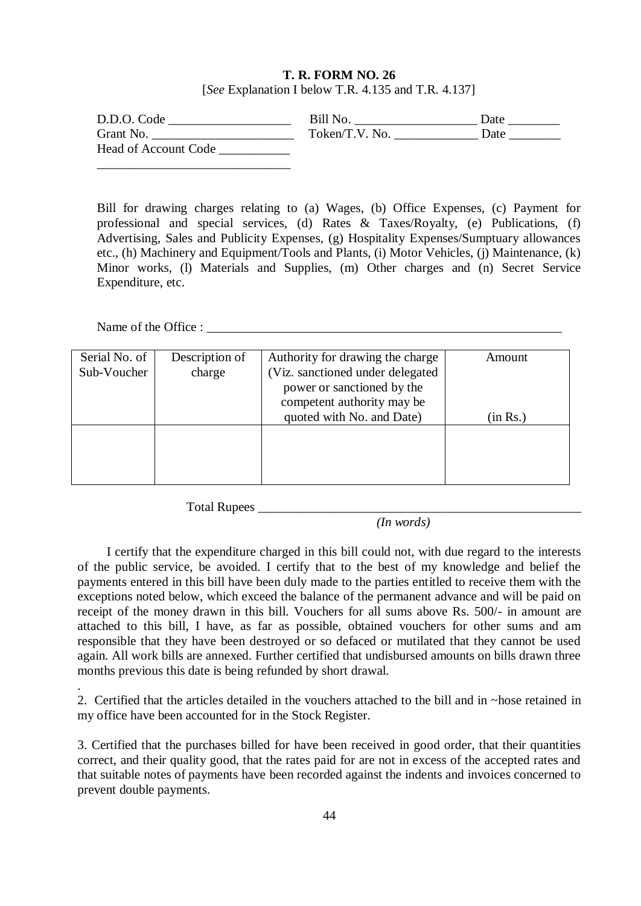**T. R. FORM NO. 26**

[*See* Explanation I below T.R. 4.135 and T.R. 4.137]

D.D.O. Code ___________________ Bill No. ___________________ Date ________

Grant No. ______________________ Token/T.V. No. _____________ Date ________

Head of Account Code ___________

______________________________

Bill for drawing charges relating to (a) Wages, (b) Office Expenses, (c) Payment for professional and special services, (d) Rates & Taxes/Royalty, (e) Publications, (f) Advertising, Sales and Publicity Expenses, (g) Hospitality Expenses/Sumptuary allowances etc., (h) Machinery and Equipment/Tools and Plants, (i) Motor Vehicles, (j) Maintenance, (k) Minor works, (l) Materials and Supplies, (m) Other charges and (n) Secret Service Expenditure, etc.

Name of the Office : ___________________________________________________________

| Serial No. of Sub-Voucher | Description of charge | Authority for drawing the charge (Viz. sanctioned under delegated power or sanctioned by the competent authority may be quoted with No. and Date) | Amount (in Rs.) |
|---|---|---|---|
| | | | |

Total Rupees ___________________________________________________

*(In words)*

I certify that the expenditure charged in this bill could not, with due regard to the interests of the public service, be avoided. I certify that to the best of my knowledge and belief the payments entered in this bill have been duly made to the parties entitled to receive them with the exceptions noted below, which exceed the balance of the permanent advance and will be paid on receipt of the money drawn in this bill. Vouchers for all sums above Rs. 500/- in amount are attached to this bill, I have, as far as possible, obtained vouchers for other sums and am responsible that they have been destroyed or so defaced or mutilated that they cannot be used again. All work bills are annexed. Further certified that undisbursed amounts on bills drawn three months previous this date is being refunded by short drawal.

.

2. Certified that the articles detailed in the vouchers attached to the bill and in ~hose retained in my office have been accounted for in the Stock Register.

3. Certified that the purchases billed for have been received in good order, that their quantities correct, and their quality good, that the rates paid for are not in excess of the accepted rates and that suitable notes of payments have been recorded against the indents and invoices concerned to prevent double payments.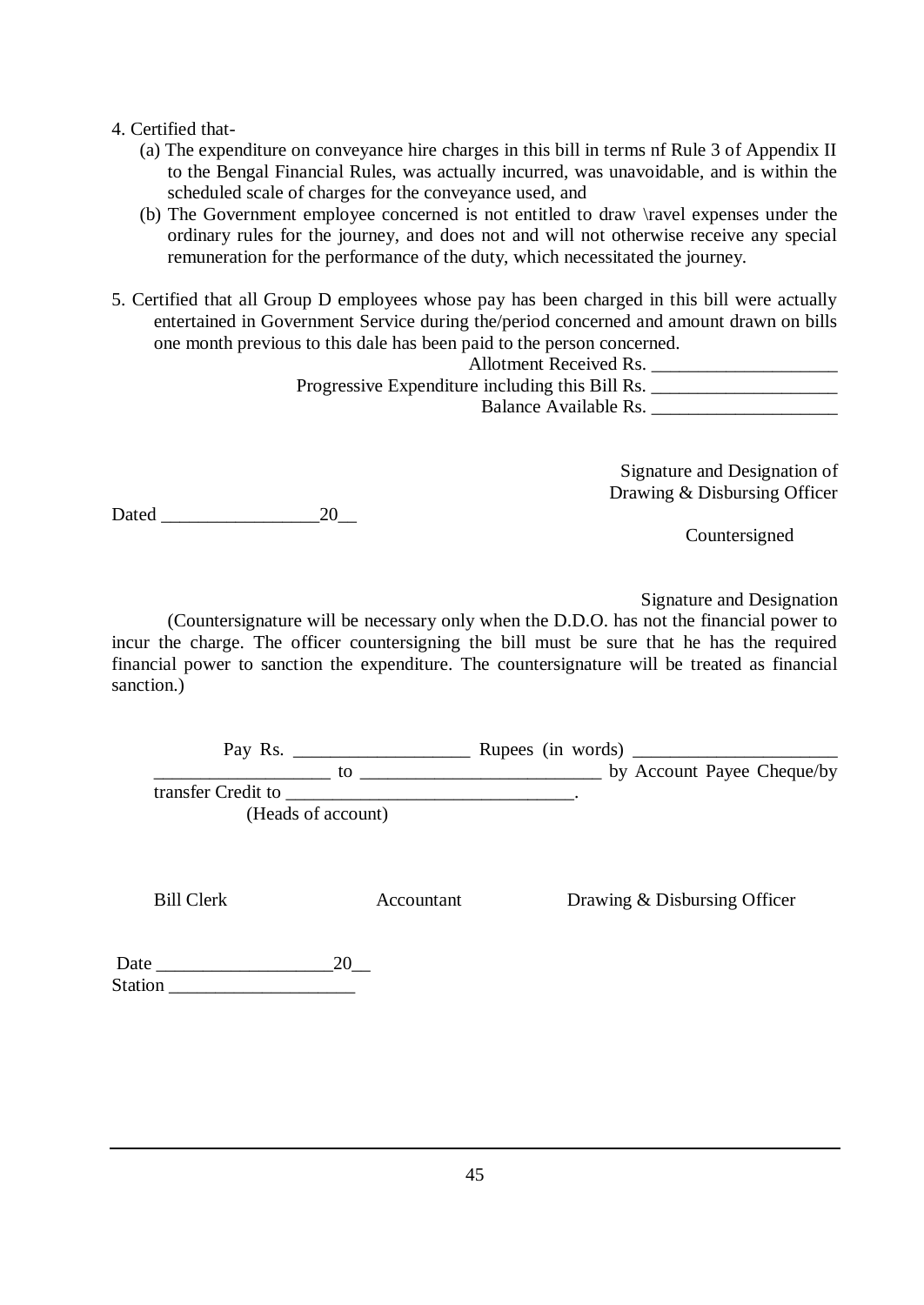4. Certified that-

   (a) The expenditure on conveyance hire charges in this bill in terms nf Rule 3 of Appendix II to the Bengal Financial Rules, was actually incurred, was unavoidable, and is within the scheduled scale of charges for the conveyance used, and

   (b) The Government employee concerned is not entitled to draw \ravel expenses under the ordinary rules for the journey, and does not and will not otherwise receive any special remuneration for the performance of the duty, which necessitated the journey.

5. Certified that all Group D employees whose pay has been charged in this bill were actually entertained in Government Service during the/period concerned and amount drawn on bills one month previous to this dale has been paid to the person concerned.

Allotment Received Rs. ____________________

Progressive Expenditure including this Bill Rs. ____________________

Balance Available Rs. ____________________

Signature and Designation of
Drawing & Disbursing Officer

Dated _________________20__

Countersigned

Signature and Designation

(Countersignature will be necessary only when the D.D.O. has not the financial power to incur the charge. The officer countersigning the bill must be sure that he has the required financial power to sanction the expenditure. The countersignature will be treated as financial sanction.)

Pay Rs. ___________________ Rupees (in words) ______________________ ___________________ to __________________________ by Account Payee Cheque/by transfer Credit to _______________________________.
(Heads of account)

Bill Clerk            Accountant            Drawing & Disbursing Officer

Date ___________________20__
Station ____________________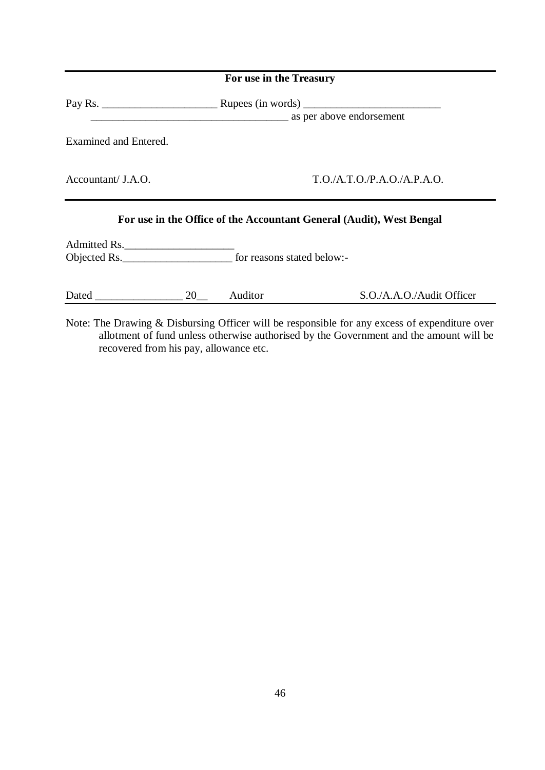---

**For use in the Treasury**

Pay Rs. ____________________ Rupees (in words) ________________________
___________________________________ as per above endorsement

Examined and Entered.

Accountant/ J.A.O. T.O./A.T.O./P.A.O./A.P.A.O.

---

**For use in the Office of the Accountant General (Audit), West Bengal**

Admitted Rs.____________________
Objected Rs.____________________ for reasons stated below:-

Dated _______________ 20__ Auditor S.O./A.A.O./Audit Officer

---

Note: The Drawing & Disbursing Officer will be responsible for any excess of expenditure over allotment of fund unless otherwise authorised by the Government and the amount will be recovered from his pay, allowance etc.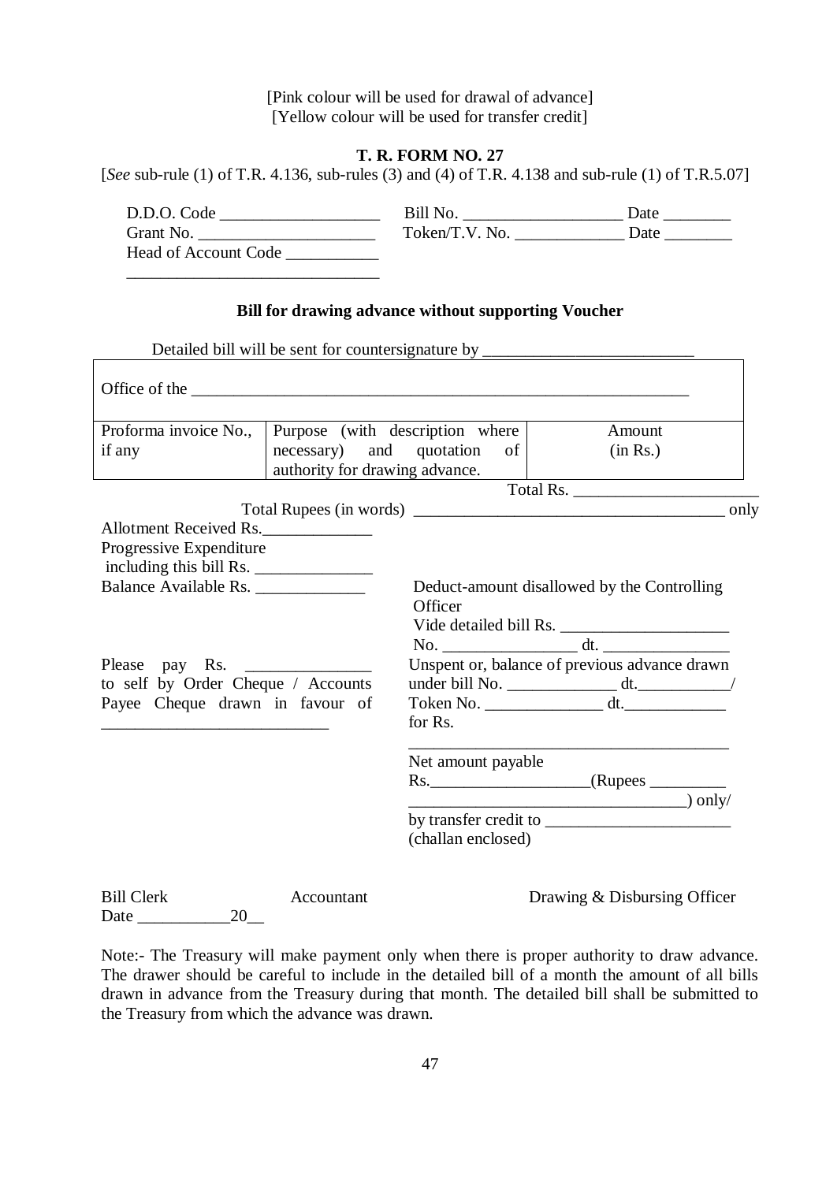[Pink colour will be used for drawal of advance]
[Yellow colour will be used for transfer credit]

**T. R. FORM NO. 27**

[*See* sub-rule (1) of T.R. 4.136, sub-rules (3) and (4) of T.R. 4.138 and sub-rule (1) of T.R.5.07]

D.D.O. Code ___________________ Bill No. ___________________ Date ________
Grant No. _____________________ Token/T.V. No. _____________ Date ________
Head of Account Code ___________
______________________________

**Bill for drawing advance without supporting Voucher**

Detailed bill will be sent for countersignature by _________________________

| Office of the _____________________________________________ | | |
|---|---|---|
| Proforma invoice No., if any | Purpose (with description where necessary) and quotation of authority for drawing advance. | Amount (in Rs.) |

Total Rs. ______________________

Total Rupees (in words) _____________________________________ only

Allotment Received Rs.______________
Progressive Expenditure including this bill Rs. ______________
Balance Available Rs. _____________

Deduct-amount disallowed by the Controlling Officer
Vide detailed bill Rs. ____________________
No. ________________ dt. _______________

Please pay Rs. _______________ to self by Order Cheque / Accounts Payee Cheque drawn in favour of ___________________________

Unspent or, balance of previous advance drawn under bill No. _____________ dt.___________/
Token No. ______________ dt.____________
for Rs.
_______________________________________

Net amount payable
Rs.___________________(Rupees _________
_________________________________) only/
by transfer credit to ______________________
(challan enclosed)

Bill Clerk                Accountant                Drawing & Disbursing Officer
Date ___________20__

Note:- The Treasury will make payment only when there is proper authority to draw advance. The drawer should be careful to include in the detailed bill of a month the amount of all bills drawn in advance from the Treasury during that month. The detailed bill shall be submitted to the Treasury from which the advance was drawn.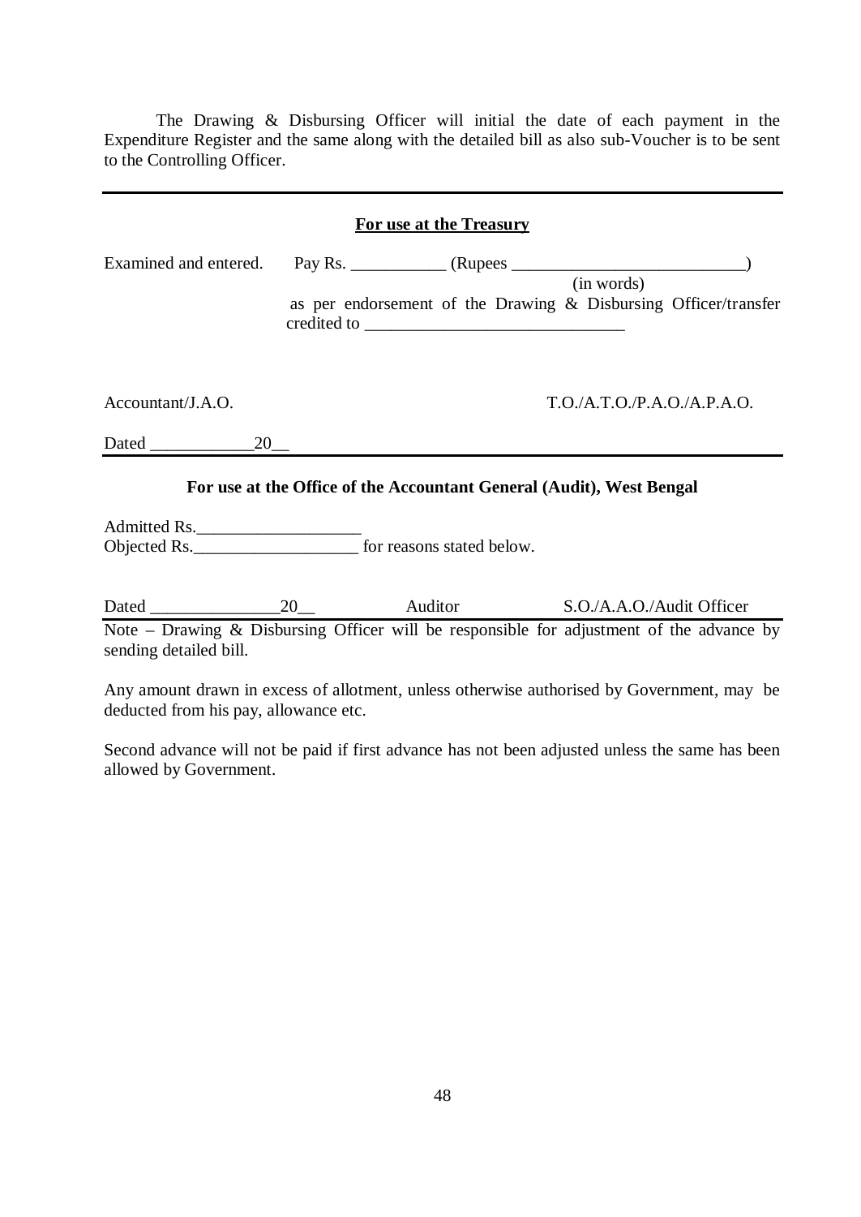The Drawing & Disbursing Officer will initial the date of each payment in the Expenditure Register and the same along with the detailed bill as also sub-Voucher is to be sent to the Controlling Officer.

---

**<u>For use at the Treasury</u>**

Examined and entered. Pay Rs. ___________ (Rupees ___________________________)
(in words)
as per endorsement of the Drawing & Disbursing Officer/transfer credited to ______________________________

Accountant/J.A.O. T.O./A.T.O./P.A.O./A.P.A.O.

Dated ____________20__

---

**For use at the Office of the Accountant General (Audit), West Bengal**

Admitted Rs.___________________
Objected Rs.___________________ for reasons stated below.

Dated _______________20__ Auditor S.O./A.A.O./Audit Officer

---

Note – Drawing & Disbursing Officer will be responsible for adjustment of the advance by sending detailed bill.

Any amount drawn in excess of allotment, unless otherwise authorised by Government, may be deducted from his pay, allowance etc.

Second advance will not be paid if first advance has not been adjusted unless the same has been allowed by Government.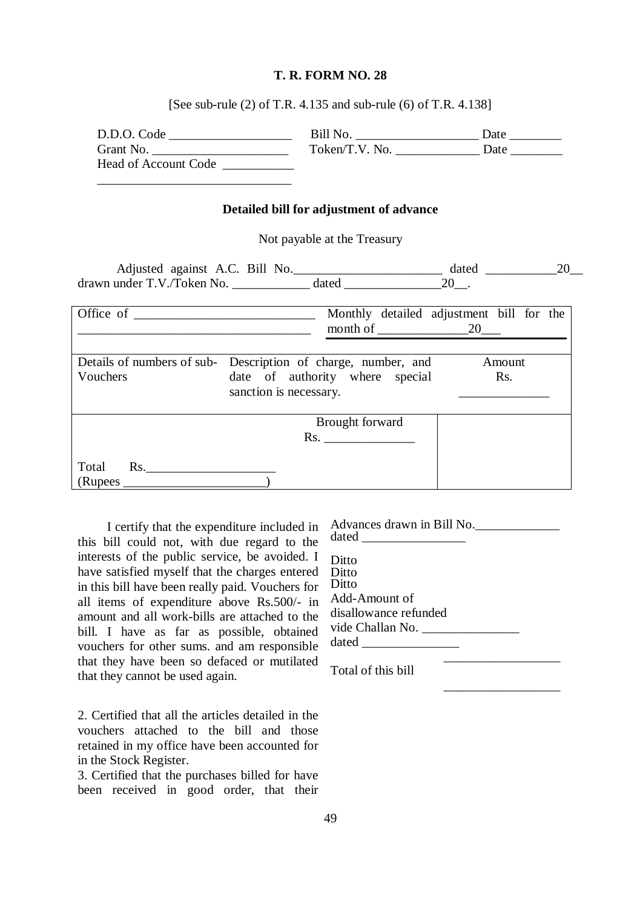**T. R. FORM NO. 28**

[See sub-rule (2) of T.R. 4.135 and sub-rule (6) of T.R. 4.138]

D.D.O. Code ___________________ Bill No. ___________________ Date ________
Grant No. _____________________ Token/T.V. No. _____________ Date ________
Head of Account Code ___________
______________________________

**Detailed bill for adjustment of advance**

Not payable at the Treasury

Adjusted against A.C. Bill No.______________________ dated ___________20__ drawn under T.V./Token No. ____________ dated _______________20__.

| Office of ___________________________ ____________________________________ | Monthly detailed adjustment bill for the month of ______________20___ | |
|---|---|---|
| Details of numbers of sub-Vouchers | Description of charge, number, and date of authority where special sanction is necessary. | Amount Rs. ______________ |
| | Brought forward Rs. ______________ | |
| Total Rs.____________________ (Rupees ______________________) | | |

I certify that the expenditure included in this bill could not, with due regard to the interests of the public service, be avoided. I have satisfied myself that the charges entered in this bill have been really paid. Vouchers for all items of expenditure above Rs.500/- in amount and all work-bills are attached to the bill. I have as far as possible, obtained vouchers for other sums. and am responsible that they have been so defaced or mutilated that they cannot be used again.

Advances drawn in Bill No._____________ dated ________________

Ditto
Ditto
Ditto
Add-Amount of disallowance refunded vide Challan No. _______________ dated _______________

Total of this bill __________________

2. Certified that all the articles detailed in the vouchers attached to the bill and those retained in my office have been accounted for in the Stock Register.

3. Certified that the purchases billed for have been received in good order, that their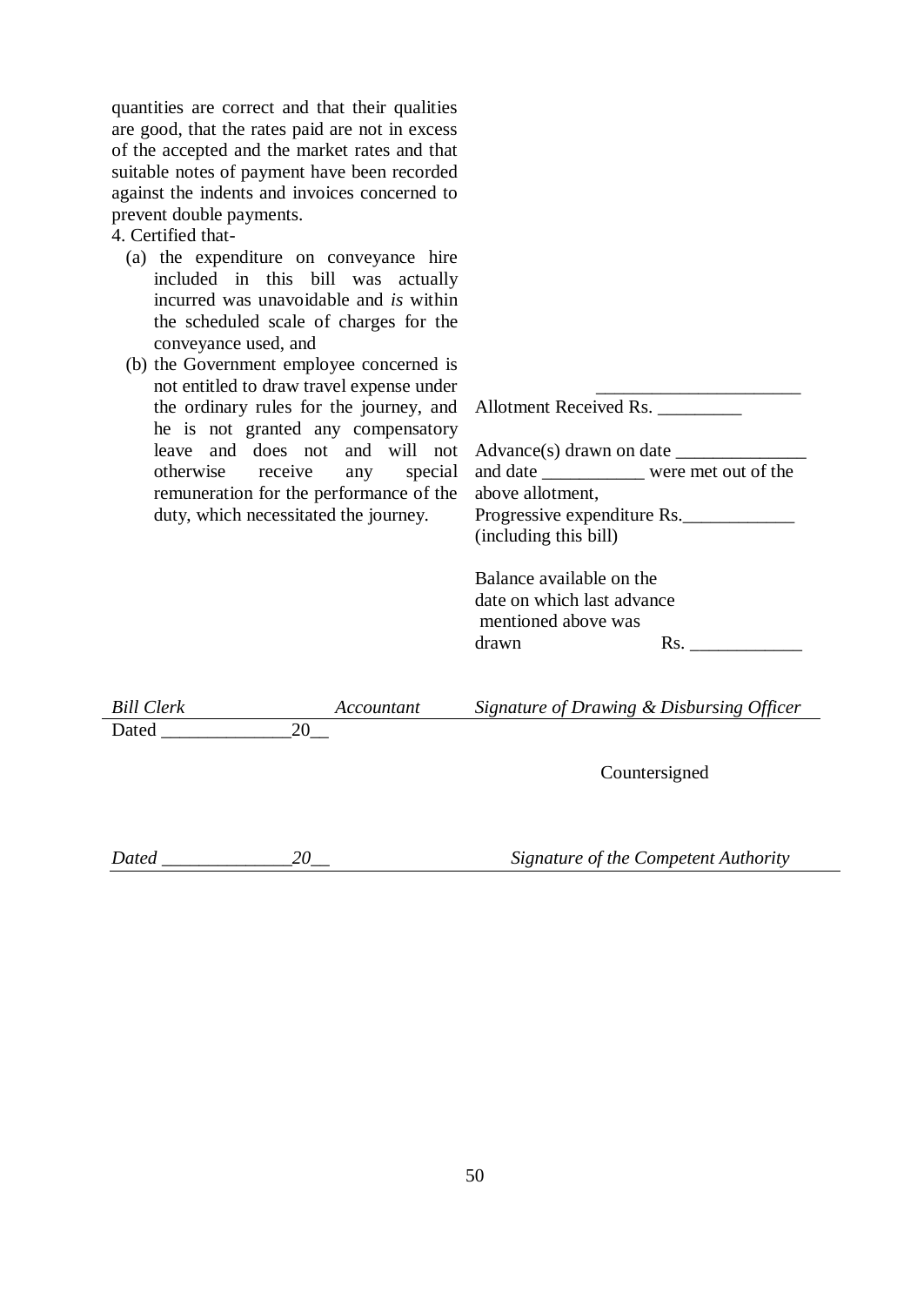quantities are correct and that their qualities are good, that the rates paid are not in excess of the accepted and the market rates and that suitable notes of payment have been recorded against the indents and invoices concerned to prevent double payments.

4. Certified that-

(a) the expenditure on conveyance hire included in this bill was actually incurred was unavoidable and *is* within the scheduled scale of charges for the conveyance used, and

(b) the Government employee concerned is not entitled to draw travel expense under the ordinary rules for the journey, and he is not granted any compensatory leave and does not and will not otherwise receive any special remuneration for the performance of the duty, which necessitated the journey.

______________________

Allotment Received Rs. _________

Advance(s) drawn on date ______________ and date ___________ were met out of the above allotment,

Progressive expenditure Rs.____________ (including this bill)

Balance available on the date on which last advance mentioned above was drawn Rs. ____________

*Bill Clerk* *Accountant* *Signature of Drawing & Disbursing Officer*

Dated ______________20__

Countersigned

*Dated ______________20__* *Signature of the Competent Authority*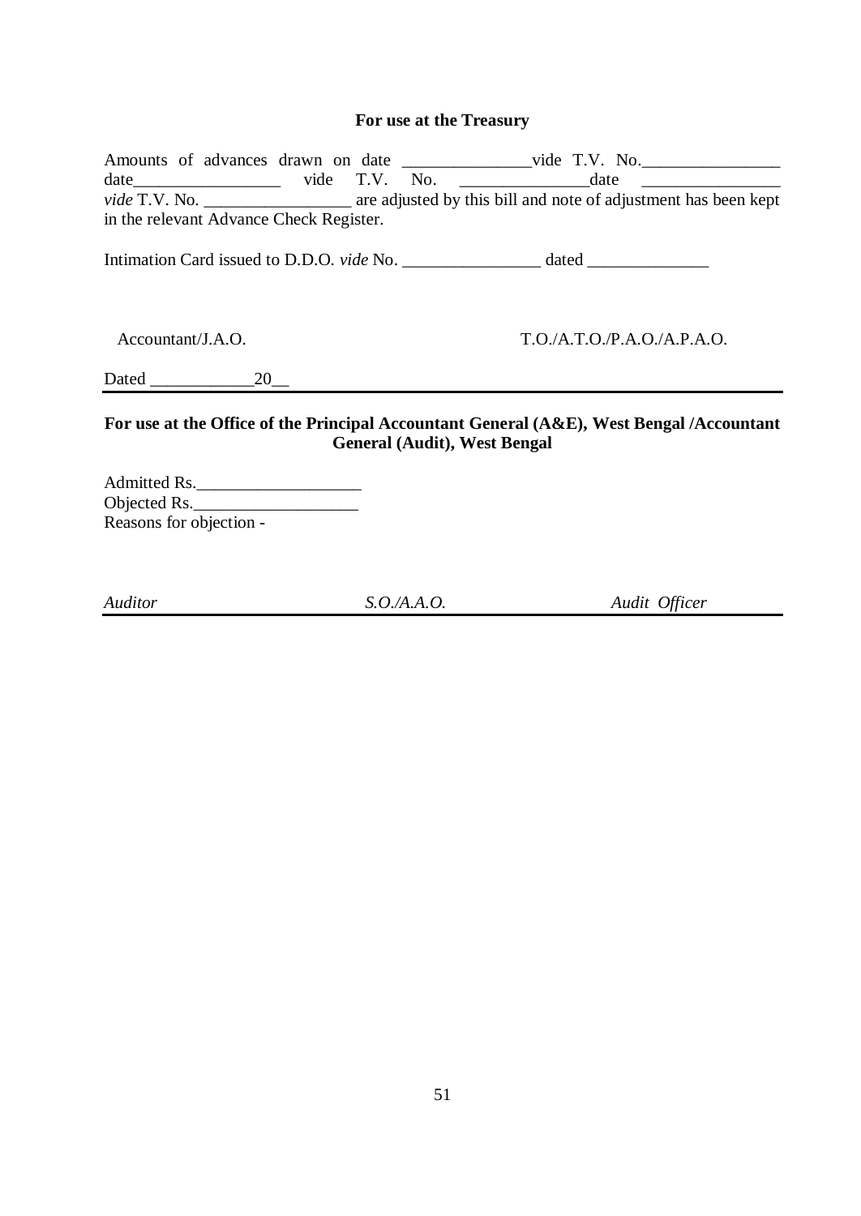**For use at the Treasury**

Amounts of advances drawn on date _______________vide T.V. No.________________ date_________________ vide T.V. No. _______________date ________________ *vide* T.V. No. _________________ are adjusted by this bill and note of adjustment has been kept in the relevant Advance Check Register.

Intimation Card issued to D.D.O. *vide* No. ________________ dated ______________

Accountant/J.A.O. T.O./A.T.O./P.A.O./A.P.A.O.

Dated ____________20__

**For use at the Office of the Principal Accountant General (A&E), West Bengal /Accountant General (Audit), West Bengal**

Admitted Rs.___________________
Objected Rs.___________________
Reasons for objection -

*Auditor* *S.O./A.A.O.* *Audit Officer*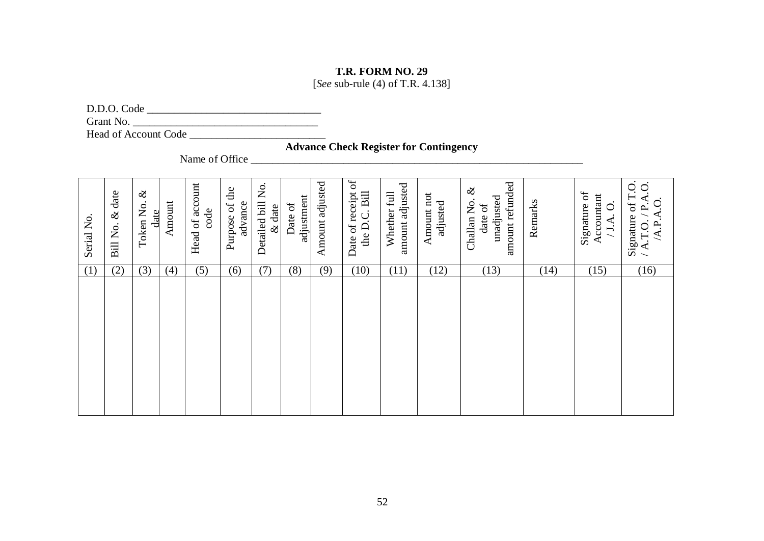**T.R. FORM NO. 29**
[*See* sub-rule (4) of T.R. 4.138]

D.D.O. Code ________________________________
Grant No. __________________________________
Head of Account Code _________________________

**Advance Check Register for Contingency**

Name of Office _________________________________________________________________

| Serial No. | Bill No. & date | Token No. & date | Amount | Head of account code | Purpose of the advance | Detailed bill No. & date | Date of adjustment | Amount adjusted | Date of receipt of the D.C. Bill | Whether full amount adjusted | Amount not adjusted | Challan No. & date of unadjusted amount refunded | Remarks | Signature of Accountant / J.A. O. | Signature of T.O. / A.T.O. / P.A.O. /A.P.A.O. |
|---|---|---|---|---|---|---|---|---|---|---|---|---|---|---|---|
| (1) | (2) | (3) | (4) | (5) | (6) | (7) | (8) | (9) | (10) | (11) | (12) | (13) | (14) | (15) | (16) |
| | | | | | | | | | | | | | | | |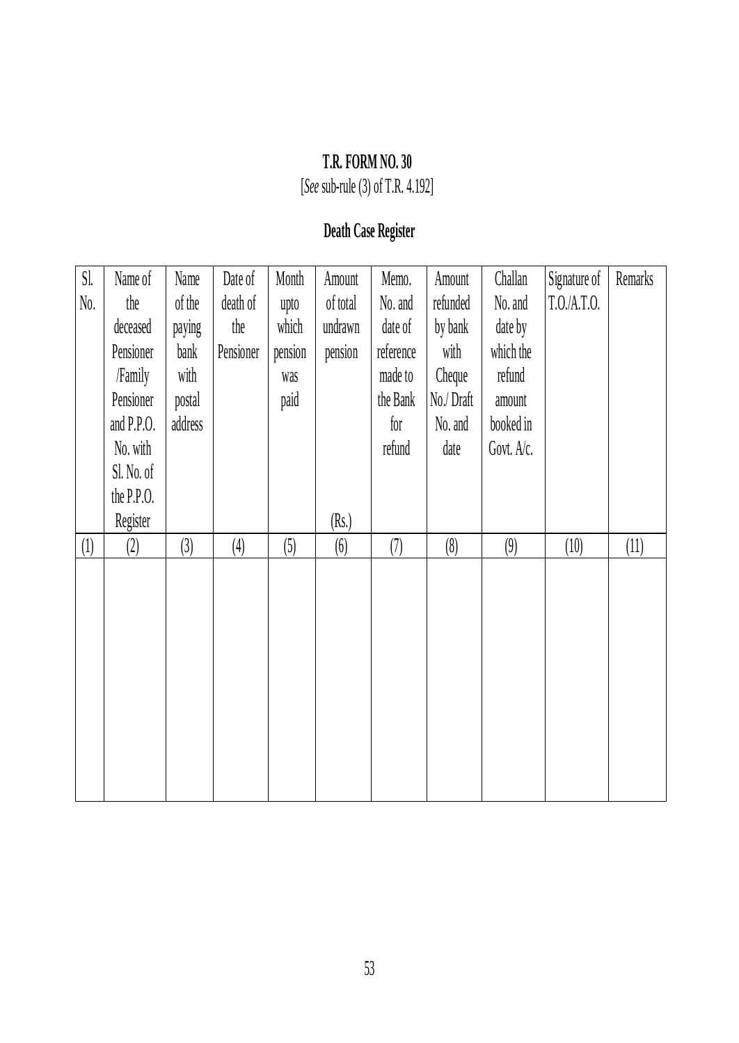**T.R. FORM NO. 30**

[*See* sub-rule (3) of T.R. 4.192]

## Death Case Register

| Sl. No. | Name of the deceased Pensioner /Family Pensioner and P.P.O. No. with Sl. No. of the P.P.O. Register | Name of the paying bank with postal address | Date of death of the Pensioner | Month upto which pension was paid | Amount of total undrawn pension (Rs.) | Memo. No. and date of reference made to the Bank for refund | Amount refunded by bank with Cheque No./ Draft No. and date | Challan No. and date by which the refund amount booked in Govt. A/c. | Signature of T.O./A.T.O. | Remarks |
|---|---|---|---|---|---|---|---|---|---|---|
| (1) | (2) | (3) | (4) | (5) | (6) | (7) | (8) | (9) | (10) | (11) |
| | | | | | | | | | | |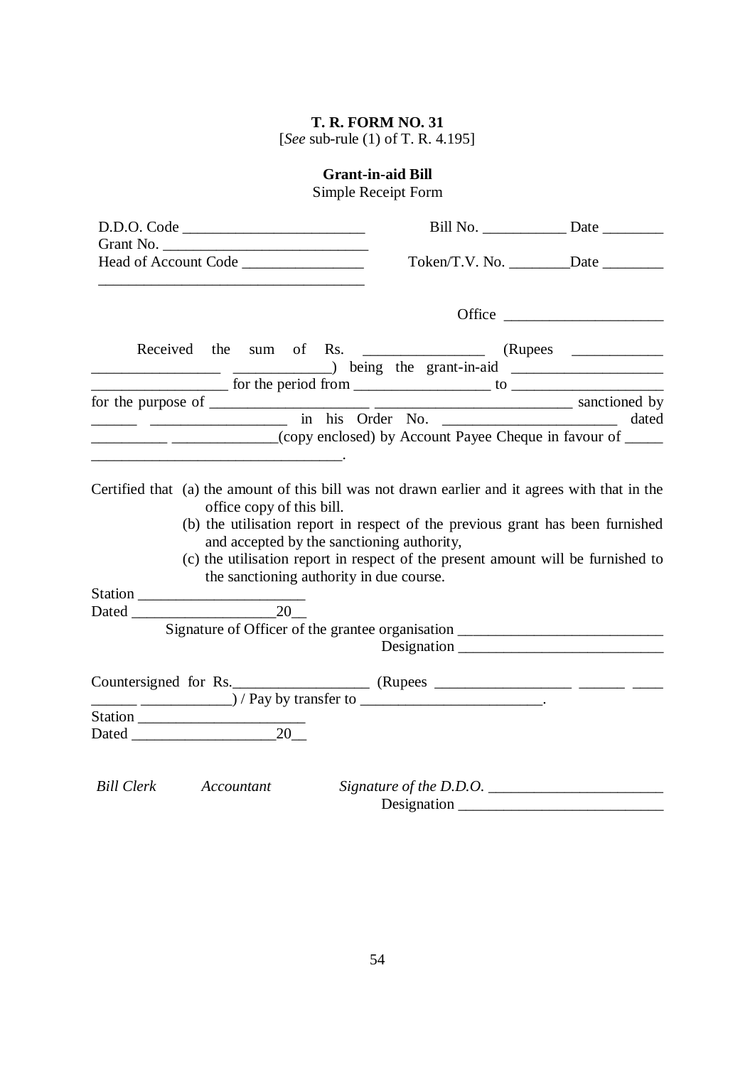**T. R. FORM NO. 31**
[*See* sub-rule (1) of T. R. 4.195]

**Grant-in-aid Bill**
Simple Receipt Form

D.D.O. Code ________________________ Bill No. ___________ Date ________
Grant No. ___________________________
Head of Account Code ________________ Token/T.V. No. ________Date ________
___________________________________

Office _____________________

Received the sum of Rs. ________________ (Rupees ____________ _________________ _____________) being the grant-in-aid ____________________ __________________ for the period from __________________ to ____________________ for the purpose of ______________________ __________________________ sanctioned by ______ __________________ in his Order No. ________________________ dated __________ ______________(copy enclosed) by Account Payee Cheque in favour of _____ _________________________________.

Certified that (a) the amount of this bill was not drawn earlier and it agrees with that in the office copy of this bill.
(b) the utilisation report in respect of the previous grant has been furnished and accepted by the sanctioning authority,
(c) the utilisation report in respect of the present amount will be furnished to the sanctioning authority in due course.

Station ______________________
Dated ___________________20__

Signature of Officer of the grantee organisation ___________________________
Designation ___________________________

Countersigned for Rs.__________________ (Rupees __________________ ______ ____ ______ ____________) / Pay by transfer to ________________________.
Station ______________________
Dated ___________________20__

*Bill Clerk* *Accountant* *Signature of the D.D.O.* _______________________
Designation ___________________________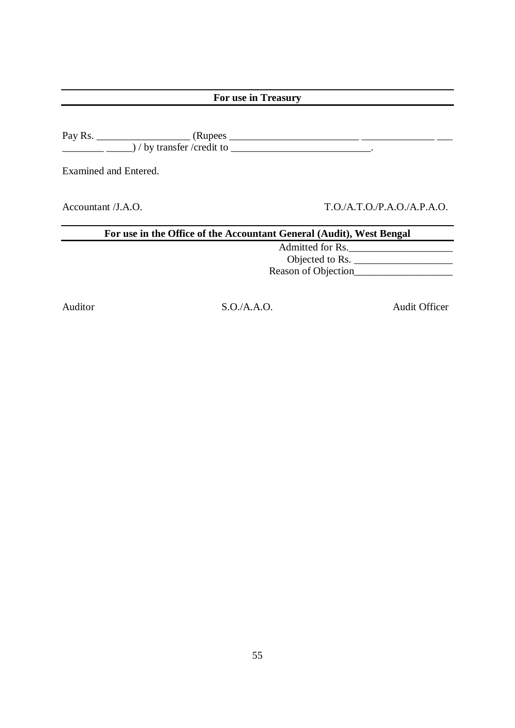**For use in Treasury**

Pay Rs. __________________ (Rupees _________________________ ______________ ___
________ _____) / by transfer /credit to ___________________________.

Examined and Entered.

Accountant /J.A.O. T.O./A.T.O./P.A.O./A.P.A.O.

**For use in the Office of the Accountant General (Audit), West Bengal**

Admitted for Rs.____________________

Objected to Rs. ___________________

Reason of Objection___________________

Auditor S.O./A.A.O. Audit Officer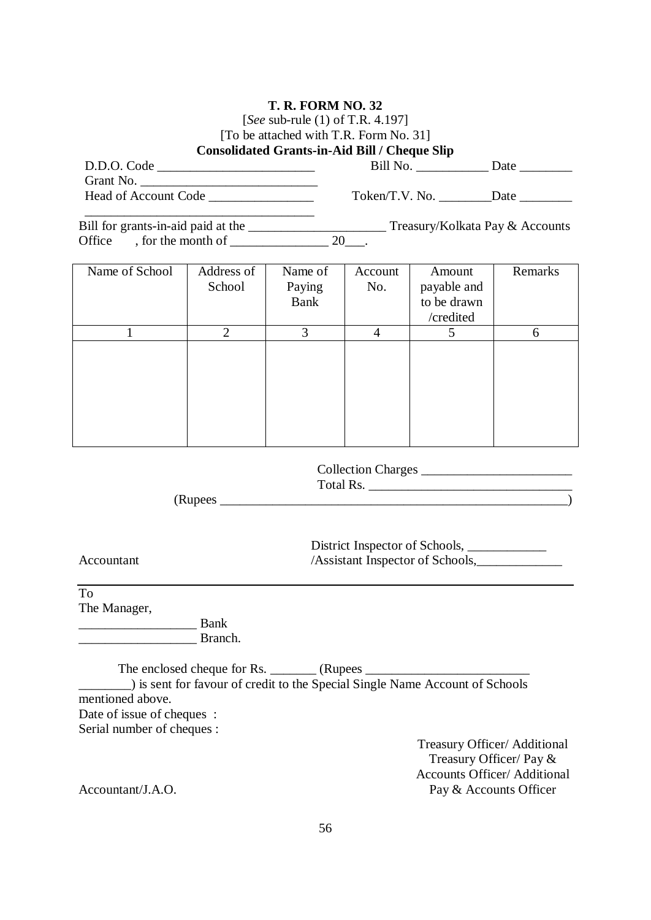**T. R. FORM NO. 32**

[*See* sub-rule (1) of T.R. 4.197]

[To be attached with T.R. Form No. 31]

**Consolidated Grants-in-Aid Bill / Cheque Slip**

D.D.O. Code ________________________ Bill No. ___________ Date ________

Grant No. ___________________________

Head of Account Code ________________ Token/T.V. No. ________Date ________

____________________________________

Bill for grants-in-aid paid at the _____________________ Treasury/Kolkata Pay & Accounts Office , for the month of _______________ 20___.

| Name of School | Address of School | Name of Paying Bank | Account No. | Amount payable and to be drawn /credited | Remarks |
|---|---|---|---|---|---|
| 1 | 2 | 3 | 4 | 5 | 6 |
| | | | | | |

Collection Charges ______________________

Total Rs. ______________________________

(Rupees ______________________________________________________)

Accountant

District Inspector of Schools, ____________
/Assistant Inspector of Schools,_____________

---

To
The Manager,
__________________ Bank
__________________ Branch.

The enclosed cheque for Rs. _______ (Rupees _________________________ ________) is sent for favour of credit to the Special Single Name Account of Schools mentioned above.

Date of issue of cheques :
Serial number of cheques :

Accountant/J.A.O.

Treasury Officer/ Additional Treasury Officer/ Pay & Accounts Officer/ Additional Pay & Accounts Officer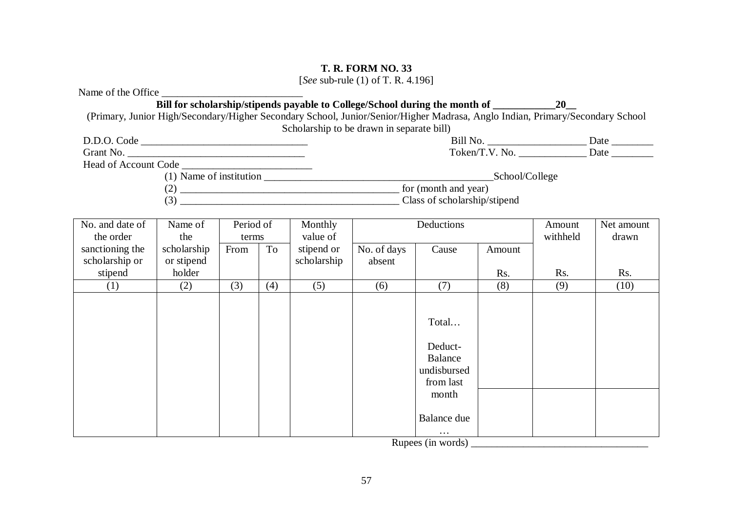**T. R. FORM NO. 33**

[*See* sub-rule (1) of T. R. 4.196]

Name of the Office ___________________________

**Bill for scholarship/stipends payable to College/School during the month of ____________20__**

(Primary, Junior High/Secondary/Higher Secondary School, Junior/Senior/Higher Madrasa, Anglo Indian, Primary/Secondary School Scholarship to be drawn in separate bill)

D.D.O. Code ________________________________ Bill No. ___________________ Date ________

Grant No. __________________________________ Token/T.V. No. _____________ Date ________

Head of Account Code _________________________

(1) Name of institution ___________________________________________School/College

(2) ____________________________________________ for (month and year)

(3) ____________________________________________ Class of scholarship/stipend

| No. and date of the order sanctioning the scholarship or stipend | Name of the scholarship or stipend holder | Period of terms | | Monthly value of stipend or scholarship | Deductions | | | Amount withheld | Net amount drawn |
|---|---|---|---|---|---|---|---|---|---|
| | | From | To | | No. of days absent | Cause | Amount Rs. | Rs. | Rs. |
| (1) | (2) | (3) | (4) | (5) | (6) | (7) | (8) | (9) | (10) |
| | | | | | | Total… | | | |
| | | | | | | Deduct- Balance undisbursed from last month | | | |
| | | | | | | Balance due … | | | |

Rupees (in words) _________________________________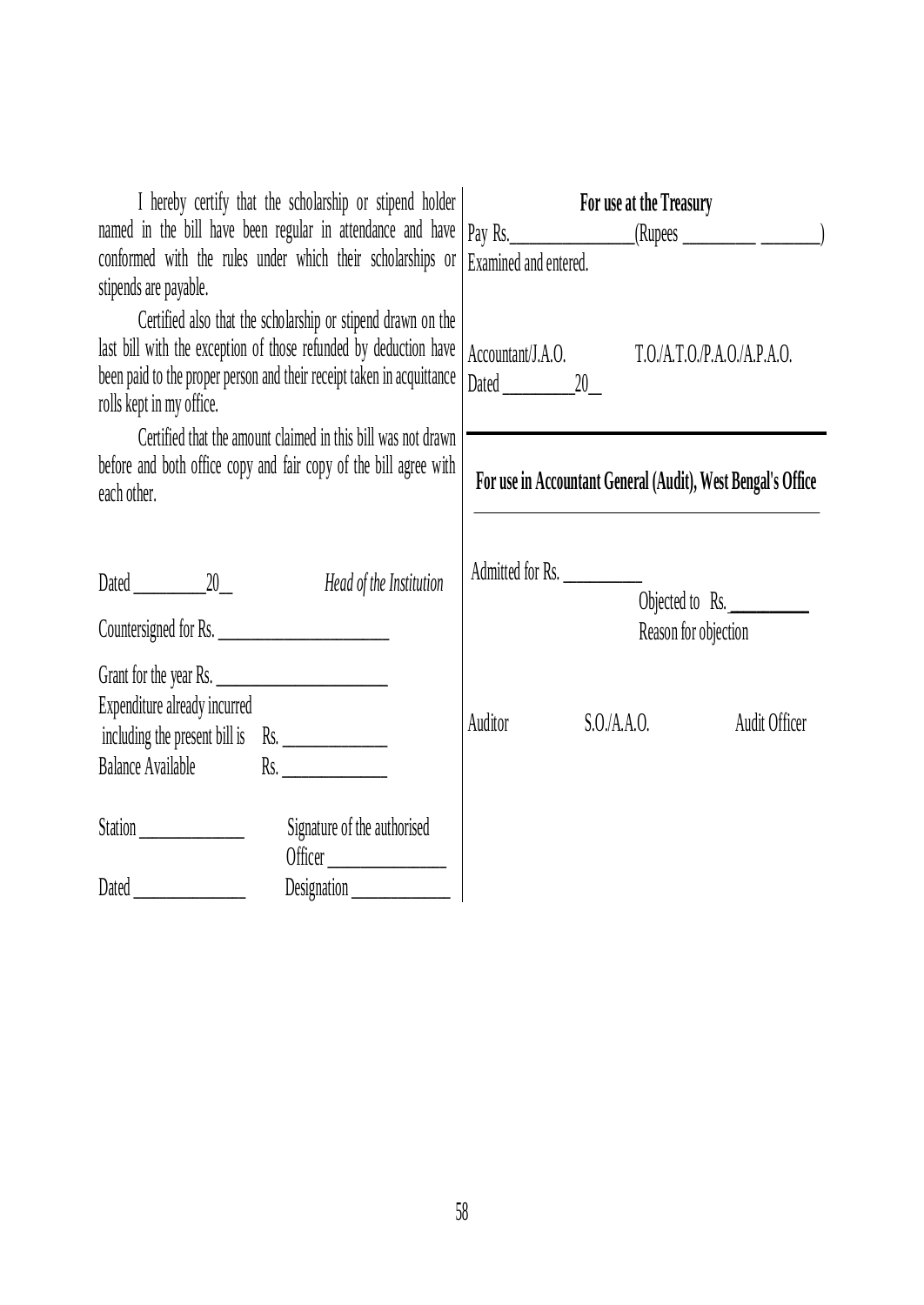I hereby certify that the scholarship or stipend holder named in the bill have been regular in attendance and have conformed with the rules under which their scholarships or stipends are payable.

Certified also that the scholarship or stipend drawn on the last bill with the exception of those refunded by deduction have been paid to the proper person and their receipt taken in acquittance rolls kept in my office.

Certified that the amount claimed in this bill was not drawn before and both office copy and fair copy of the bill agree with each other.

Dated \_\_\_\_\_\_\_\_\_20\_\_ *Head of the Institution*

Countersigned for Rs. \_\_\_\_\_\_\_\_\_\_\_\_\_\_\_\_\_\_\_\_

Grant for the year Rs. \_\_\_\_\_\_\_\_\_\_\_\_\_\_\_\_\_\_\_\_

Expenditure already incurred including the present bill is Rs. \_\_\_\_\_\_\_\_\_\_\_\_

Balance Available Rs. \_\_\_\_\_\_\_\_\_\_\_\_

Station \_\_\_\_\_\_\_\_\_\_\_\_ Signature of the authorised Officer \_\_\_\_\_\_\_\_\_\_\_\_\_\_

Dated \_\_\_\_\_\_\_\_\_\_\_\_\_\_ Designation \_\_\_\_\_\_\_\_\_\_\_\_

**For use at the Treasury**

Pay Rs.\_\_\_\_\_\_\_\_\_\_\_\_\_\_\_(Rupees \_\_\_\_\_\_\_\_\_ \_\_\_\_\_\_\_)

Examined and entered.

Accountant/J.A.O. T.O./A.T.O./P.A.O./A.P.A.O.

Dated \_\_\_\_\_\_\_\_\_20\_\_

**For use in Accountant General (Audit), West Bengal's Office**

Admitted for Rs. \_\_\_\_\_\_\_\_\_

Objected to Rs. \_\_\_\_\_\_\_\_\_

Reason for objection

Auditor S.O./A.A.O. Audit Officer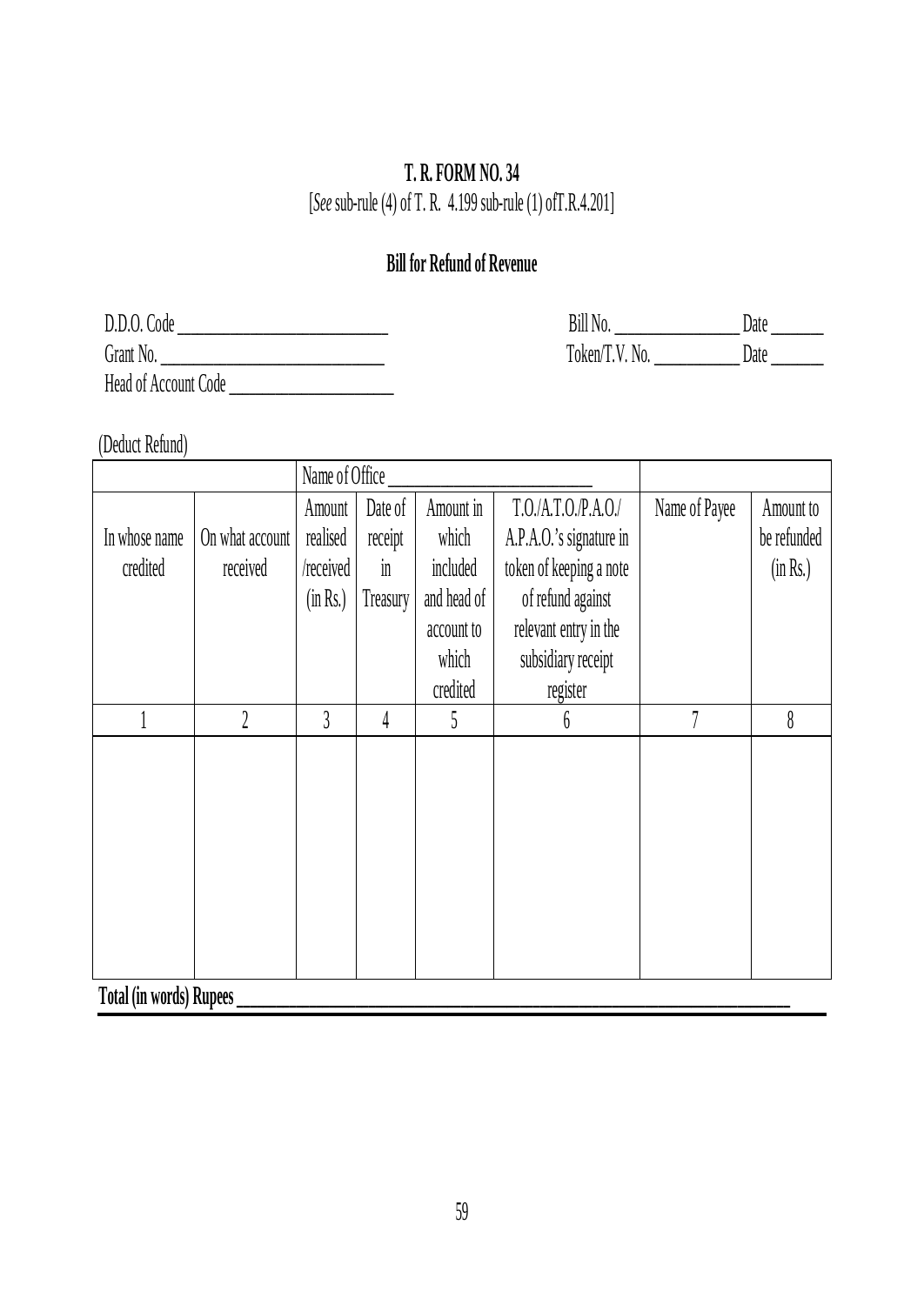**T. R. FORM NO. 34**

[*See* sub-rule (4) of T. R. 4.199 sub-rule (1) ofT.R.4.201]

**Bill for Refund of Revenue**

D.D.O. Code ____________________ Bill No. ______________ Date ______

Grant No. ______________________ Token/T.V. No. __________ Date ______

Head of Account Code ________________

(Deduct Refund)

| Name of Office ______________________ | | | | | | | |
|---|---|---|---|---|---|---|---|
| In whose name credited | On what account received | Amount realised /received (in Rs.) | Date of receipt in Treasury | Amount in which included and head of account to which credited | T.O./A.T.O./P.A.O./ A.P.A.O.'s signature in token of keeping a note of refund against relevant entry in the subsidiary receipt register | Name of Payee | Amount to be refunded (in Rs.) |
| 1 | 2 | 3 | 4 | 5 | 6 | 7 | 8 |
| | | | | | | | |

**Total (in words) Rupees** ______________________________________________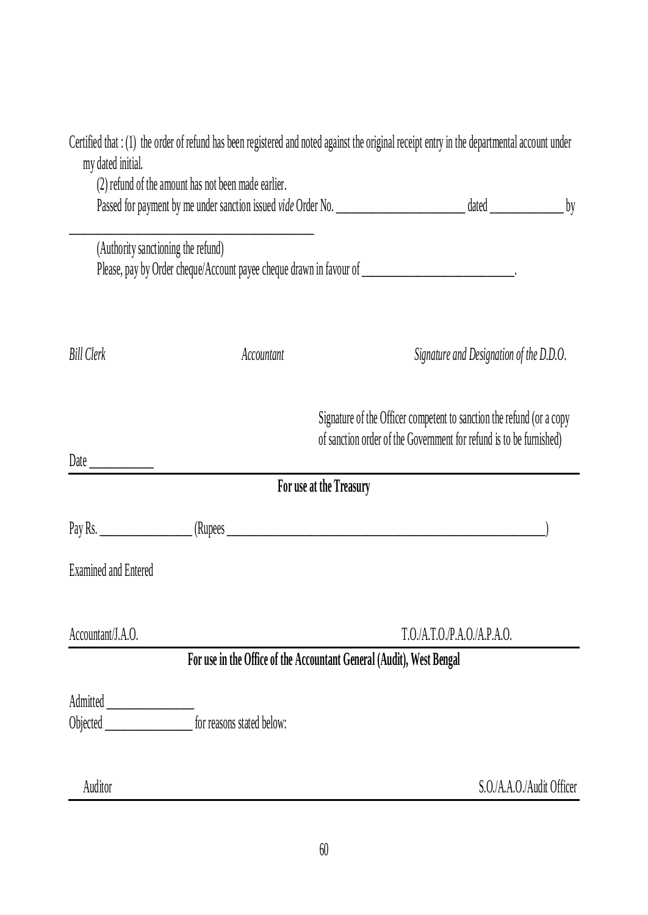Certified that : (1) the order of refund has been registered and noted against the original receipt entry in the departmental account under my dated initial.

(2) refund of the amount has not been made earlier.

Passed for payment by me under sanction issued *vide* Order No. ______________________ dated ____________ by ________________________________________

(Authority sanctioning the refund)

Please, pay by Order cheque/Account payee cheque drawn in favour of _________________________.

*Bill Clerk* *Accountant* *Signature and Designation of the D.D.O.*

Signature of the Officer competent to sanction the refund (or a copy of sanction order of the Government for refund is to be furnished)

Date __________

---

**For use at the Treasury**

Pay Rs. _______________ (Rupees ______________________________________________________)

Examined and Entered

Accountant/J.A.O. T.O./A.T.O./P.A.O./A.P.A.O.

---

**For use in the Office of the Accountant General (Audit), West Bengal**

Admitted ______________

Objected ______________ for reasons stated below:

Auditor S.O./A.A.O./Audit Officer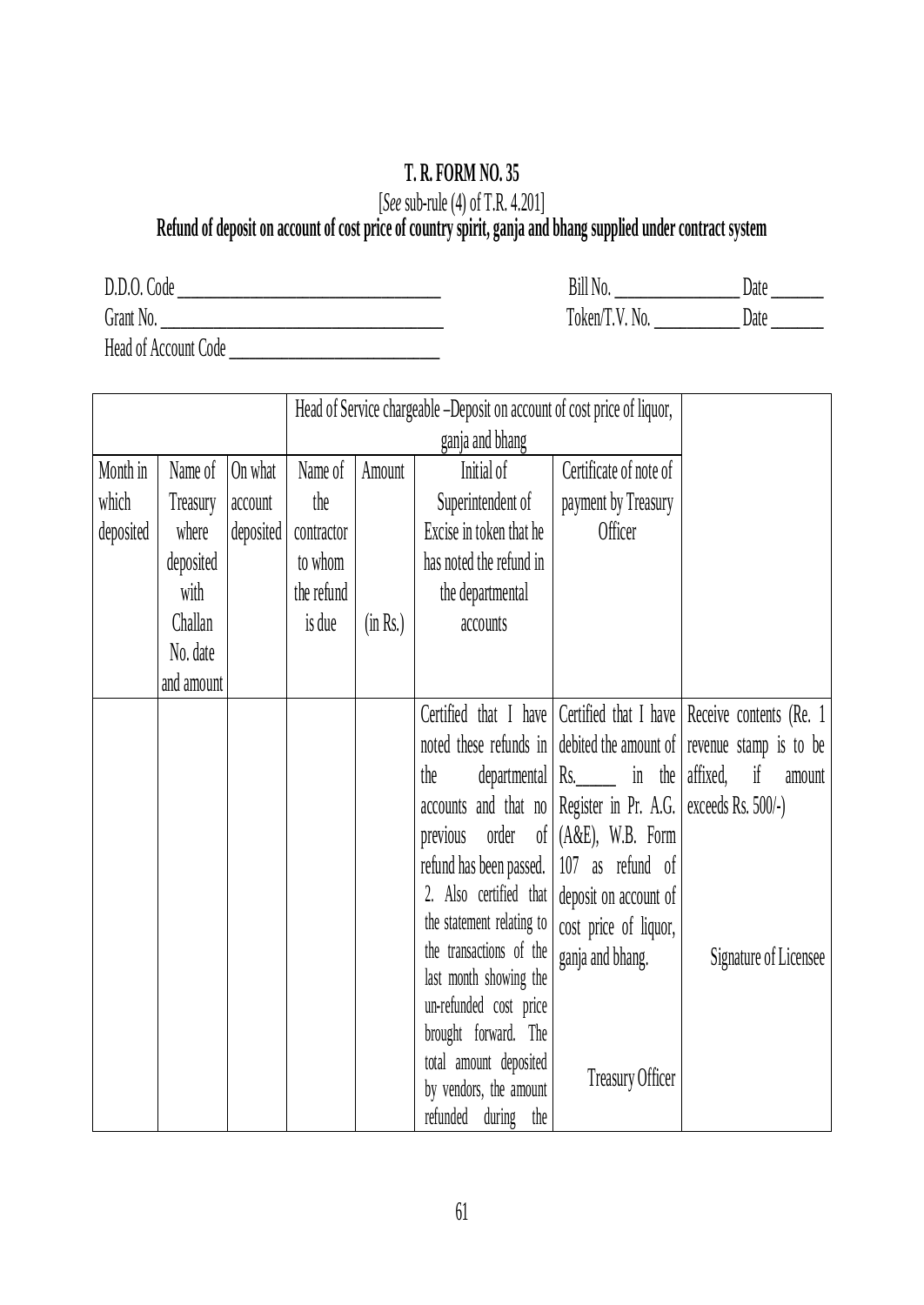# T. R. FORM NO. 35

[*See* sub-rule (4) of T.R. 4.201]

**Refund of deposit on account of cost price of country spirit, ganja and bhang supplied under contract system**

D.D.O. Code ______________________ Bill No. ______________ Date ______

Grant No. ______________________ Token/T.V. No. __________ Date ______

Head of Account Code ______________________

| | | | Head of Service chargeable –Deposit on account of cost price of liquor, ganja and bhang | | | | |
|---|---|---|---|---|---|---|---|
| Month in which deposited | Name of Treasury where deposited with Challan No. date and amount | On what account deposited | Name of the contractor to whom the refund is due | Amount (in Rs.) | Initial of Superintendent of Excise in token that he has noted the refund in the departmental accounts | Certificate of note of payment by Treasury Officer | |
| | | | | | Certified that I have noted these refunds in the departmental accounts and that no previous order of refund has been passed. 2. Also certified that the statement relating to the transactions of the last month showing the un-refunded cost price brought forward. The total amount deposited by vendors, the amount refunded during the | Certified that I have debited the amount of Rs.____ in the Register in Pr. A.G. (A&E), W.B. Form 107 as refund of deposit on account of cost price of liquor, ganja and bhang. Treasury Officer | Receive contents (Re. 1 revenue stamp is to be affixed, if amount exceeds Rs. 500/-) Signature of Licensee |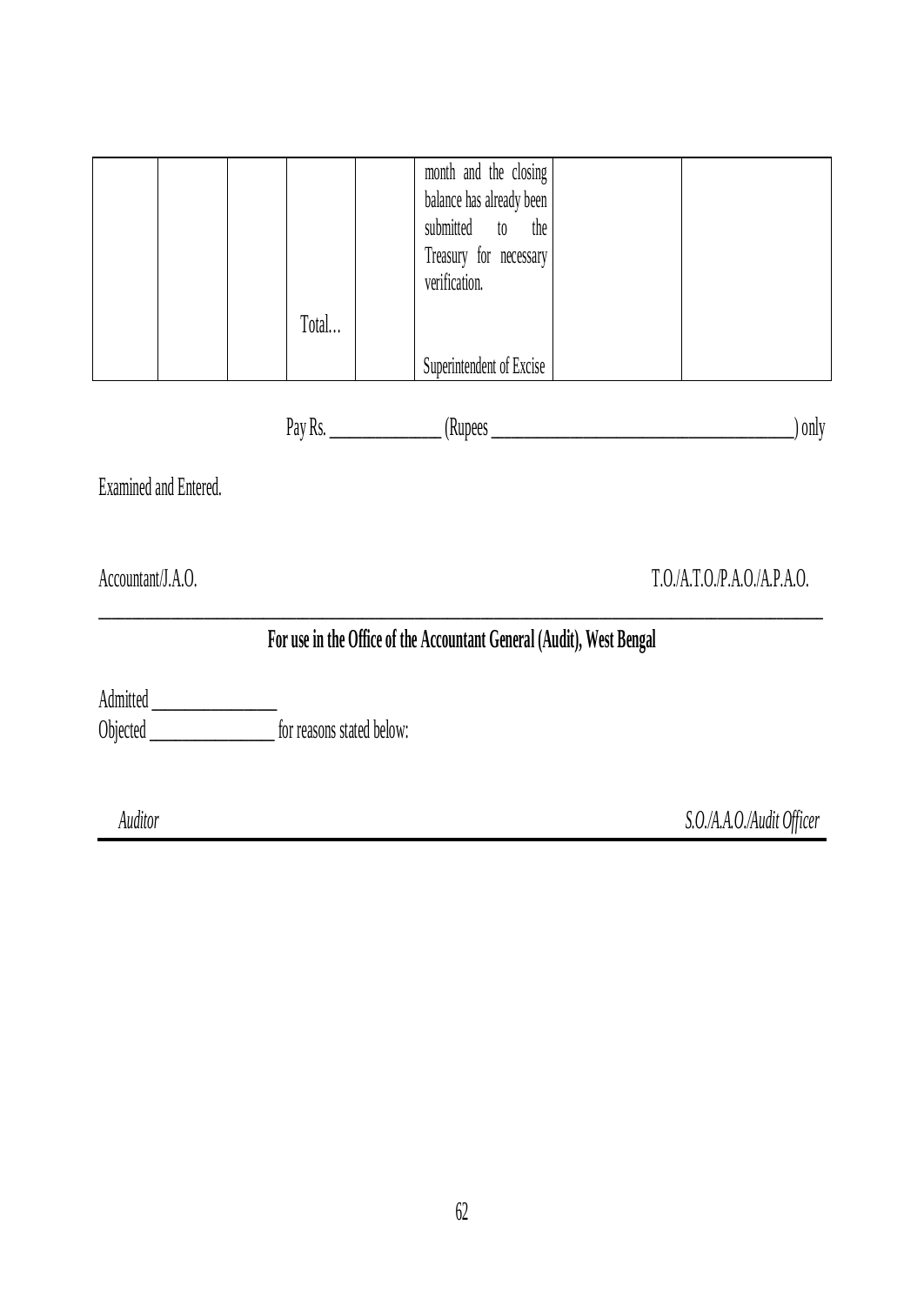|  |  |  |  |  |  |  |  |
|---|---|---|---|---|---|---|---|
|  |  |  |  |  | month and the closing balance has already been submitted to the Treasury for necessary verification. |  |  |
|  |  |  | Total… |  |  |  |  |
|  |  |  |  |  | Superintendent of Excise |  |  |

Pay Rs. _______________ (Rupees _______________________________________) only

Examined and Entered.

Accountant/J.A.O. T.O./A.T.O./P.A.O./A.P.A.O.

---

**For use in the Office of the Accountant General (Audit), West Bengal**

Admitted _______________

Objected _______________ for reasons stated below:

*Auditor* *S.O./A.A.O./Audit Officer*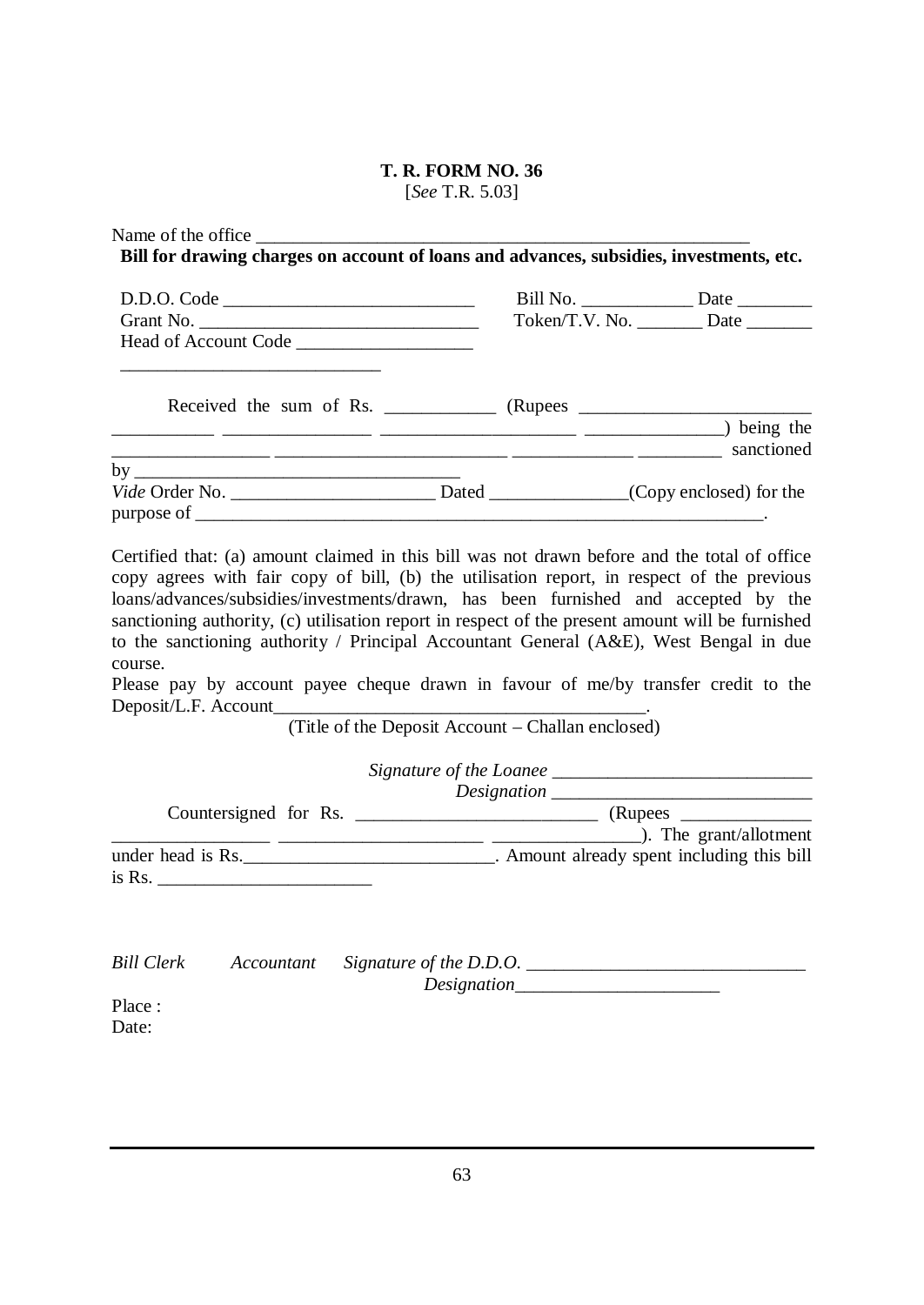**T. R. FORM NO. 36**
[*See* T.R. 5.03]

Name of the office ______________________________________________________

**Bill for drawing charges on account of loans and advances, subsidies, investments, etc.**

D.D.O. Code ___________________________ Bill No. ____________ Date ________
Grant No. ______________________________ Token/T.V. No. _______ Date _______
Head of Account Code ___________________
____________________________

Received the sum of Rs. ____________ (Rupees _________________________ ___________ ________________ _____________________ _______________) being the _________________ _________________________ _____________ _________ sanctioned by ____________________________________
*Vide* Order No. ______________________ Dated _______________(Copy enclosed) for the purpose of _______________________________________________________________.

Certified that: (a) amount claimed in this bill was not drawn before and the total of office copy agrees with fair copy of bill, (b) the utilisation report, in respect of the previous loans/advances/subsidies/investments/drawn, has been furnished and accepted by the sanctioning authority, (c) utilisation report in respect of the present amount will be furnished to the sanctioning authority / Principal Accountant General (A&E), West Bengal in due course.
Please pay by account payee cheque drawn in favour of me/by transfer credit to the Deposit/L.F. Account_________________________________________.
(Title of the Deposit Account – Challan enclosed)

*Signature of the Loanee* ____________________________
*Designation* ____________________________

Countersigned for Rs. __________________________ (Rupees ______________ _________________ ______________________ ________________). The grant/allotment under head is Rs.___________________________. Amount already spent including this bill is Rs. _______________________

*Bill Clerk* *Accountant* *Signature of the D.D.O.* ______________________________
*Designation*______________________

Place :
Date: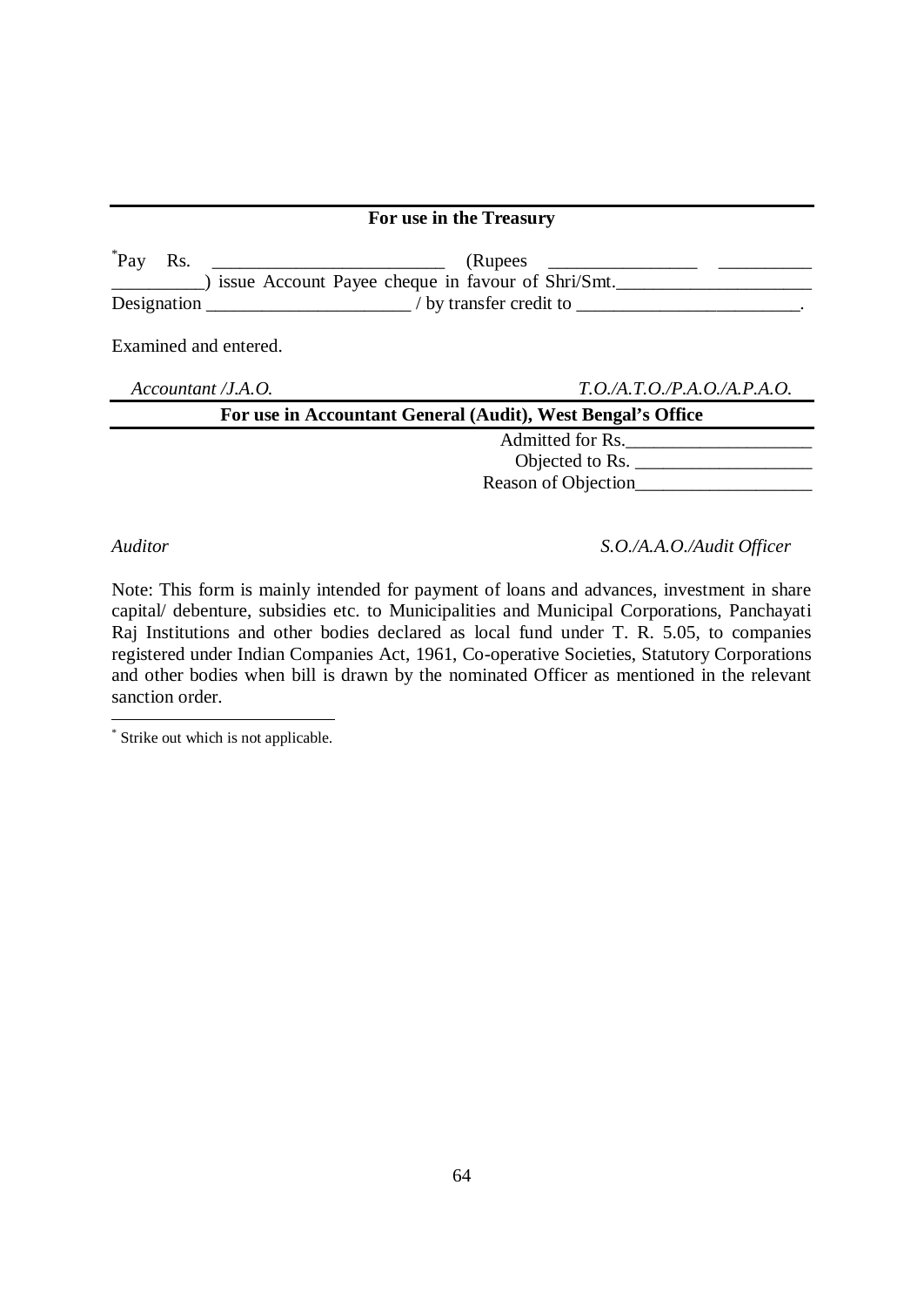**For use in the Treasury**

*Pay Rs. _________________________ (Rupees _______________ __________ __________) issue Account Payee cheque in favour of Shri/Smt._____________________ Designation _____________________ / by transfer credit to _______________________.

Examined and entered.

*Accountant /J.A.O.* *T.O./A.T.O./P.A.O./A.P.A.O.*

**For use in Accountant General (Audit), West Bengal's Office**

Admitted for Rs.___________________
Objected to Rs. ___________________
Reason of Objection___________________

*Auditor* *S.O./A.A.O./Audit Officer*

Note: This form is mainly intended for payment of loans and advances, investment in share capital/ debenture, subsidies etc. to Municipalities and Municipal Corporations, Panchayati Raj Institutions and other bodies declared as local fund under T. R. 5.05, to companies registered under Indian Companies Act, 1961, Co-operative Societies, Statutory Corporations and other bodies when bill is drawn by the nominated Officer as mentioned in the relevant sanction order.

---

* Strike out which is not applicable.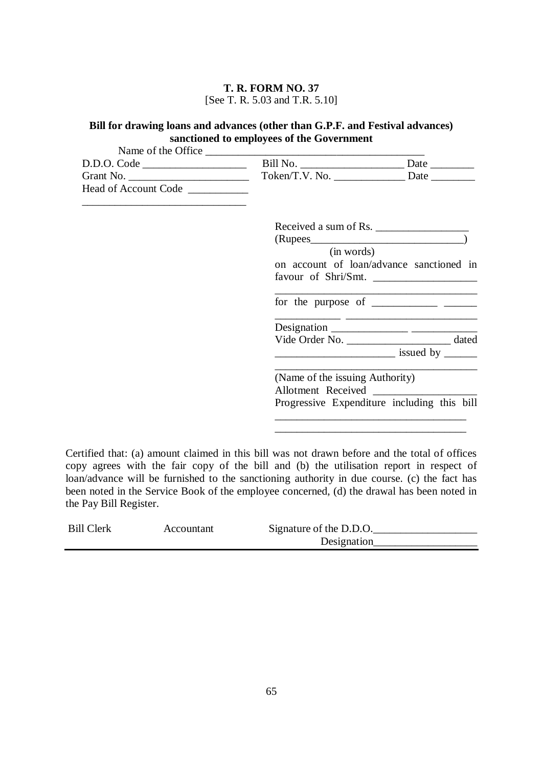**T. R. FORM NO. 37**
[See T. R. 5.03 and T.R. 5.10]

**Bill for drawing loans and advances (other than G.P.F. and Festival advances) sanctioned to employees of the Government**

Name of the Office ________________________________________

D.D.O. Code ___________________ Bill No. ___________________ Date ________

Grant No. ______________________ Token/T.V. No. _____________ Date ________

Head of Account Code ___________
______________________________

Received a sum of Rs. _________________
(Rupees____________________________)
(in words)
on account of loan/advance sanctioned in favour of Shri/Smt. ___________________
_____________________________________
for the purpose of ____________ ______
____________ ________________________
Designation ______________ ____________
Vide Order No. ___________________ dated
______________________ issued by ______
_____________________________________
(Name of the issuing Authority)
Allotment Received ___________________
Progressive Expenditure including this bill
__________________________________
__________________________________

Certified that: (a) amount claimed in this bill was not drawn before and the total of offices copy agrees with the fair copy of the bill and (b) the utilisation report in respect of loan/advance will be furnished to the sanctioning authority in due course. (c) the fact has been noted in the Service Book of the employee concerned, (d) the drawal has been noted in the Pay Bill Register.

Bill Clerk Accountant Signature of the D.D.O.___________________
Designation___________________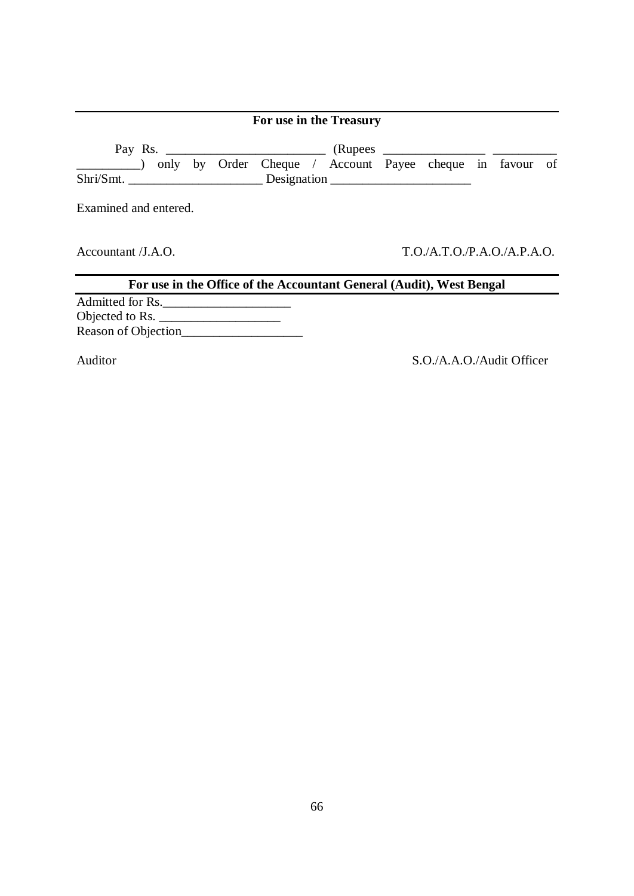---

**For use in the Treasury**

Pay Rs. _________________________ (Rupees _______________ __________ __________) only by Order Cheque / Account Payee cheque in favour of Shri/Smt. ____________________ Designation _____________________

Examined and entered.

Accountant /J.A.O. T.O./A.T.O./P.A.O./A.P.A.O.

---

**For use in the Office of the Accountant General (Audit), West Bengal**

---

Admitted for Rs.____________________
Objected to Rs. ___________________
Reason of Objection___________________

Auditor S.O./A.A.O./Audit Officer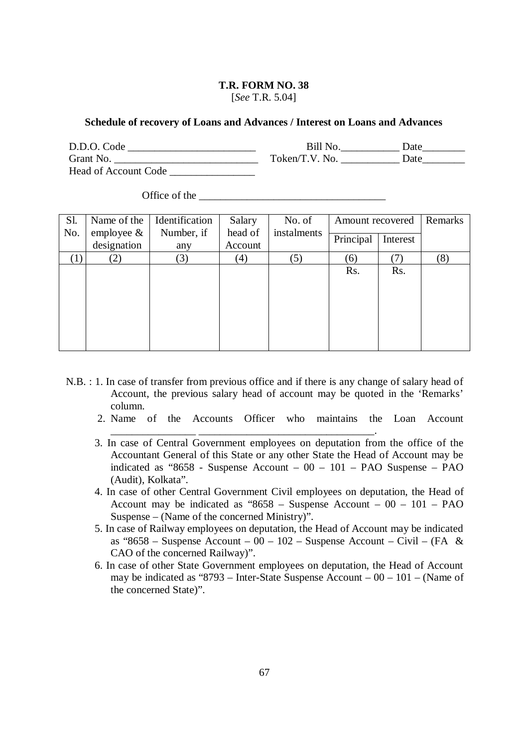**T.R. FORM NO. 38**
[*See* T.R. 5.04]

**Schedule of recovery of Loans and Advances / Interest on Loans and Advances**

D.D.O. Code ________________________ Bill No.___________ Date________
Grant No. ___________________________ Token/T.V. No. ___________ Date________
Head of Account Code ________________

Office of the __________________________________

| Sl. No. | Name of the employee & designation | Identification Number, if any | Salary head of Account | No. of instalments | Amount recovered | | Remarks |
|---|---|---|---|---|---|---|---|
| | | | | | Principal | Interest | |
| (1) | (2) | (3) | (4) | (5) | (6) | (7) | (8) |
| | | | | | Rs. | Rs. | |

N.B. : 1. In case of transfer from previous office and if there is any change of salary head of Account, the previous salary head of account may be quoted in the 'Remarks' column.

2. Name of the Accounts Officer who maintains the Loan Account ________________ _________________________________.

3. In case of Central Government employees on deputation from the office of the Accountant General of this State or any other State the Head of Account may be indicated as "8658 - Suspense Account – 00 – 101 – PAO Suspense – PAO (Audit), Kolkata".

4. In case of other Central Government Civil employees on deputation, the Head of Account may be indicated as "8658 – Suspense Account – 00 – 101 – PAO Suspense – (Name of the concerned Ministry)".

5. In case of Railway employees on deputation, the Head of Account may be indicated as "8658 – Suspense Account – 00 – 102 – Suspense Account – Civil – (FA & CAO of the concerned Railway)".

6. In case of other State Government employees on deputation, the Head of Account may be indicated as "8793 – Inter-State Suspense Account – 00 – 101 – (Name of the concerned State)".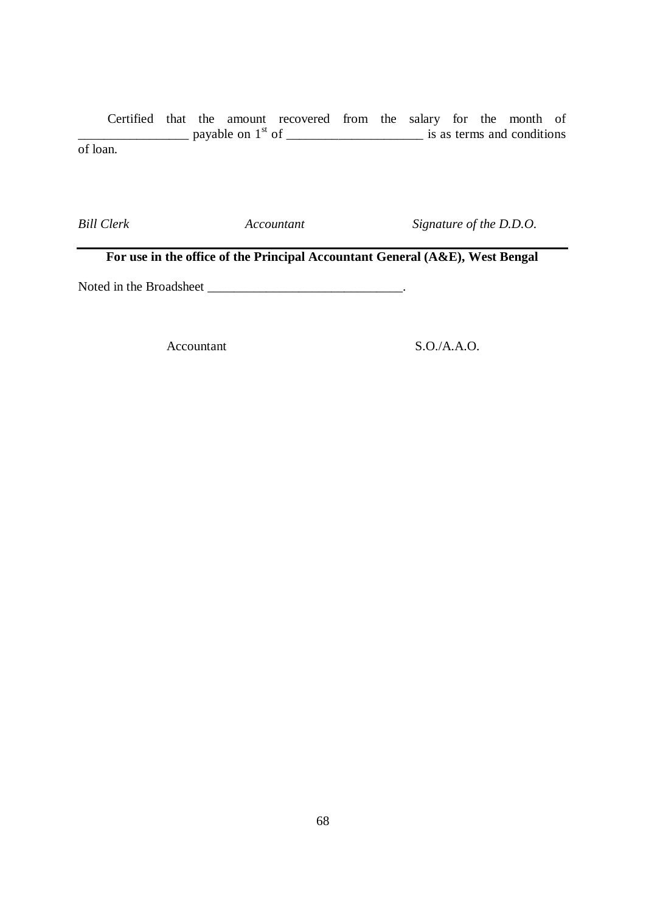Certified that the amount recovered from the salary for the month of _________________ payable on 1st of _____________________ is as terms and conditions of loan.

*Bill Clerk* *Accountant* *Signature of the D.D.O.*

---

**For use in the office of the Principal Accountant General (A&E), West Bengal**

Noted in the Broadsheet ______________________________.

Accountant S.O./A.A.O.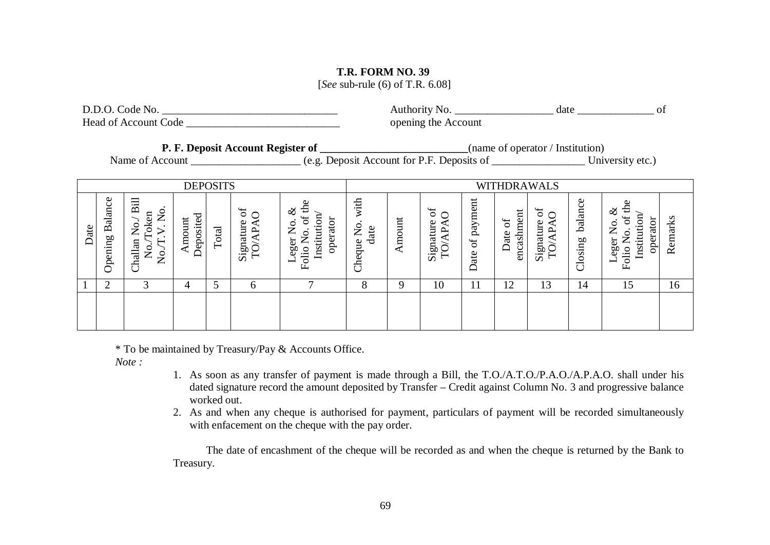**T.R. FORM NO. 39**

[*See* sub-rule (6) of T.R. 6.08]

D.D.O. Code No. ________________________________ Authority No. __________________ date ______________ of opening the Account

Head of Account Code ____________________________

**P. F. Deposit Account Register of ___________________________**(name of operator / Institution)

Name of Account ____________________ (e.g. Deposit Account for P.F. Deposits of _________________ University etc.)

| DEPOSITS | | | | | | | WITHDRAWALS | | | | | | | | |
|---|---|---|---|---|---|---|---|---|---|---|---|---|---|---|---|
| Date | Opening Balance | Challan No./ Bill No./Token No./T. V. No. | Amount Deposited | Total | Signature of TO/APAO | Leger No. & Folio No. of the Institution/ operator | Cheque No. with date | Amount | Signature of TO/APAO | Date of payment | Date of encashment | Signature of TO/APAO | Closing balance | Leger No. & Folio No. of the Institution/ operator | Remarks |
| 1 | 2 | 3 | 4 | 5 | 6 | 7 | 8 | 9 | 10 | 11 | 12 | 13 | 14 | 15 | 16 |
| | | | | | | | | | | | | | | | |

* To be maintained by Treasury/Pay & Accounts Office.

*Note :*

1. As soon as any transfer of payment is made through a Bill, the T.O./A.T.O./P.A.O./A.P.A.O. shall under his dated signature record the amount deposited by Transfer – Credit against Column No. 3 and progressive balance worked out.
2. As and when any cheque is authorised for payment, particulars of payment will be recorded simultaneously with enfacement on the cheque with the pay order.

The date of encashment of the cheque will be recorded as and when the cheque is returned by the Bank to Treasury.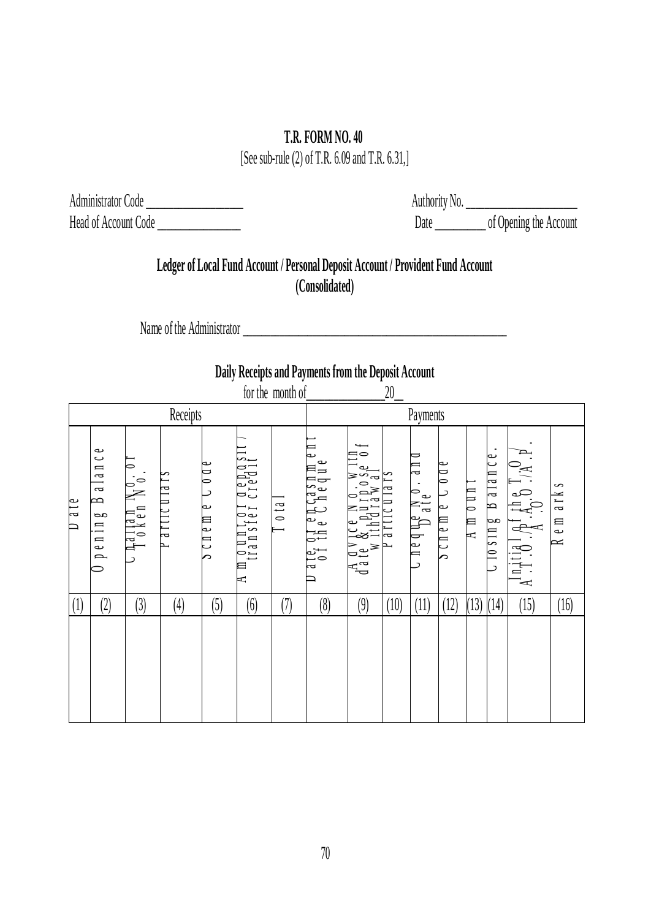**T.R. FORM NO. 40**

[See sub-rule (2) of T.R. 6.09 and T.R. 6.31,]

Administrator Code ________________ Authority No. ___________________

Head of Account Code ______________ Date _________ of Opening the Account

## Ledger of Local Fund Account / Personal Deposit Account / Provident Fund Account (Consolidated)

Name of the Administrator ______________________________________________

### Daily Receipts and Payments from the Deposit Account

for the month of______________20__

| Receipts | | | | | | | Payments | | | | | | | | |
|---|---|---|---|---|---|---|---|---|---|---|---|---|---|---|---|
| Date | Opening Balance | Challan No. or Token No. | Particulars | Scheme Code | Amount of deposit / transfer credit | Total | Date of encashment of the Cheque | Advice No. with date & purpose of withdrawal | Particulars | Cheque No. and Date | Scheme Code | Amount | Closing Balance. | Initial of the T.O / A.T.O./P.A.O./A.P.A.O. | Remarks |
| (1) | (2) | (3) | (4) | (5) | (6) | (7) | (8) | (9) | (10) | (11) | (12) | (13) | (14) | (15) | (16) |
| | | | | | | | | | | | | | | | |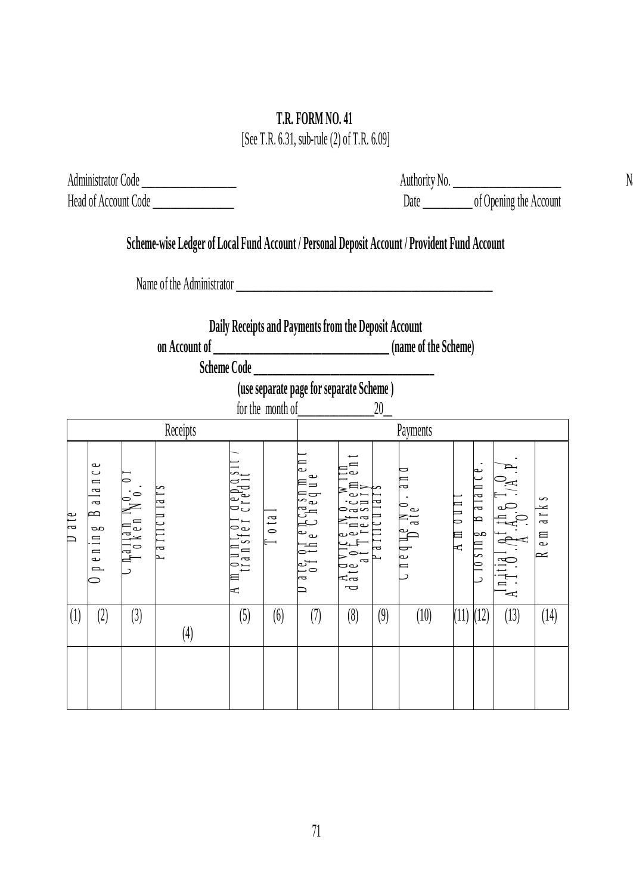**T.R. FORM NO. 41**
[See T.R. 6.31, sub-rule (2) of T.R. 6.09]

Administrator Code ________________ Authority No. ____________________ N

Head of Account Code ______________ Date _________ of Opening the Account

**Scheme-wise Ledger of Local Fund Account / Personal Deposit Account / Provident Fund Account**

Name of the Administrator ______________________________________________

**Daily Receipts and Payments from the Deposit Account**

**on Account of _______________________________ (name of the Scheme)**

**Scheme Code ______________________________**

**(use separate page for separate Scheme )**

for the month of______________20__

| Receipts | | | | | | Payments | | | | | | | |
|---|---|---|---|---|---|---|---|---|---|---|---|---|---|
| Date | Opening Balance | Challan No. of Token No. | Particulars | Amount of deposit / transfer credit | Total | Date of encashment of the Cheque | Advice No. with date of enfacement at Treasury | Particulars | Cheque No. and Date | Amount | Closing Balance. | Initial of the T.O./ A.T.O./P.A.O./A.P.A.O. | Remarks |
| (1) | (2) | (3) | (4) | (5) | (6) | (7) | (8) | (9) | (10) | (11) | (12) | (13) | (14) |
| | | | | | | | | | | | | | |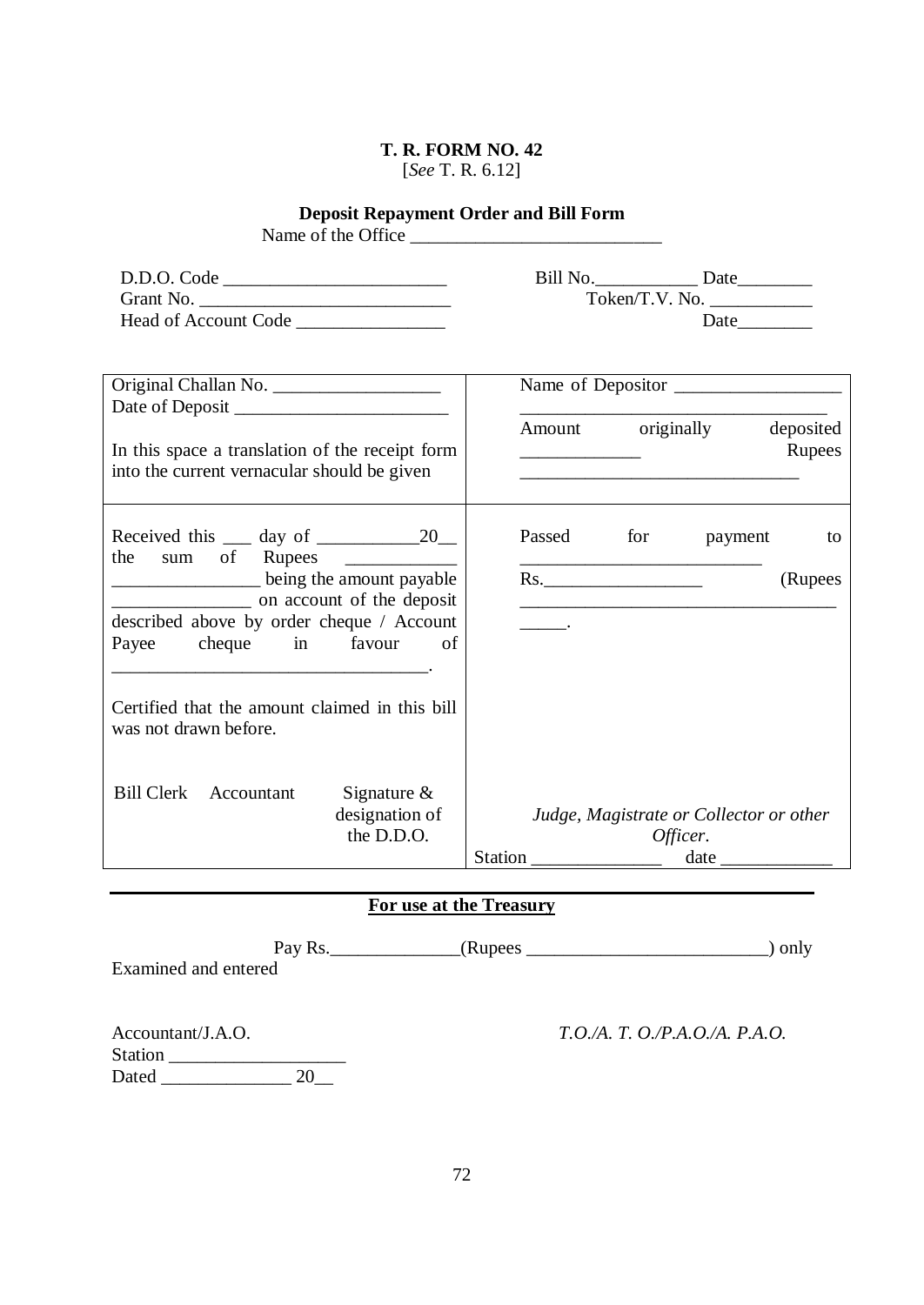**T. R. FORM NO. 42**
[*See* T. R. 6.12]

**Deposit Repayment Order and Bill Form**

Name of the Office ___________________________

D.D.O. Code ________________________
Grant No. ___________________________
Head of Account Code ________________

Bill No.___________ Date________
Token/T.V. No. ___________
Date________

| | |
|---|---|
| Original Challan No. __________________<br>Date of Deposit _______________________<br><br>In this space a translation of the receipt form into the current vernacular should be given | Name of Depositor __________________<br>_________________________________<br>Amount originally deposited _____________ Rupees ______________________________ |
| Received this ___ day of ___________20__ the sum of Rupees ____________ ________________ being the amount payable _______________ on account of the deposit described above by order cheque / Account Payee cheque in favour of __________________________________.<br><br>Certified that the amount claimed in this bill was not drawn before.<br><br>Bill Clerk &nbsp;&nbsp; Accountant &nbsp;&nbsp; Signature & designation of the D.D.O. | Passed for payment to __________________________<br>Rs._________________ (Rupees __________________________________ _____.<br><br>*Judge, Magistrate or Collector or other Officer.*<br>Station ______________ date ____________ |

---

**<u>For use at the Treasury</u>**

Pay Rs.______________(Rupees __________________________) only

Examined and entered

Accountant/J.A.O.

*T.O./A. T. O./P.A.O./A. P.A.O.*

Station ___________________
Dated ______________ 20__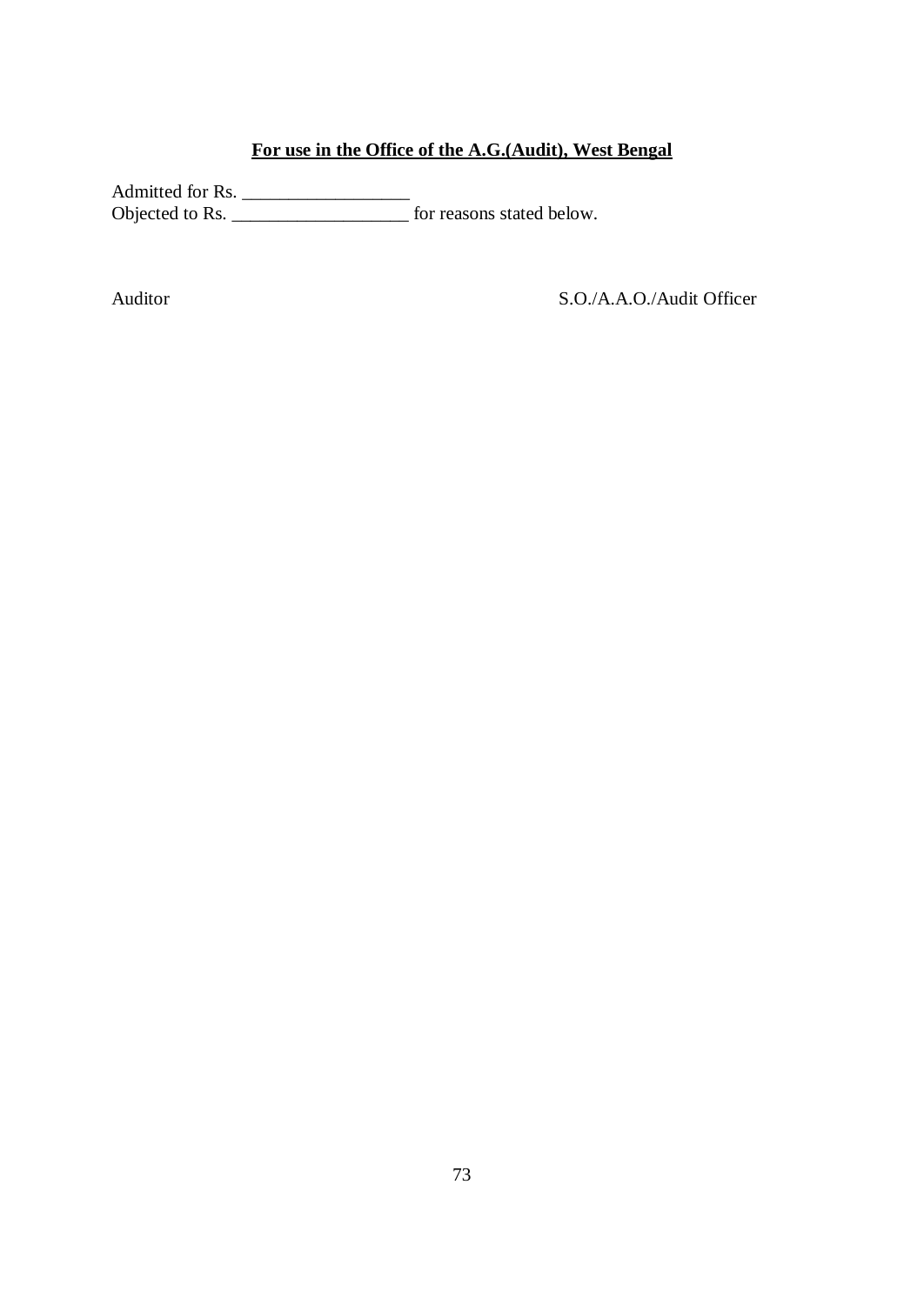**<u>For use in the Office of the A.G.(Audit), West Bengal</u>**

Admitted for Rs. __________________  
Objected to Rs. ___________________ for reasons stated below.

Auditor S.O./A.A.O./Audit Officer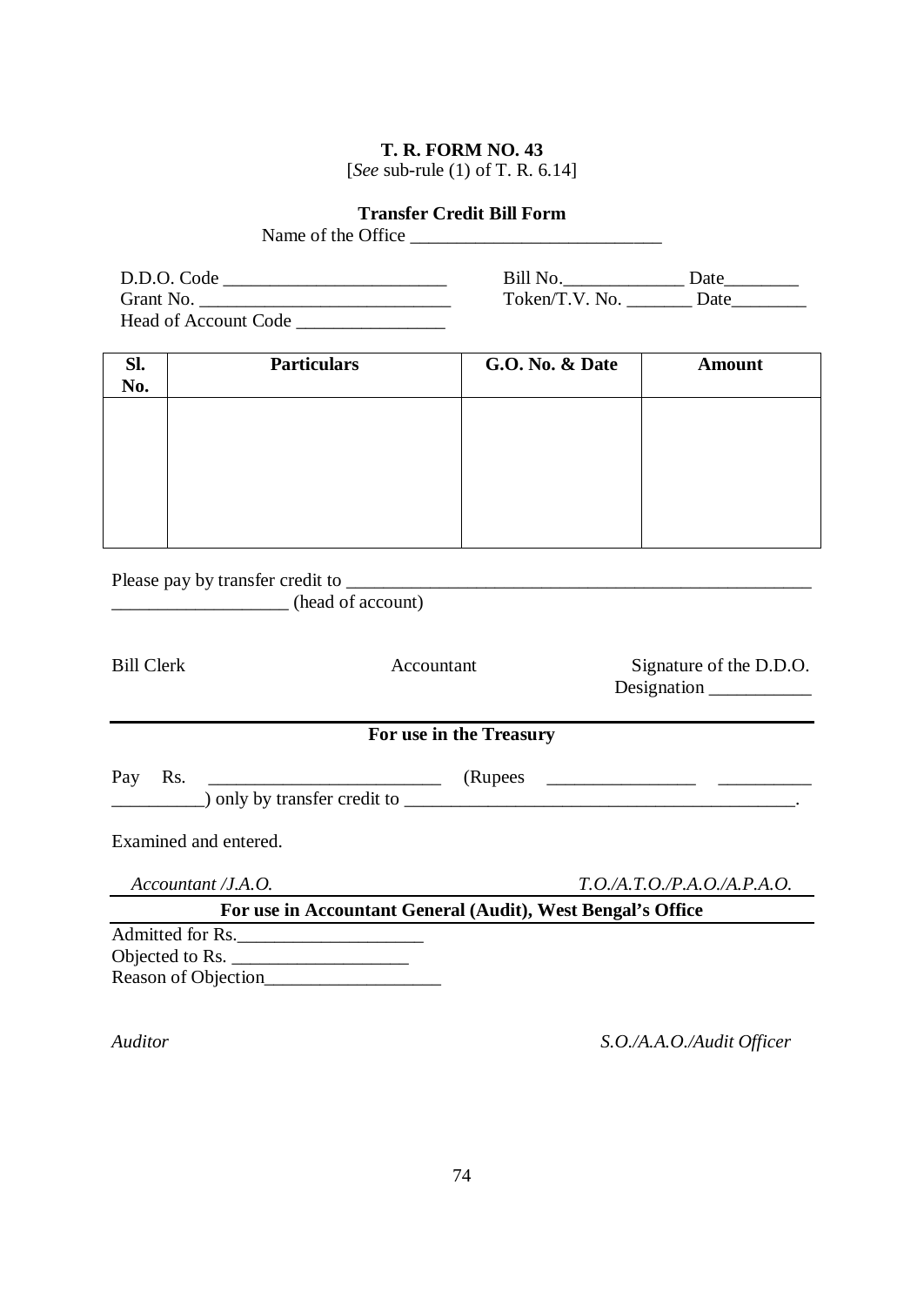**T. R. FORM NO. 43**

[*See* sub-rule (1) of T. R. 6.14]

**Transfer Credit Bill Form**

Name of the Office ____________________________

D.D.O. Code ________________________ Bill No.____________ Date________

Grant No. ___________________________ Token/T.V. No. _______ Date________

Head of Account Code ________________

| Sl. No. | Particulars | G.O. No. & Date | Amount |
|---|---|---|---|
| | | | |

Please pay by transfer credit to ____________________________________________________
___________________ (head of account)

Bill Clerk | Accountant | Signature of the D.D.O.
Designation ___________

---

**For use in the Treasury**

Pay Rs. _________________________ (Rupees ________________ __________
__________) only by transfer credit to ___________________________________________.

Examined and entered.

*Accountant /J.A.O.* | *T.O./A.T.O./P.A.O./A.P.A.O.*

---

**For use in Accountant General (Audit), West Bengal's Office**

Admitted for Rs.____________________

Objected to Rs. ___________________

Reason of Objection__________________

*Auditor* | *S.O./A.A.O./Audit Officer*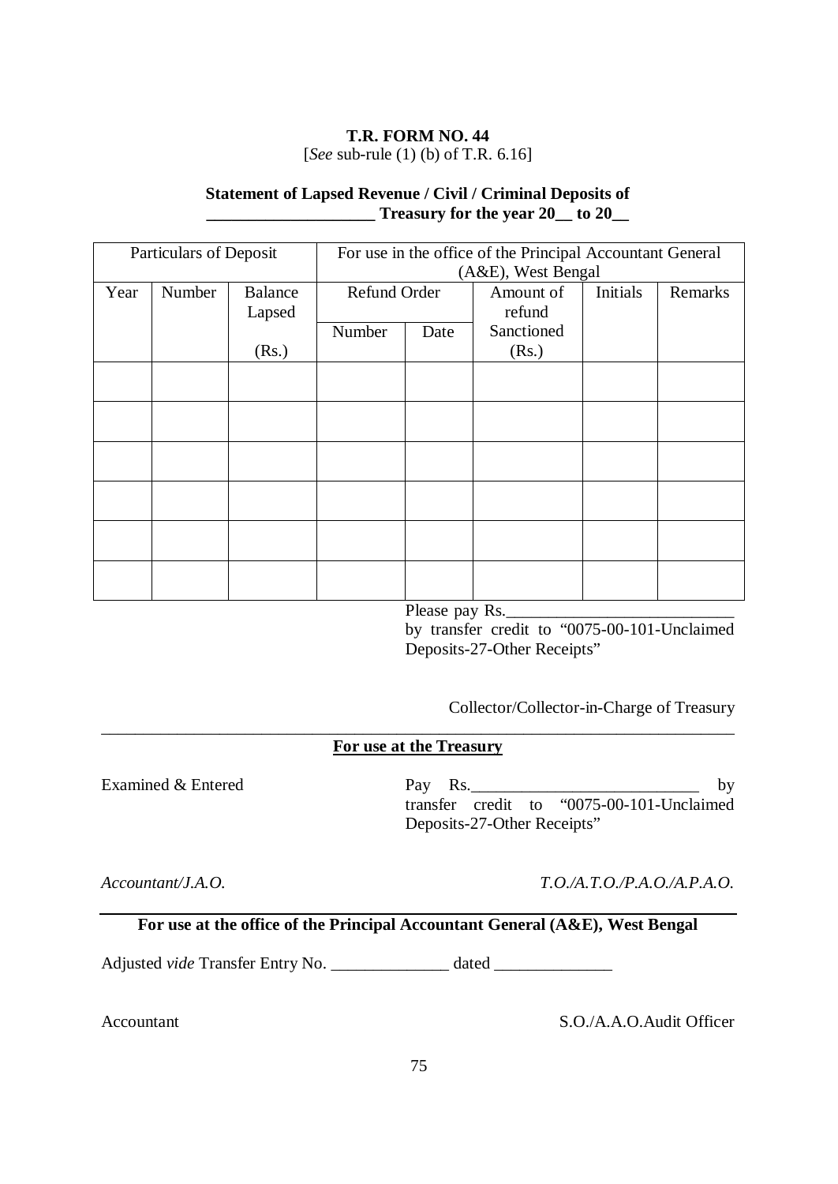**T.R. FORM NO. 44**

[*See* sub-rule (1) (b) of T.R. 6.16]

**Statement of Lapsed Revenue / Civil / Criminal Deposits of ____________________ Treasury for the year 20__ to 20__**

| Particulars of Deposit | | | For use in the office of the Principal Accountant General (A&E), West Bengal | | | | |
|---|---|---|---|---|---|---|---|
| Year | Number | Balance Lapsed (Rs.) | Refund Order | | Amount of refund Sanctioned (Rs.) | Initials | Remarks |
| | | | Number | Date | | | |
| | | | | | | | |
| | | | | | | | |
| | | | | | | | |
| | | | | | | | |
| | | | | | | | |
| | | | | | | | |

Please pay Rs.___________________________ by transfer credit to "0075-00-101-Unclaimed Deposits-27-Other Receipts"

Collector/Collector-in-Charge of Treasury

---

**For use at the Treasury**

Examined & Entered

Pay Rs.___________________________ by transfer credit to "0075-00-101-Unclaimed Deposits-27-Other Receipts"

*Accountant/J.A.O.* *T.O./A.T.O./P.A.O./A.P.A.O.*

---

**For use at the office of the Principal Accountant General (A&E), West Bengal**

Adjusted *vide* Transfer Entry No. ______________ dated ______________

Accountant S.O./A.A.O.Audit Officer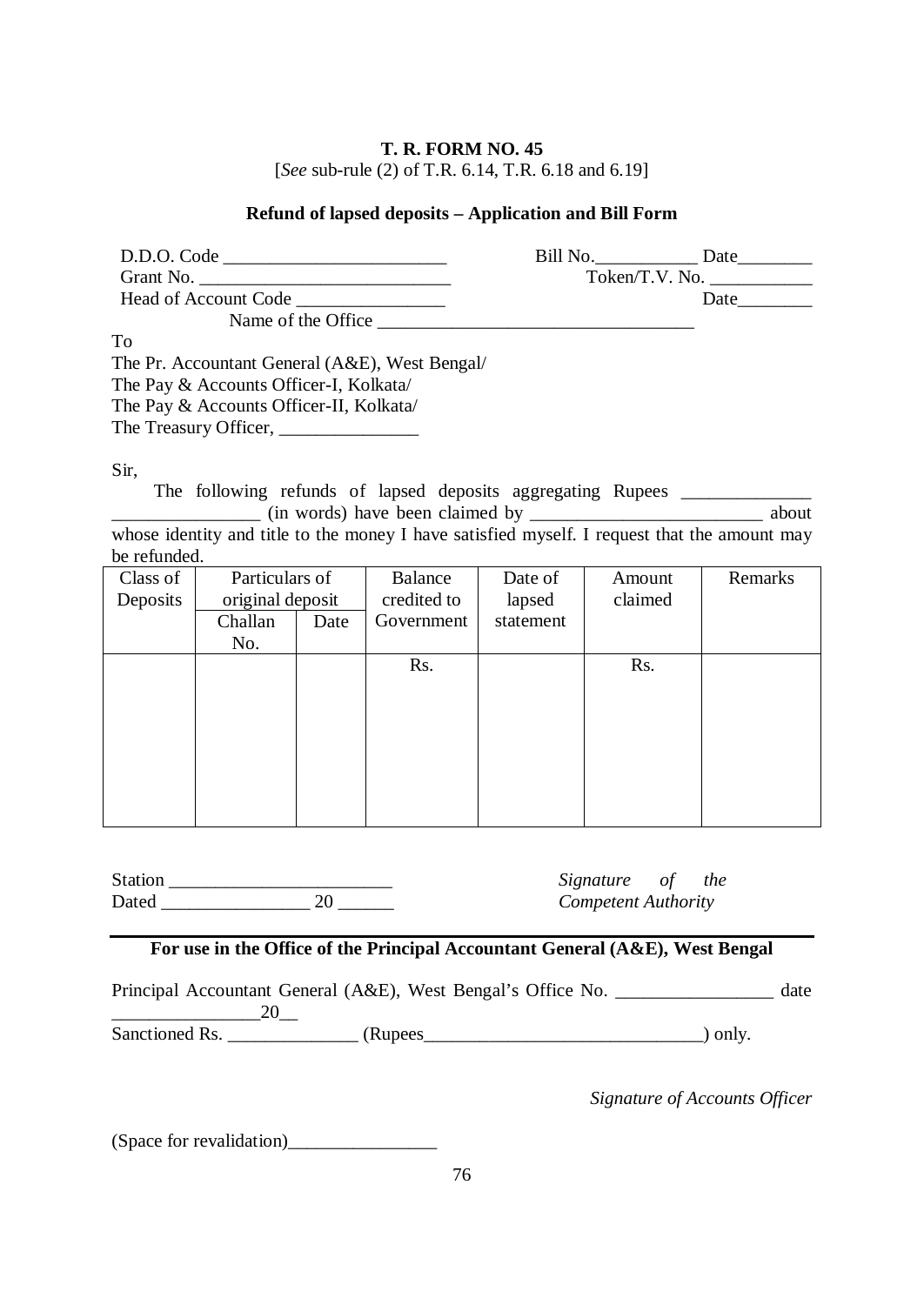**T. R. FORM NO. 45**

[*See* sub-rule (2) of T.R. 6.14, T.R. 6.18 and 6.19]

**Refund of lapsed deposits – Application and Bill Form**

D.D.O. Code ________________________ Bill No.___________ Date________

Grant No. ___________________________ Token/T.V. No. ___________

Head of Account Code ________________ Date________

Name of the Office __________________________________

To

The Pr. Accountant General (A&E), West Bengal/

The Pay & Accounts Officer-I, Kolkata/

The Pay & Accounts Officer-II, Kolkata/

The Treasury Officer, _______________

Sir,

The following refunds of lapsed deposits aggregating Rupees ______________ ________________ (in words) have been claimed by _________________________ about whose identity and title to the money I have satisfied myself. I request that the amount may be refunded.

| Class of Deposits | Particulars of original deposit | | Balance credited to Government | Date of lapsed statement | Amount claimed | Remarks |
|---|---|---|---|---|---|---|
| | Challan No. | Date | | | | |
| | | | Rs. | | Rs. | |

Station ________________________

Dated ________________ 20 ______

*Signature of the Competent Authority*

---

**For use in the Office of the Principal Accountant General (A&E), West Bengal**

Principal Accountant General (A&E), West Bengal's Office No. _________________ date ________________20__

Sanctioned Rs. ______________ (Rupees______________________________) only.

*Signature of Accounts Officer*

(Space for revalidation)________________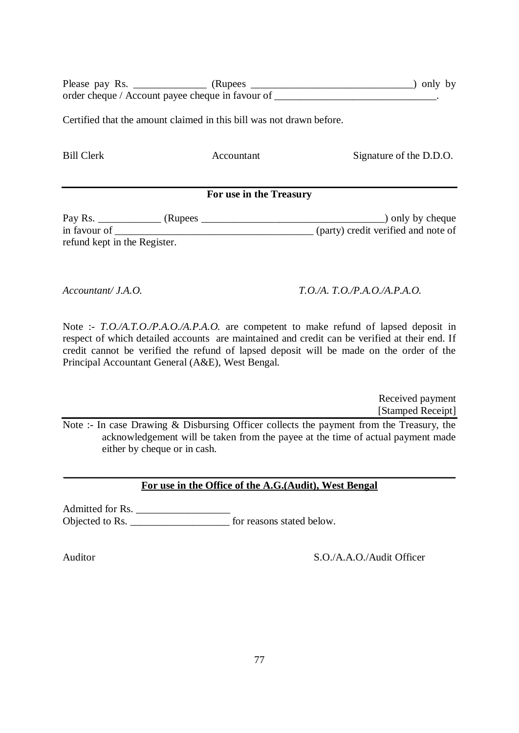Please pay Rs. ______________ (Rupees _______________________________) only by order cheque / Account payee cheque in favour of _______________________________.

Certified that the amount claimed in this bill was not drawn before.

Bill Clerk                    Accountant                    Signature of the D.D.O.

---

**For use in the Treasury**

Pay Rs. ____________ (Rupees ___________________________________) only by cheque in favour of _______________________________________ (party) credit verified and note of refund kept in the Register.

*Accountant/ J.A.O.*                    *T.O./A. T.O./P.A.O./A.P.A.O.*

Note :- *T.O./A.T.O./P.A.O./A.P.A.O.* are competent to make refund of lapsed deposit in respect of which detailed accounts are maintained and credit can be verified at their end. If credit cannot be verified the refund of lapsed deposit will be made on the order of the Principal Accountant General (A&E), West Bengal.

Received payment
[Stamped Receipt]

---

Note :- In case Drawing & Disbursing Officer collects the payment from the Treasury, the acknowledgement will be taken from the payee at the time of actual payment made either by cheque or in cash.

---

**For use in the Office of the A.G.(Audit), West Bengal**

Admitted for Rs. __________________
Objected to Rs. ___________________ for reasons stated below.

Auditor                    S.O./A.A.O./Audit Officer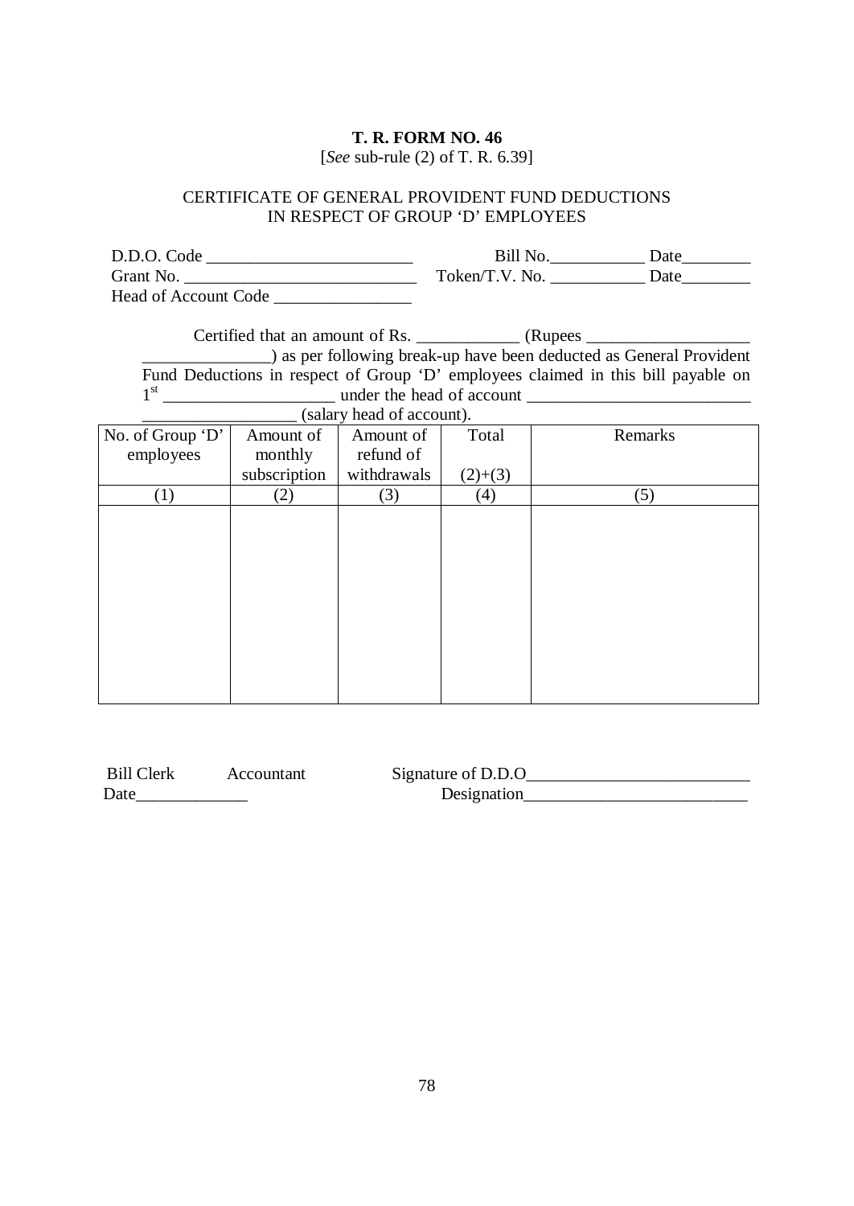**T. R. FORM NO. 46**

[*See* sub-rule (2) of T. R. 6.39]

CERTIFICATE OF GENERAL PROVIDENT FUND DEDUCTIONS IN RESPECT OF GROUP 'D' EMPLOYEES

D.D.O. Code ________________________ Bill No.___________ Date________

Grant No. ___________________________ Token/T.V. No. ___________ Date________

Head of Account Code ________________

Certified that an amount of Rs. ____________ (Rupees ___________________ _______________) as per following break-up have been deducted as General Provident Fund Deductions in respect of Group 'D' employees claimed in this bill payable on 1st ___________________ under the head of account _________________________ _________________ (salary head of account).

| No. of Group 'D' employees | Amount of monthly subscription | Amount of refund of withdrawals | Total<br>(2)+(3) | Remarks |
|---|---|---|---|---|
| (1) | (2) | (3) | (4) | (5) |
| | | | | |

Bill Clerk Accountant

Date_____________

Signature of D.D.O__________________________

Designation__________________________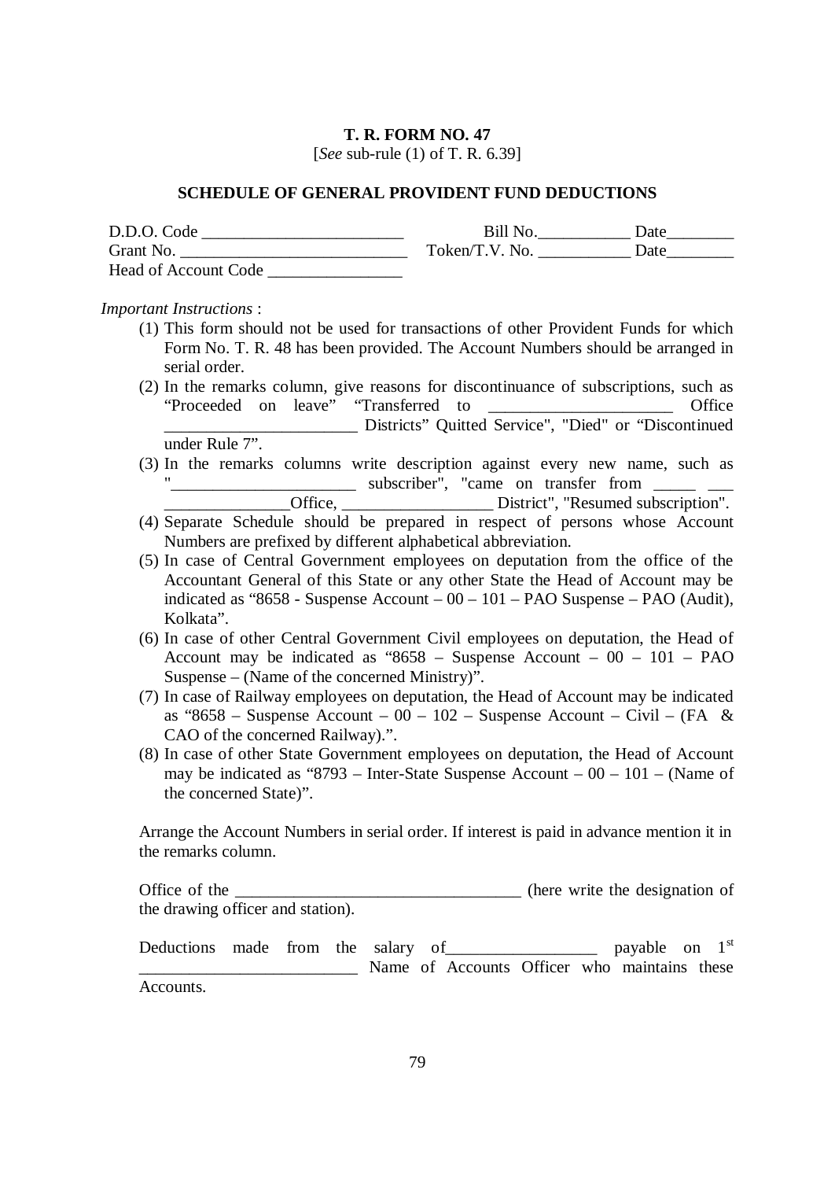**T. R. FORM NO. 47**

[*See* sub-rule (1) of T. R. 6.39]

**SCHEDULE OF GENERAL PROVIDENT FUND DEDUCTIONS**

D.D.O. Code ________________________ Bill No.___________ Date________

Grant No. ___________________________ Token/T.V. No. ___________ Date________

Head of Account Code ________________

*Important Instructions* :

(1) This form should not be used for transactions of other Provident Funds for which Form No. T. R. 48 has been provided. The Account Numbers should be arranged in serial order.

(2) In the remarks column, give reasons for discontinuance of subscriptions, such as "Proceeded on leave" "Transferred to ______________________ Office _______________________ Districts" Quitted Service", "Died" or "Discontinued under Rule 7".

(3) In the remarks columns write description against every new name, such as "_____________________ subscriber", "came on transfer from _____ ___ ______________Office, _________________ District", "Resumed subscription".

(4) Separate Schedule should be prepared in respect of persons whose Account Numbers are prefixed by different alphabetical abbreviation.

(5) In case of Central Government employees on deputation from the office of the Accountant General of this State or any other State the Head of Account may be indicated as "8658 - Suspense Account – 00 – 101 – PAO Suspense – PAO (Audit), Kolkata".

(6) In case of other Central Government Civil employees on deputation, the Head of Account may be indicated as "8658 – Suspense Account – 00 – 101 – PAO Suspense – (Name of the concerned Ministry)".

(7) In case of Railway employees on deputation, the Head of Account may be indicated as "8658 – Suspense Account – 00 – 102 – Suspense Account – Civil – (FA & CAO of the concerned Railway).".

(8) In case of other State Government employees on deputation, the Head of Account may be indicated as "8793 – Inter-State Suspense Account – 00 – 101 – (Name of the concerned State)".

Arrange the Account Numbers in serial order. If interest is paid in advance mention it in the remarks column.

Office of the _________________________________ (here write the designation of the drawing officer and station).

Deductions made from the salary of_________________ payable on 1st _________________________ Name of Accounts Officer who maintains these Accounts.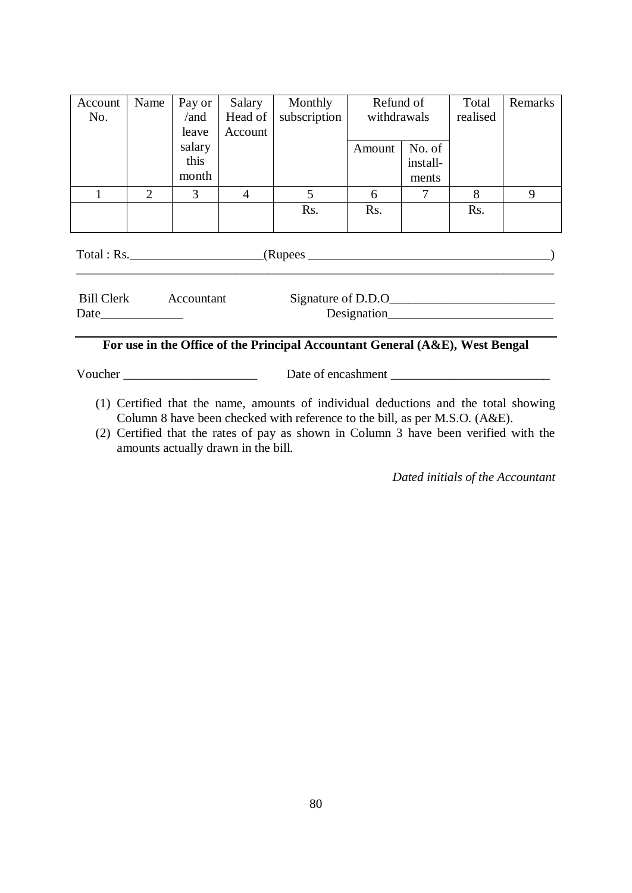| Account No. | Name | Pay or /and leave salary this month | Salary Head of Account | Monthly subscription | Refund of withdrawals | | Total realised | Remarks |
|---|---|---|---|---|---|---|---|---|
| | | | | | Amount | No. of install-ments | | |
| 1 | 2 | 3 | 4 | 5 | 6 | 7 | 8 | 9 |
| | | | | Rs. | Rs. | | Rs. | |

Total : Rs.____________________(Rupees ____________________________________)

______________________________________________________________________________

Bill Clerk Accountant Signature of D.D.O_________________________

Date____________ Designation_________________________

## For use in the Office of the Principal Accountant General (A&E), West Bengal

Voucher ____________________ Date of encashment ________________________

(1) Certified that the name, amounts of individual deductions and the total showing Column 8 have been checked with reference to the bill, as per M.S.O. (A&E).

(2) Certified that the rates of pay as shown in Column 3 have been verified with the amounts actually drawn in the bill.

*Dated initials of the Accountant*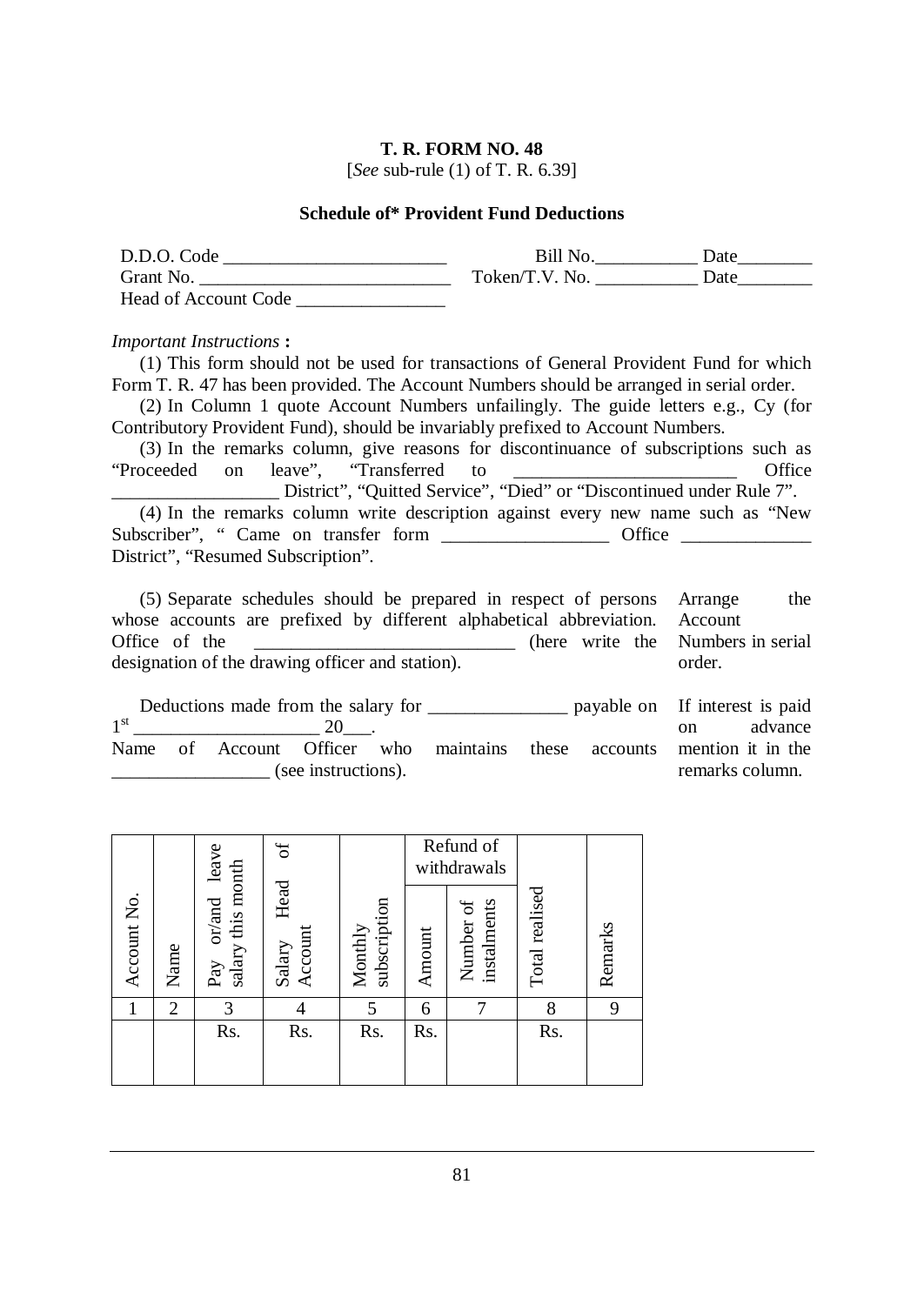**T. R. FORM NO. 48**

[*See* sub-rule (1) of T. R. 6.39]

**Schedule of* Provident Fund Deductions**

D.D.O. Code ________________________ Bill No.___________ Date________

Grant No. ___________________________ Token/T.V. No. ___________ Date________

Head of Account Code ________________

*Important Instructions* **:**

(1) This form should not be used for transactions of General Provident Fund for which Form T. R. 47 has been provided. The Account Numbers should be arranged in serial order.

(2) In Column 1 quote Account Numbers unfailingly. The guide letters e.g., Cy (for Contributory Provident Fund), should be invariably prefixed to Account Numbers.

(3) In the remarks column, give reasons for discontinuance of subscriptions such as "Proceeded on leave", "Transferred to ________________________ Office __________________ District", "Quitted Service", "Died" or "Discontinued under Rule 7".

(4) In the remarks column write description against every new name such as "New Subscriber", " Came on transfer form __________________ Office ______________ District", "Resumed Subscription".

(5) Separate schedules should be prepared in respect of persons whose accounts are prefixed by different alphabetical abbreviation.

Office of the ____________________________ (here write the designation of the drawing officer and station).

Arrange the Account Numbers in serial order.

Deductions made from the salary for _______________ payable on 1st ____________________ 20___.

Name of Account Officer who maintains these accounts _________________ (see instructions).

If interest is paid on advance mention it in the remarks column.

| Account No. | Name | Pay or/and leave salary this month | Salary Head of Account | Monthly subscription | Refund of withdrawals | | Total realised | Remarks |
|---|---|---|---|---|---|---|---|---|
| | | | | | Amount | Number of instalments | | |
| 1 | 2 | 3 | 4 | 5 | 6 | 7 | 8 | 9 |
| | | Rs. | Rs. | Rs. | Rs. | | Rs. | |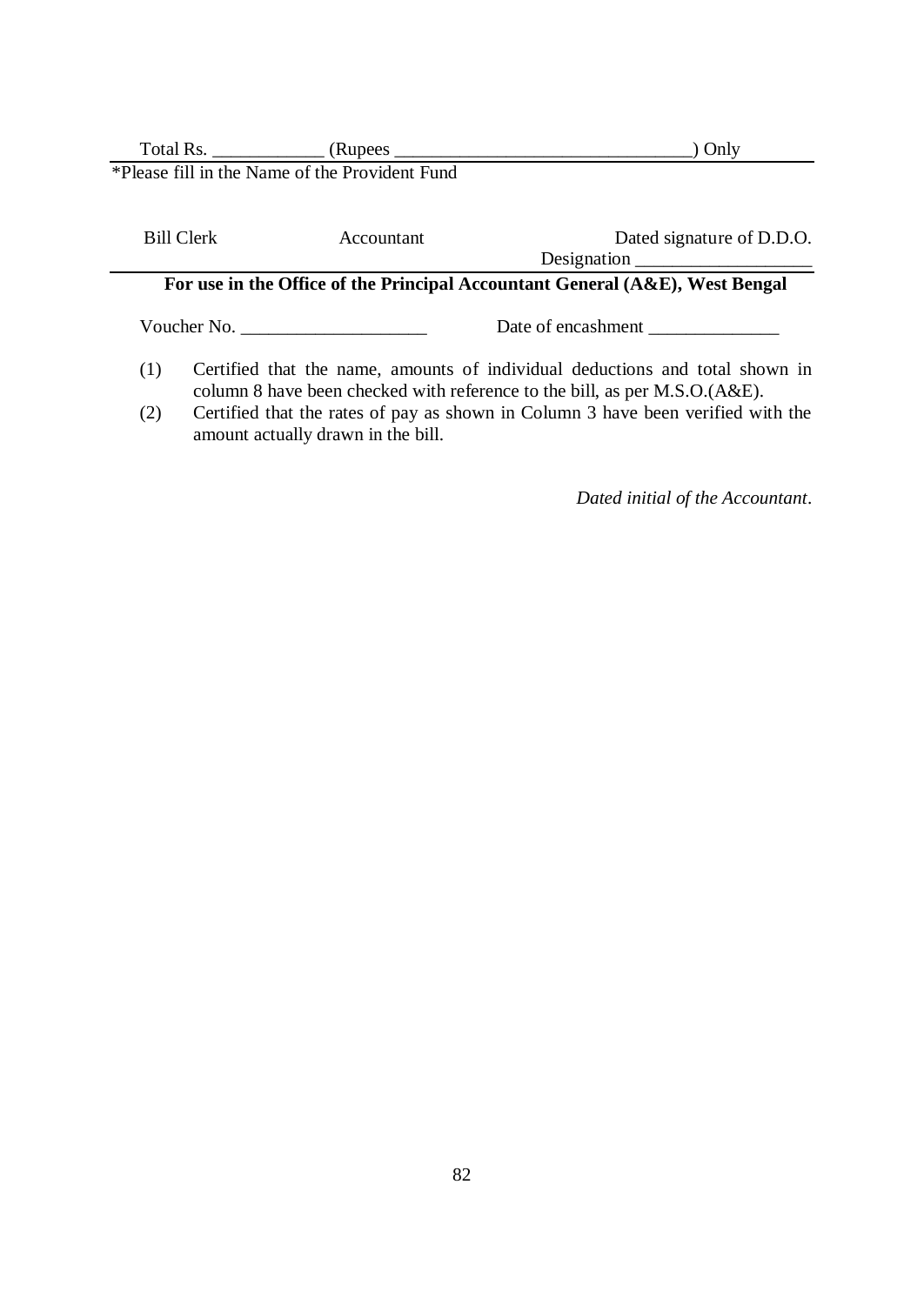Total Rs. ____________ (Rupees ________________________________) Only

*Please fill in the Name of the Provident Fund

Bill Clerk　　　　Accountant　　　　Dated signature of D.D.O.

Designation ___________________

**For use in the Office of the Principal Accountant General (A&E), West Bengal**

Voucher No. ____________________　　　　Date of encashment ______________

(1) Certified that the name, amounts of individual deductions and total shown in column 8 have been checked with reference to the bill, as per M.S.O.(A&E).

(2) Certified that the rates of pay as shown in Column 3 have been verified with the amount actually drawn in the bill.

*Dated initial of the Accountant*.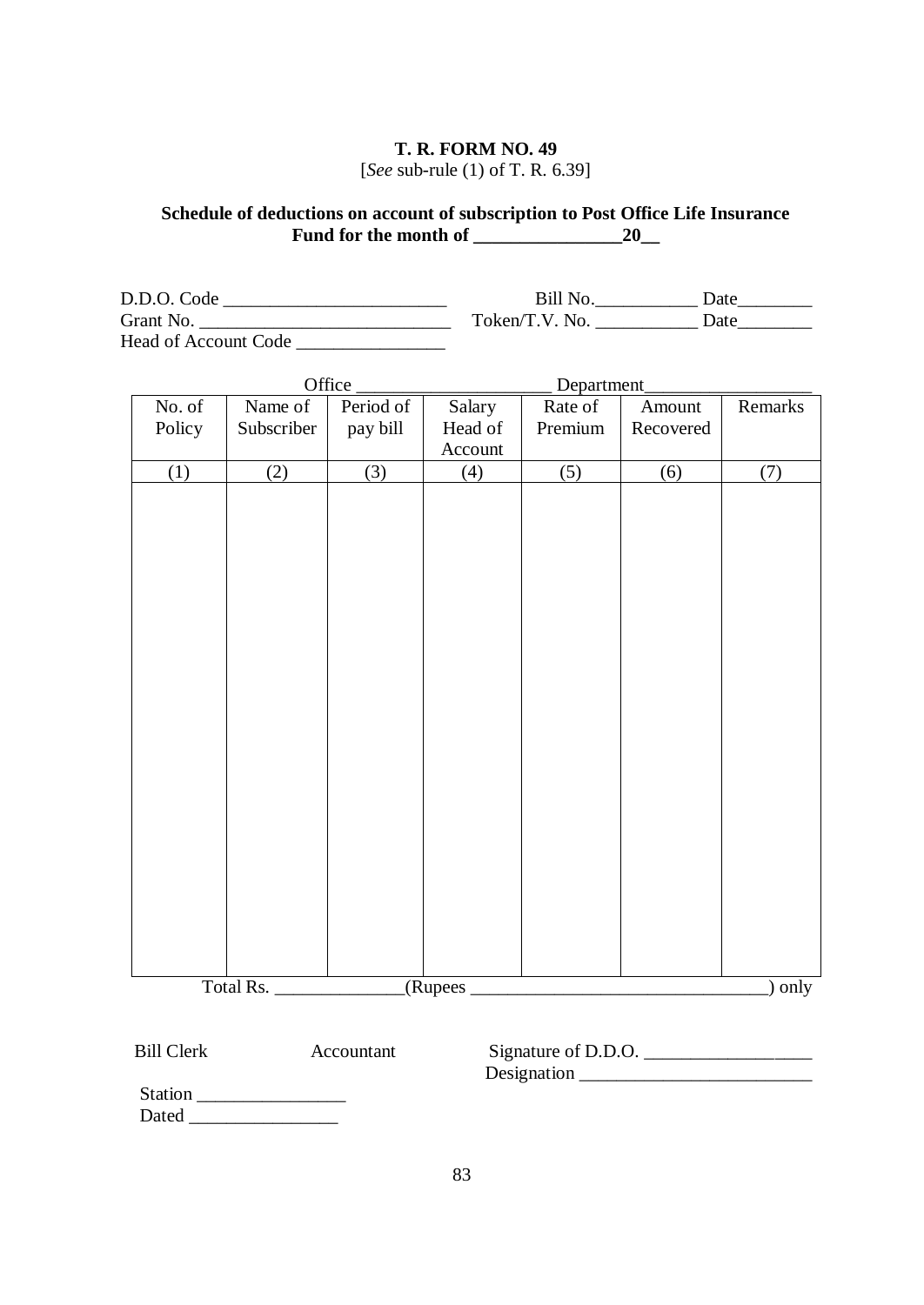**T. R. FORM NO. 49**
[*See* sub-rule (1) of T. R. 6.39]

**Schedule of deductions on account of subscription to Post Office Life Insurance Fund for the month of \_\_\_\_\_\_\_\_\_\_\_\_\_\_\_\_20\_\_**

D.D.O. Code \_\_\_\_\_\_\_\_\_\_\_\_\_\_\_\_\_\_\_\_\_\_\_\_ Bill No.\_\_\_\_\_\_\_\_\_\_\_ Date\_\_\_\_\_\_\_\_
Grant No. \_\_\_\_\_\_\_\_\_\_\_\_\_\_\_\_\_\_\_\_\_\_\_\_\_\_\_ Token/T.V. No. \_\_\_\_\_\_\_\_\_\_\_ Date\_\_\_\_\_\_\_\_
Head of Account Code \_\_\_\_\_\_\_\_\_\_\_\_\_\_\_\_

Office \_\_\_\_\_\_\_\_\_\_\_\_\_\_\_\_\_\_\_\_\_ Department\_\_\_\_\_\_\_\_\_\_\_\_\_\_\_\_\_\_

| No. of Policy | Name of Subscriber | Period of pay bill | Salary Head of Account | Rate of Premium | Amount Recovered | Remarks |
|---|---|---|---|---|---|---|
| (1) | (2) | (3) | (4) | (5) | (6) | (7) |
| | | | | | | |

Total Rs. \_\_\_\_\_\_\_\_\_\_\_\_\_\_(Rupees \_\_\_\_\_\_\_\_\_\_\_\_\_\_\_\_\_\_\_\_\_\_\_\_\_\_\_\_\_\_\_\_) only

Bill Clerk Accountant Signature of D.D.O. \_\_\_\_\_\_\_\_\_\_\_\_\_\_\_\_\_\_
Designation \_\_\_\_\_\_\_\_\_\_\_\_\_\_\_\_\_\_\_\_\_\_\_\_\_

Station \_\_\_\_\_\_\_\_\_\_\_\_\_\_\_\_
Dated \_\_\_\_\_\_\_\_\_\_\_\_\_\_\_\_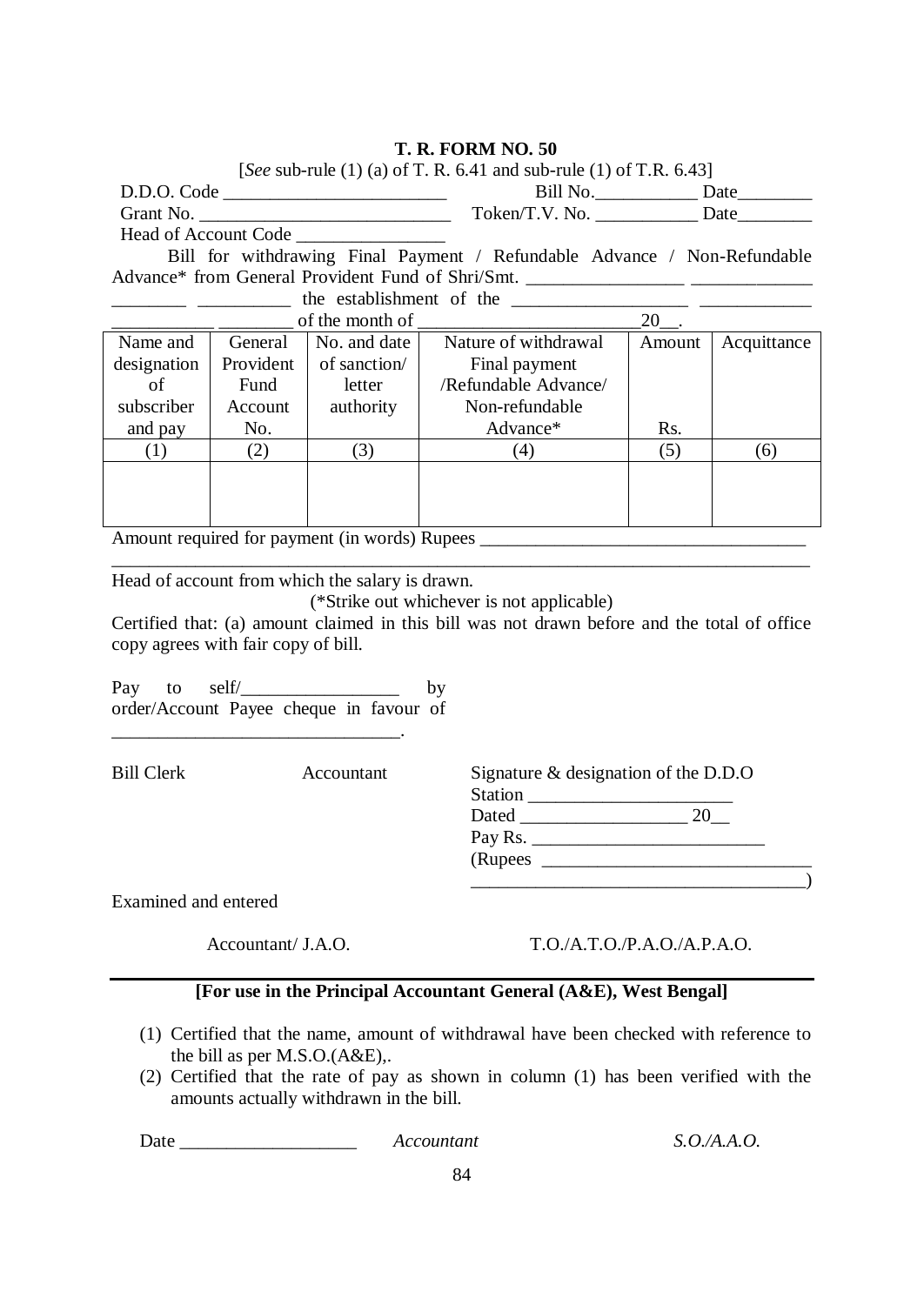**T. R. FORM NO. 50**

[*See* sub-rule (1) (a) of T. R. 6.41 and sub-rule (1) of T.R. 6.43]

D.D.O. Code ________________________ Bill No.___________ Date________

Grant No. __________________________ Token/T.V. No. ___________ Date________

Head of Account Code ________________

Bill for withdrawing Final Payment / Refundable Advance / Non-Refundable Advance* from General Provident Fund of Shri/Smt. _________________ _____________ ________ __________ the establishment of the ___________________ ____________ ___________ ________ of the month of ________________________20__.

| Name and designation of subscriber and pay | General Provident Fund Account No. | No. and date of sanction/ letter authority | Nature of withdrawal Final payment /Refundable Advance/ Non-refundable Advance* | Amount Rs. | Acquittance |
|---|---|---|---|---|---|
| (1) | (2) | (3) | (4) | (5) | (6) |
| | | | | | |

Amount required for payment (in words) Rupees ___________________________________
_____________________________________________________________________________

Head of account from which the salary is drawn.

(*Strike out whichever is not applicable)

Certified that: (a) amount claimed in this bill was not drawn before and the total of office copy agrees with fair copy of bill.

Pay to self/_________________ by order/Account Payee cheque in favour of _______________________________.

Bill Clerk Accountant

Signature & designation of the D.D.O

Station ______________________

Dated __________________ 20__

Pay Rs. _________________________

(Rupees _____________________________
____________________________________)

Examined and entered

Accountant/ J.A.O. T.O./A.T.O./P.A.O./A.P.A.O.

---

**[For use in the Principal Accountant General (A&E), West Bengal]**

(1) Certified that the name, amount of withdrawal have been checked with reference to the bill as per M.S.O.(A&E),.

(2) Certified that the rate of pay as shown in column (1) has been verified with the amounts actually withdrawn in the bill.

Date ___________________ *Accountant* *S.O./A.A.O.*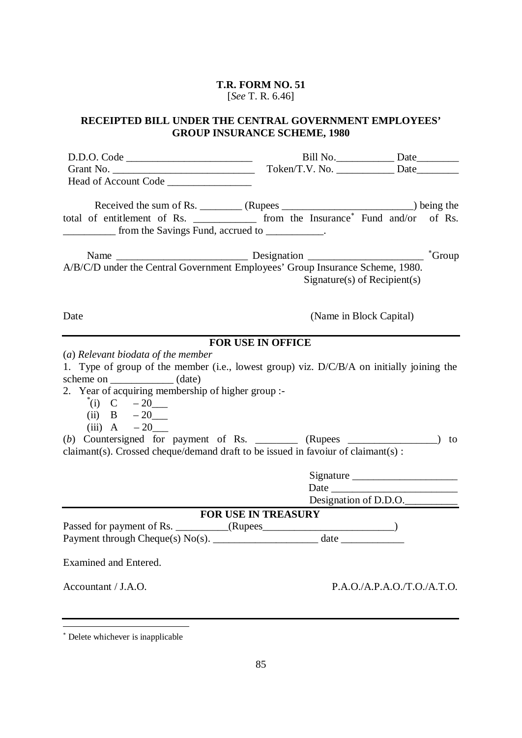**T.R. FORM NO. 51**

[*See* T. R. 6.46]

**RECEIPTED BILL UNDER THE CENTRAL GOVERNMENT EMPLOYEES' GROUP INSURANCE SCHEME, 1980**

D.D.O. Code ________________________ Bill No.___________ Date________

Grant No. ___________________________ Token/T.V. No. ___________ Date________

Head of Account Code ________________

Received the sum of Rs. ________ (Rupees _________________________) being the total of entitlement of Rs. ____________ from the Insurance* Fund and/or of Rs. __________ from the Savings Fund, accrued to ___________.

Name _________________________ Designation ______________________ *Group A/B/C/D under the Central Government Employees' Group Insurance Scheme, 1980.

Signature(s) of Recipient(s)

Date (Name in Block Capital)

---

**FOR USE IN OFFICE**

(*a*) *Relevant biodata of the member*

1. Type of group of the member (i.e., lowest group) viz. D/C/B/A on initially joining the scheme on ____________ (date)
2. Year of acquiring membership of higher group :-
   *(i) C – 20___
   (ii) B – 20___
   (iii) A – 20___

(*b*) Countersigned for payment of Rs. ________ (Rupees _________________) to claimant(s). Crossed cheque/demand draft to be issued in favoiur of claimant(s) :

Signature ____________________

Date ________________________

Designation of D.D.O.__________

---

**FOR USE IN TREASURY**

Passed for payment of Rs. __________(Rupees_________________________)

Payment through Cheque(s) No(s). ____________________ date ____________

Examined and Entered.

Accountant / J.A.O. P.A.O./A.P.A.O./T.O./A.T.O.

---

* Delete whichever is inapplicable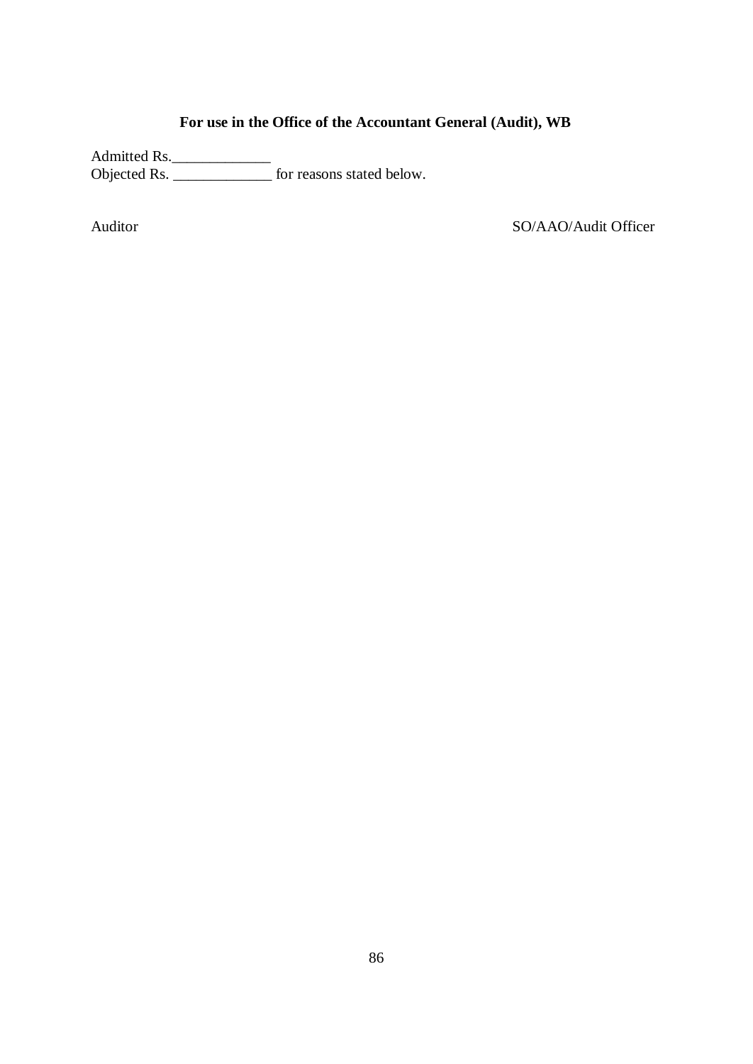**For use in the Office of the Accountant General (Audit), WB**

Admitted Rs.\_\_\_\_\_\_\_\_\_\_\_\_\_
Objected Rs. \_\_\_\_\_\_\_\_\_\_\_\_\_ for reasons stated below.

Auditor SO/AAO/Audit Officer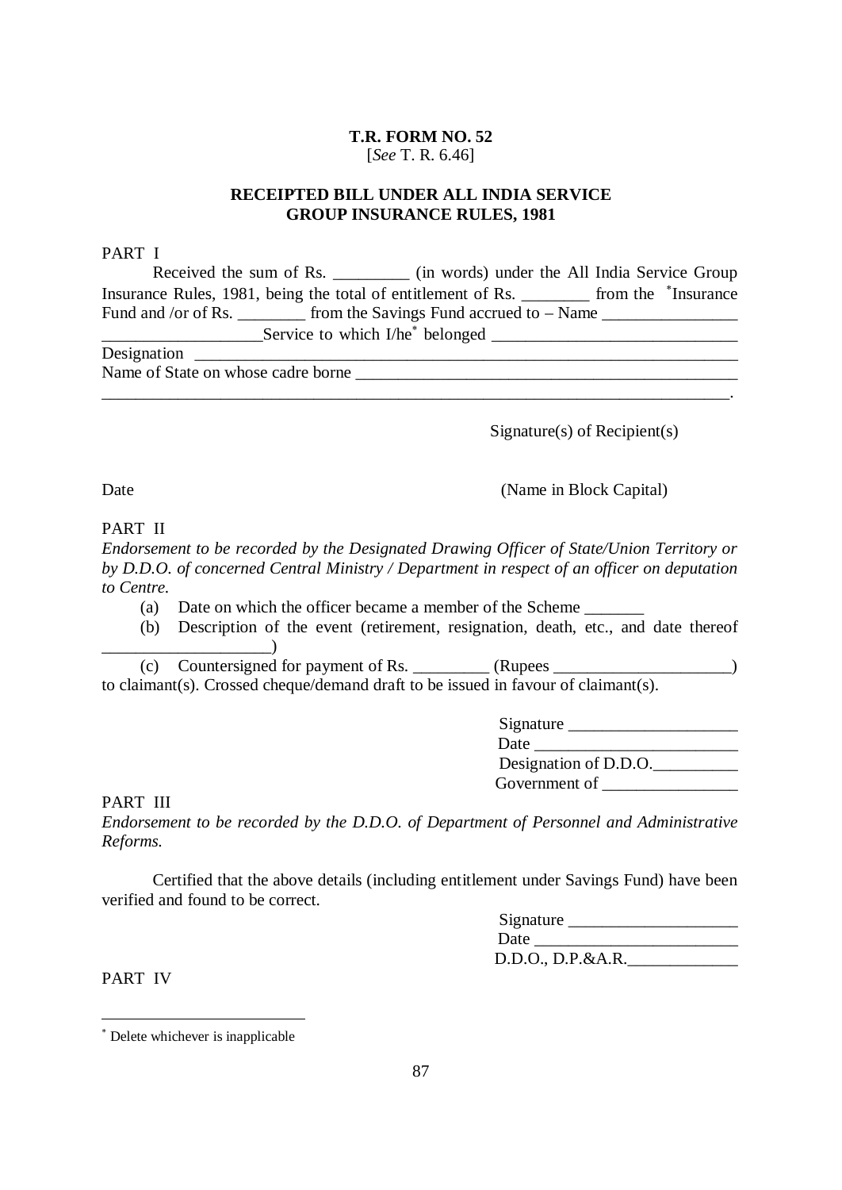**T.R. FORM NO. 52**
[*See* T. R. 6.46]

**RECEIPTED BILL UNDER ALL INDIA SERVICE GROUP INSURANCE RULES, 1981**

PART I

Received the sum of Rs. _________ (in words) under the All India Service Group Insurance Rules, 1981, being the total of entitlement of Rs. ________ from the *Insurance Fund and /or of Rs. ________ from the Savings Fund accrued to – Name ________________ ___________________Service to which I/he* belonged _____________________________
Designation ______________________________________________________________
Name of State on whose cadre borne _____________________________________________
______________________________________________________________________.

Signature(s) of Recipient(s)

Date (Name in Block Capital)

PART II

*Endorsement to be recorded by the Designated Drawing Officer of State/Union Territory or by D.D.O. of concerned Central Ministry / Department in respect of an officer on deputation to Centre.*

(a) Date on which the officer became a member of the Scheme _______

(b) Description of the event (retirement, resignation, death, etc., and date thereof ____________________)

(c) Countersigned for payment of Rs. _________ (Rupees _____________________) to claimant(s). Crossed cheque/demand draft to be issued in favour of claimant(s).

Signature ____________________
Date ________________________
Designation of D.D.O.__________
Government of ________________

PART III

*Endorsement to be recorded by the D.D.O. of Department of Personnel and Administrative Reforms.*

Certified that the above details (including entitlement under Savings Fund) have been verified and found to be correct.

Signature ____________________
Date ________________________
D.D.O., D.P.&A.R._____________

PART IV

---

* Delete whichever is inapplicable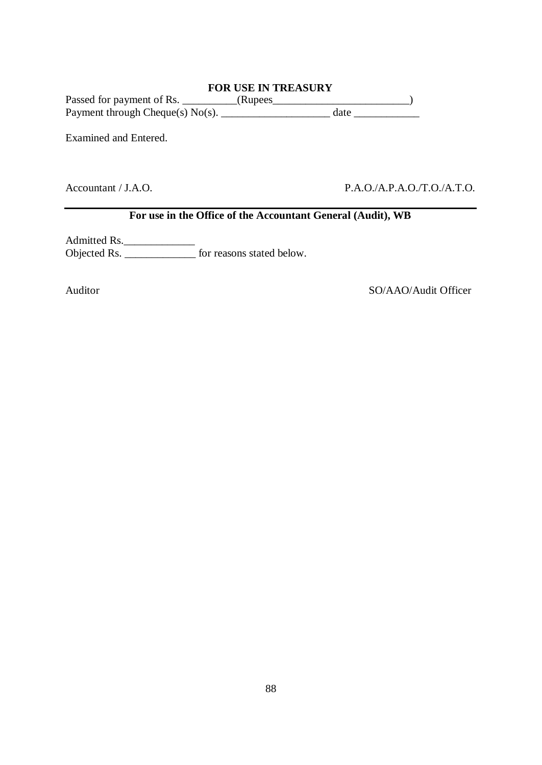**FOR USE IN TREASURY**

Passed for payment of Rs. __________(Rupees_________________________)
Payment through Cheque(s) No(s). ____________________ date ____________

Examined and Entered.

Accountant / J.A.O. P.A.O./A.P.A.O./T.O./A.T.O.

---

**For use in the Office of the Accountant General (Audit), WB**

Admitted Rs._____________
Objected Rs. _____________ for reasons stated below.

Auditor SO/AAO/Audit Officer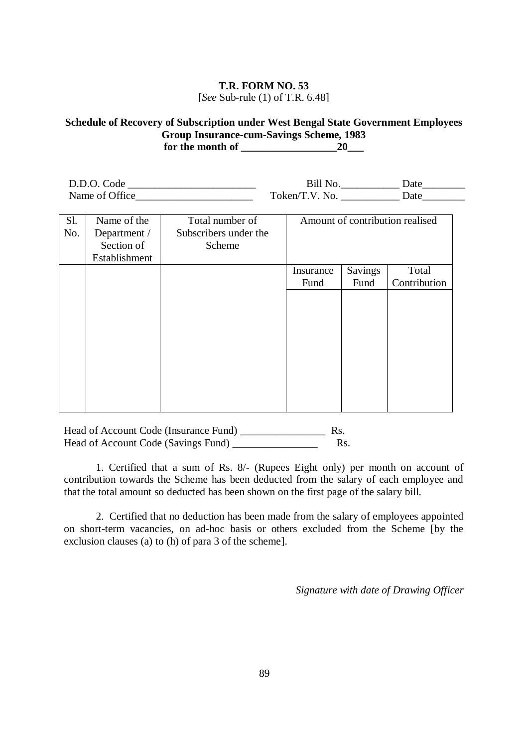**T.R. FORM NO. 53**
[*See* Sub-rule (1) of T.R. 6.48]

**Schedule of Recovery of Subscription under West Bengal State Government Employees Group Insurance-cum-Savings Scheme, 1983**
**for the month of __________________20___**

D.D.O. Code ________________________ Bill No.___________ Date________
Name of Office______________________ Token/T.V. No. ___________ Date________

| Sl. No. | Name of the Department / Section of Establishment | Total number of Subscribers under the Scheme | Amount of contribution realised | | |
|---|---|---|---|---|---|
| | | | Insurance Fund | Savings Fund | Total Contribution |
| | | | | | |

Head of Account Code (Insurance Fund) ________________ Rs.
Head of Account Code (Savings Fund) ________________ Rs.

1. Certified that a sum of Rs. 8/- (Rupees Eight only) per month on account of contribution towards the Scheme has been deducted from the salary of each employee and that the total amount so deducted has been shown on the first page of the salary bill.

2. Certified that no deduction has been made from the salary of employees appointed on short-term vacancies, on ad-hoc basis or others excluded from the Scheme [by the exclusion clauses (a) to (h) of para 3 of the scheme].

*Signature with date of Drawing Officer*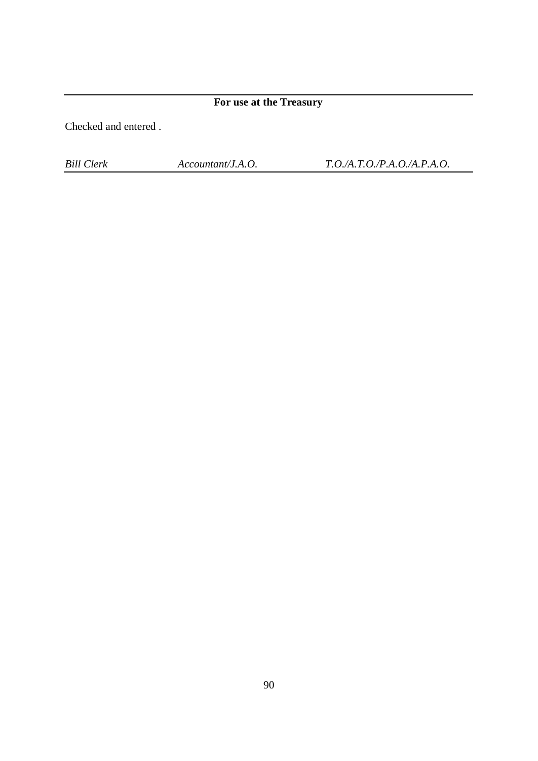**For use at the Treasury**

Checked and entered .

*Bill Clerk* *Accountant/J.A.O.* *T.O./A.T.O./P.A.O./A.P.A.O.*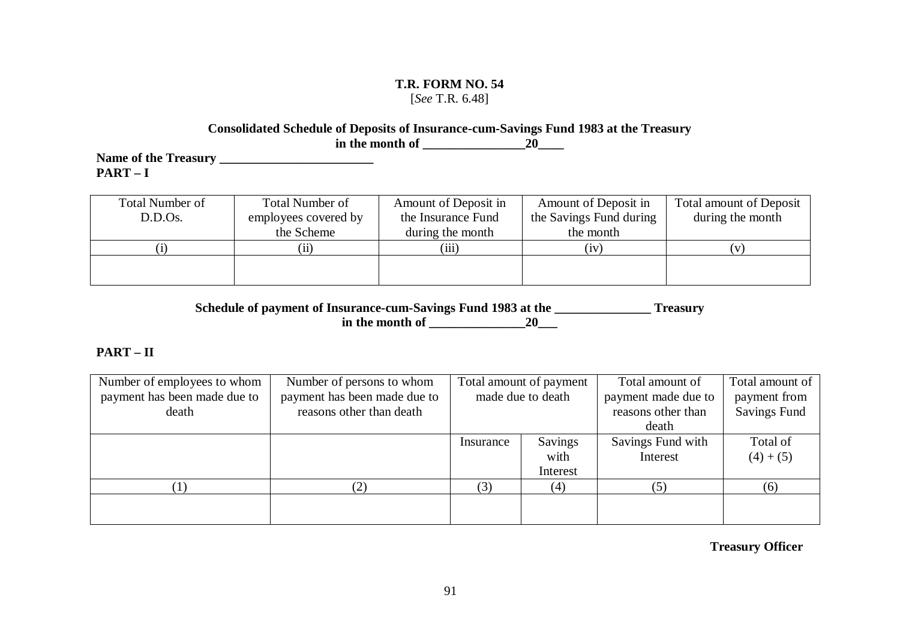**T.R. FORM NO. 54**
[*See* T.R. 6.48]

**Consolidated Schedule of Deposits of Insurance-cum-Savings Fund 1983 at the Treasury**
**in the month of ________________20____**

**Name of the Treasury ________________________**

**PART – I**

| Total Number of D.D.Os. | Total Number of employees covered by the Scheme | Amount of Deposit in the Insurance Fund during the month | Amount of Deposit in the Savings Fund during the month | Total amount of Deposit during the month |
|---|---|---|---|---|
| (i) | (ii) | (iii) | (iv) | (v) |
| | | | | |

**Schedule of payment of Insurance-cum-Savings Fund 1983 at the _______________ Treasury**
**in the month of _______________20___**

**PART – II**

| Number of employees to whom payment has been made due to death | Number of persons to whom payment has been made due to reasons other than death | Total amount of payment made due to death | | Total amount of payment made due to reasons other than death | Total amount of payment from Savings Fund |
|---|---|---|---|---|---|
| | | Insurance | Savings with Interest | Savings Fund with Interest | Total of (4) + (5) |
| (1) | (2) | (3) | (4) | (5) | (6) |
| | | | | | |

**Treasury Officer**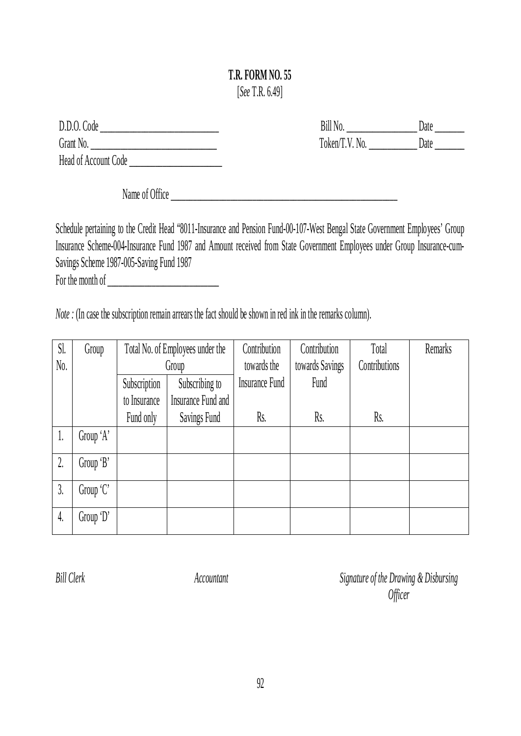**T.R. FORM NO. 55**

[*See* T.R. 6.49]

D.D.O. Code ____________________________ Bill No. ________________ Date _______

Grant No. ______________________________ Token/T.V. No. ___________ Date _______

Head of Account Code _____________________

Name of Office _____________________________________________________

Schedule pertaining to the Credit Head "8011-Insurance and Pension Fund-00-107-West Bengal State Government Employees' Group Insurance Scheme-004-Insurance Fund 1987 and Amount received from State Government Employees under Group Insurance-cum-Savings Scheme 1987-005-Saving Fund 1987

For the month of ___________________________

*Note :* (In case the subscription remain arrears the fact should be shown in red ink in the remarks column).

| Sl. No. | Group | Total No. of Employees under the Group | | Contribution towards the Insurance Fund | Contribution towards Savings Fund | Total Contributions | Remarks |
|---|---|---|---|---|---|---|---|
| | | Subscription to Insurance Fund only | Subscribing to Insurance Fund and Savings Fund | Rs. | Rs. | Rs. | |
| 1. | Group 'A' | | | | | | |
| 2. | Group 'B' | | | | | | |
| 3. | Group 'C' | | | | | | |
| 4. | Group 'D' | | | | | | |

*Bill Clerk* *Accountant* *Signature of the Drawing & Disbursing Officer*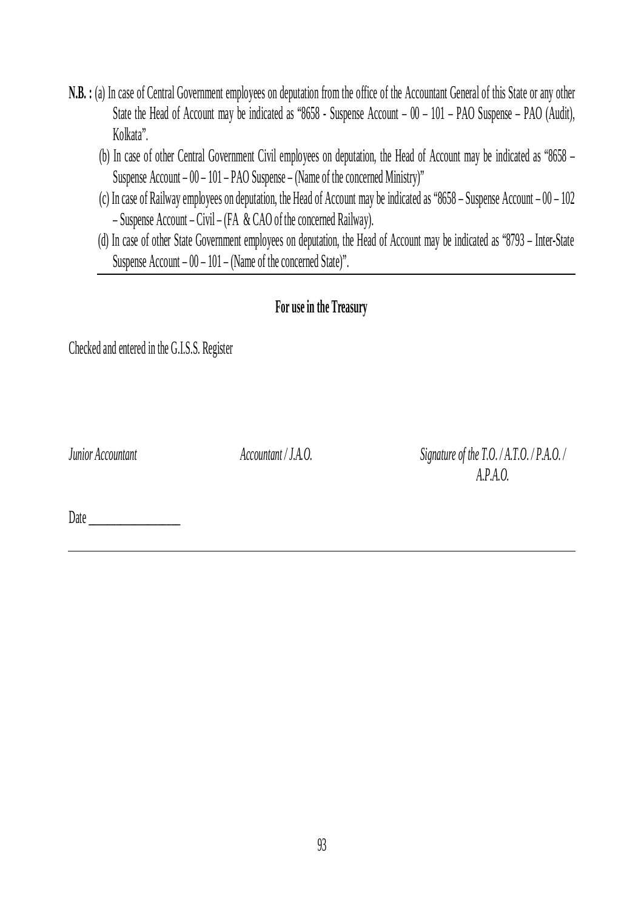**N.B. :** (a) In case of Central Government employees on deputation from the office of the Accountant General of this State or any other State the Head of Account may be indicated as "8658 - Suspense Account – 00 – 101 – PAO Suspense – PAO (Audit), Kolkata".

(b) In case of other Central Government Civil employees on deputation, the Head of Account may be indicated as "8658 – Suspense Account – 00 – 101 – PAO Suspense – (Name of the concerned Ministry)"

(c) In case of Railway employees on deputation, the Head of Account may be indicated as "8658 – Suspense Account – 00 – 102 – Suspense Account – Civil – (FA & CAO of the concerned Railway).

(d) In case of other State Government employees on deputation, the Head of Account may be indicated as "8793 – Inter-State Suspense Account – 00 – 101 – (Name of the concerned State)".

---

**For use in the Treasury**

Checked and entered in the G.I.S.S. Register

*Junior Accountant* *Accountant / J.A.O.* *Signature of the T.O. / A.T.O. / P.A.O. / A.P.A.O.*

Date ________________

---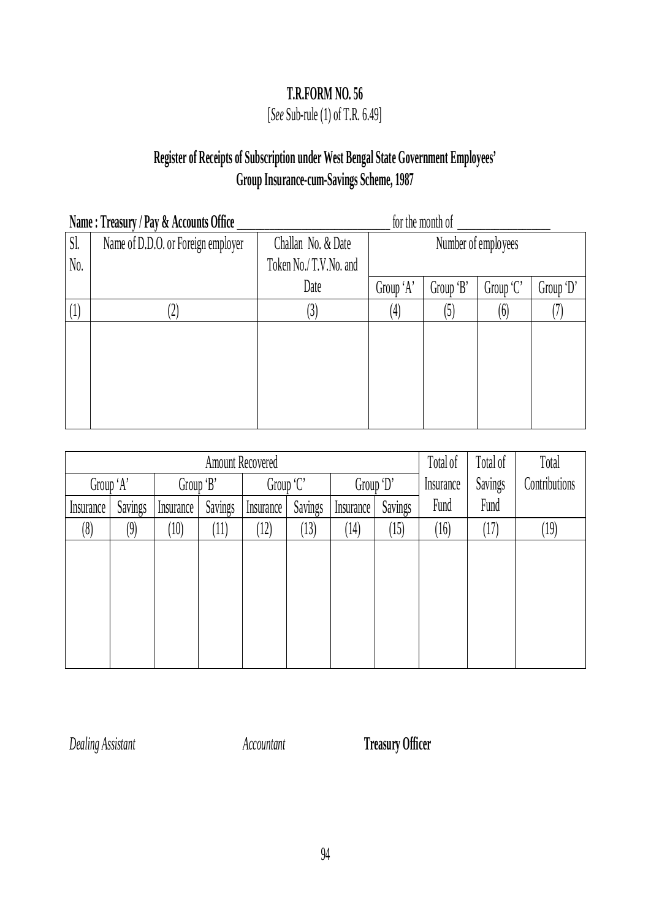**T.R.FORM NO. 56**

[*See* Sub-rule (1) of T.R. 6.49]

## Register of Receipts of Subscription under West Bengal State Government Employees' Group Insurance-cum-Savings Scheme, 1987

**Name : Treasury / Pay & Accounts Office** ____________________ for the month of ______________

| Sl. No. | Name of D.D.O. or Foreign employer | Challan No. & Date Token No./ T.V.No. and Date | Number of employees | | | |
|---|---|---|---|---|---|---|
| | | | Group 'A' | Group 'B' | Group 'C' | Group 'D' |
| (1) | (2) | (3) | (4) | (5) | (6) | (7) |
| | | | | | | |

| Amount Recovered | | | | | | | | Total of Insurance Fund | Total of Savings Fund | Total Contributions |
|---|---|---|---|---|---|---|---|---|---|---|
| Group 'A' | | Group 'B' | | Group 'C' | | Group 'D' | | | | |
| Insurance | Savings | Insurance | Savings | Insurance | Savings | Insurance | Savings | | | |
| (8) | (9) | (10) | (11) | (12) | (13) | (14) | (15) | (16) | (17) | (19) |
| | | | | | | | | | | |

*Dealing Assistant* *Accountant* **Treasury Officer**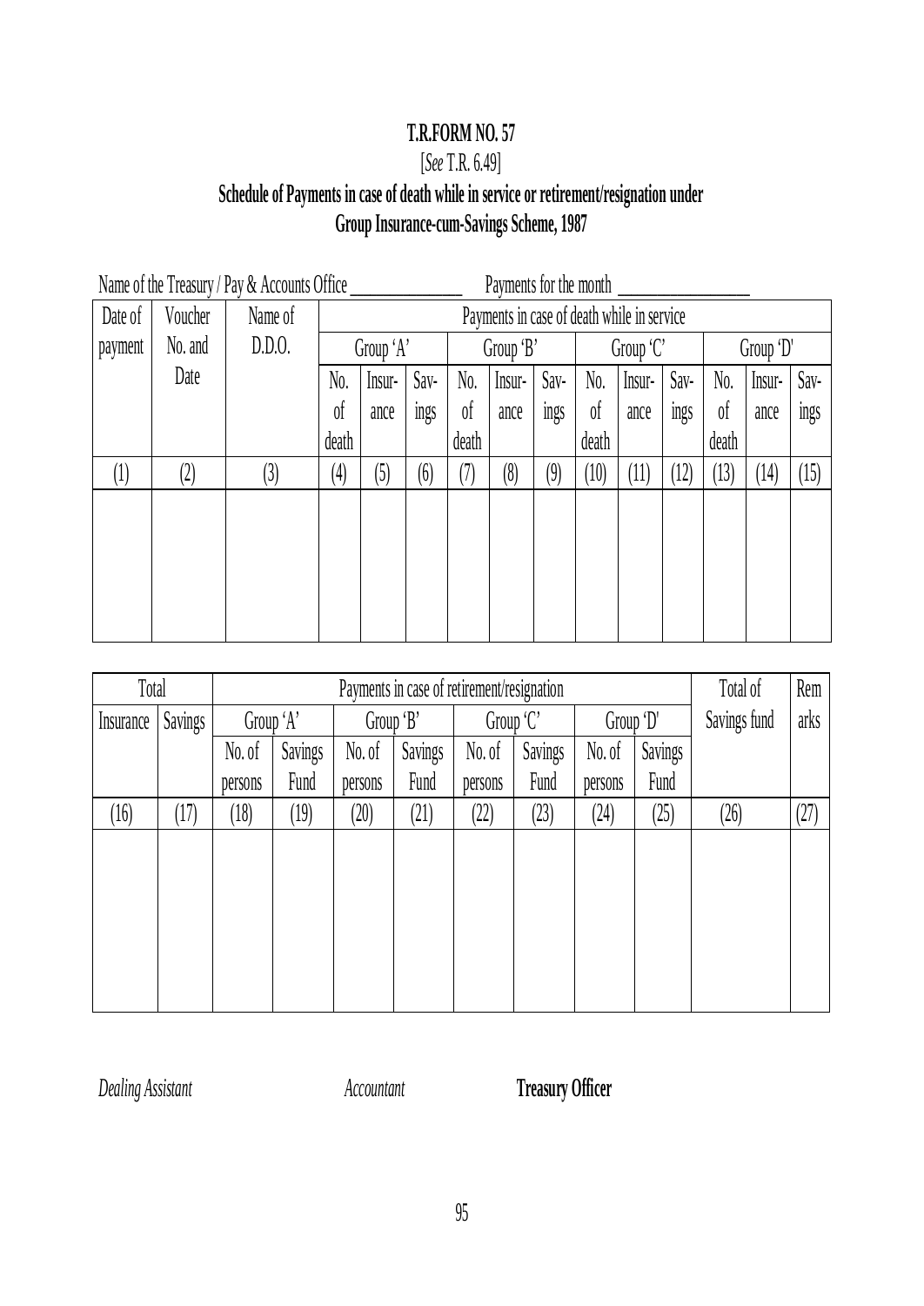**T.R.FORM NO. 57**

[*See* T.R. 6.49]

**Schedule of Payments in case of death while in service or retirement/resignation under Group Insurance-cum-Savings Scheme, 1987**

Name of the Treasury / Pay & Accounts Office ______________ Payments for the month ________________

| Date of payment | Voucher No. and Date | Name of D.D.O. | Payments in case of death while in service | | | | | | | | | | | |
|---|---|---|---|---|---|---|---|---|---|---|---|---|---|---|
| | | | Group 'A' | | | Group 'B' | | | Group 'C' | | | Group 'D' | | |
| | | | No. of death | Insur-ance | Sav-ings | No. of death | Insur-ance | Sav-ings | No. of death | Insur-ance | Sav-ings | No. of death | Insur-ance | Sav-ings |
| (1) | (2) | (3) | (4) | (5) | (6) | (7) | (8) | (9) | (10) | (11) | (12) | (13) | (14) | (15) |
| | | | | | | | | | | | | | | |

| Total | | Payments in case of retirement/resignation | | | | | | | | Total of Savings fund | Rem arks |
|---|---|---|---|---|---|---|---|---|---|---|---|
| Insurance | Savings | Group 'A' | | Group 'B' | | Group 'C' | | Group 'D' | | | |
| | | No. of persons | Savings Fund | No. of persons | Savings Fund | No. of persons | Savings Fund | No. of persons | Savings Fund | | |
| (16) | (17) | (18) | (19) | (20) | (21) | (22) | (23) | (24) | (25) | (26) | (27) |
| | | | | | | | | | | | |

*Dealing Assistant* *Accountant* **Treasury Officer**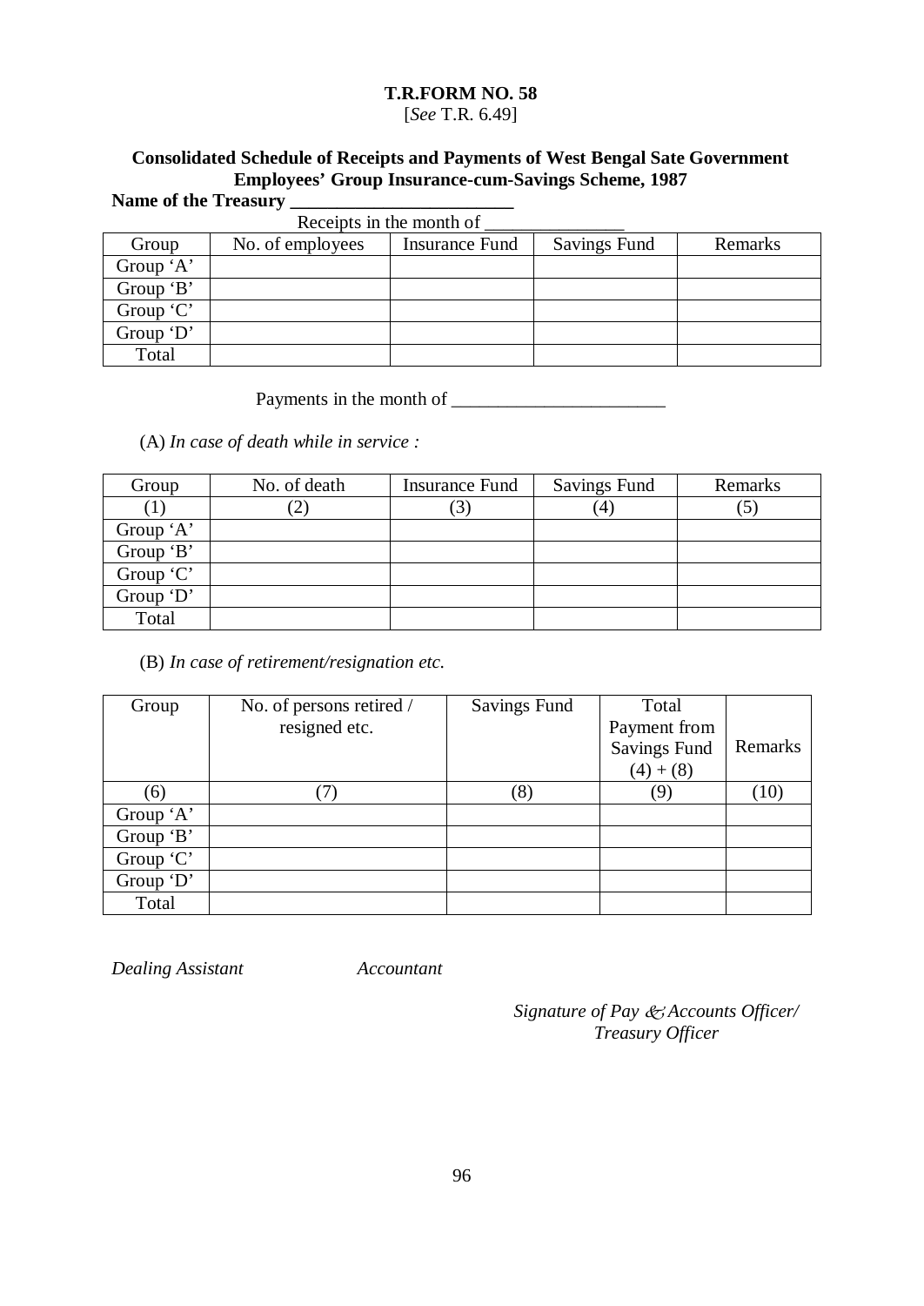**T.R.FORM NO. 58**
[*See* T.R. 6.49]

**Consolidated Schedule of Receipts and Payments of West Bengal Sate Government Employees' Group Insurance-cum-Savings Scheme, 1987**

**Name of the Treasury \_\_\_\_\_\_\_\_\_\_\_\_\_\_\_\_\_\_\_\_\_\_\_\_**

Receipts in the month of \_\_\_\_\_\_\_\_\_\_\_\_\_\_\_

| Group | No. of employees | Insurance Fund | Savings Fund | Remarks |
|---|---|---|---|---|
| Group 'A' | | | | |
| Group 'B' | | | | |
| Group 'C' | | | | |
| Group 'D' | | | | |
| Total | | | | |

Payments in the month of \_\_\_\_\_\_\_\_\_\_\_\_\_\_\_\_\_\_\_\_\_\_\_

(A) *In case of death while in service :*

| Group | No. of death | Insurance Fund | Savings Fund | Remarks |
|---|---|---|---|---|
| (1) | (2) | (3) | (4) | (5) |
| Group 'A' | | | | |
| Group 'B' | | | | |
| Group 'C' | | | | |
| Group 'D' | | | | |
| Total | | | | |

(B) *In case of retirement/resignation etc.*

| Group | No. of persons retired / resigned etc. | Savings Fund | Total Payment from Savings Fund (4) + (8) | Remarks |
|---|---|---|---|---|
| (6) | (7) | (8) | (9) | (10) |
| Group 'A' | | | | |
| Group 'B' | | | | |
| Group 'C' | | | | |
| Group 'D' | | | | |
| Total | | | | |

*Dealing Assistant* *Accountant*

*Signature of Pay & Accounts Officer/ Treasury Officer*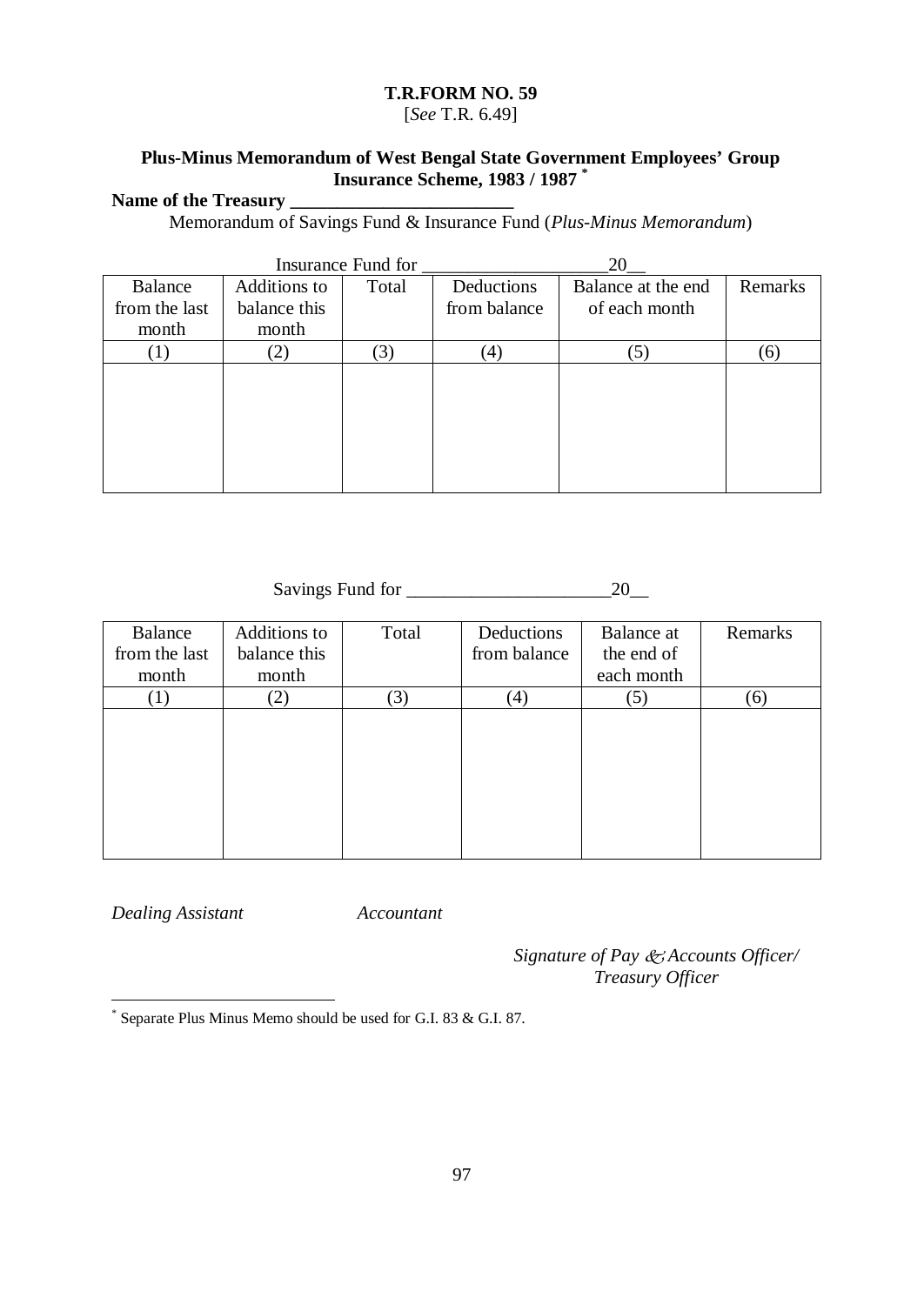**T.R.FORM NO. 59**
[*See* T.R. 6.49]

**Plus-Minus Memorandum of West Bengal State Government Employees' Group Insurance Scheme, 1983 / 1987** [*]

**Name of the Treasury ________________________**

Memorandum of Savings Fund & Insurance Fund (*Plus-Minus Memorandum*)

Insurance Fund for ___________________20__

| Balance from the last month | Additions to balance this month | Total | Deductions from balance | Balance at the end of each month | Remarks |
|---|---|---|---|---|---|
| (1) | (2) | (3) | (4) | (5) | (6) |
| | | | | | |

Savings Fund for _____________________20__

| Balance from the last month | Additions to balance this month | Total | Deductions from balance | Balance at the end of each month | Remarks |
|---|---|---|---|---|---|
| (1) | (2) | (3) | (4) | (5) | (6) |
| | | | | | |

*Dealing Assistant* *Accountant*

*Signature of Pay & Accounts Officer/ Treasury Officer*

[*] Separate Plus Minus Memo should be used for G.I. 83 & G.I. 87.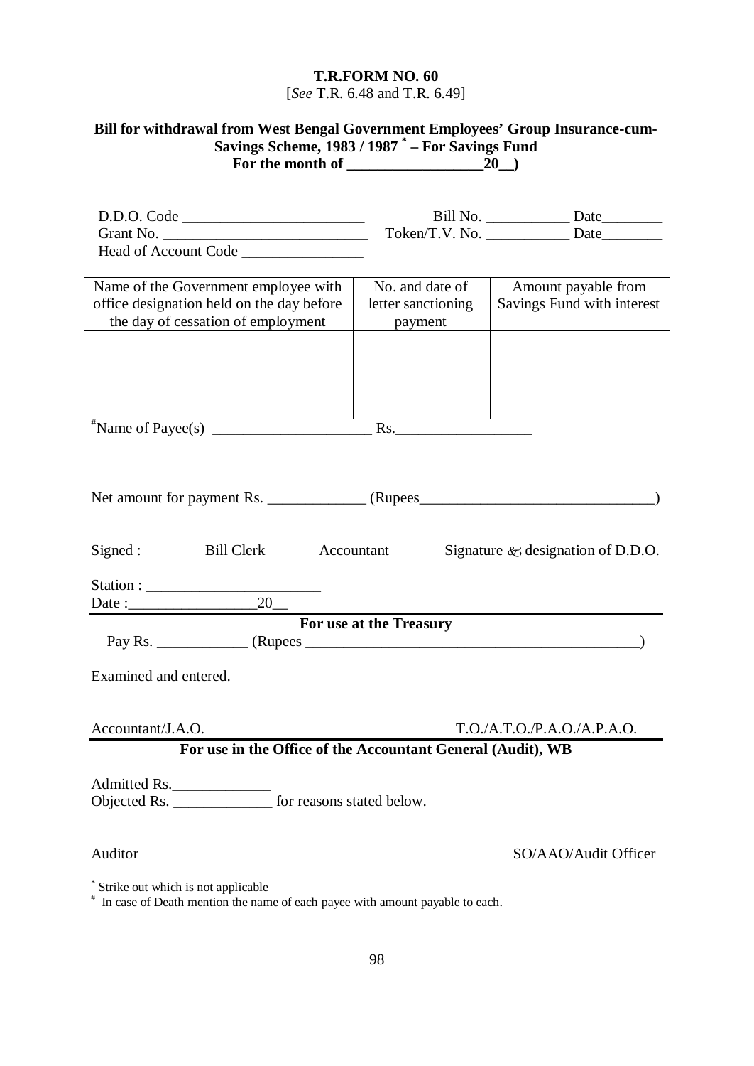**T.R.FORM NO. 60**

[*See* T.R. 6.48 and T.R. 6.49]

**Bill for withdrawal from West Bengal Government Employees' Group Insurance-cum-Savings Scheme, 1983 / 1987 [*] – For Savings Fund**
**For the month of ________________20__)**

D.D.O. Code ______________________ Bill No. __________ Date________

Grant No. _________________________ Token/T.V. No. __________ Date________

Head of Account Code ______________

| Name of the Government employee with office designation held on the day before the day of cessation of employment | No. and date of letter sanctioning payment | Amount payable from Savings Fund with interest |
|---|---|---|
| | | |

[#]Name of Payee(s) ____________________ Rs.________________

Net amount for payment Rs. ____________ (Rupees_____________________________)

Signed : Bill Clerk Accountant Signature & designation of D.D.O.

Station : ______________________

Date :________________20__

**For use at the Treasury**

Pay Rs. ___________ (Rupees ________________________________________)

Examined and entered.

Accountant/J.A.O. T.O./A.T.O./P.A.O./A.P.A.O.

**For use in the Office of the Accountant General (Audit), WB**

Admitted Rs.____________

Objected Rs. ____________ for reasons stated below.

Auditor SO/AAO/Audit Officer

---

[*] Strike out which is not applicable

[#] In case of Death mention the name of each payee with amount payable to each.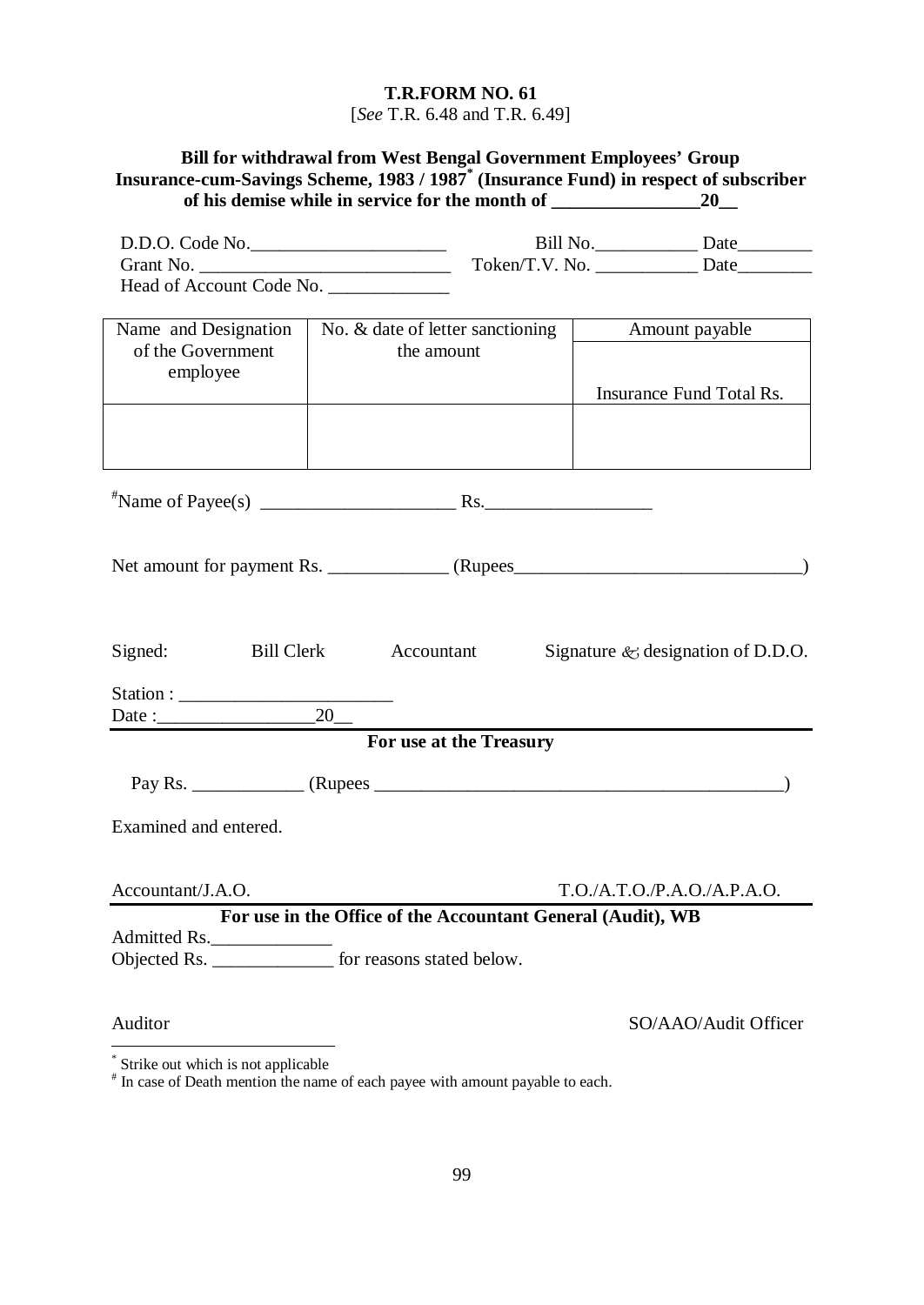**T.R.FORM NO. 61**
[*See* T.R. 6.48 and T.R. 6.49]

**Bill for withdrawal from West Bengal Government Employees' Group Insurance-cum-Savings Scheme, 1983 / 1987[*] (Insurance Fund) in respect of subscriber of his demise while in service for the month of ________________20__**

D.D.O. Code No.______________________ Bill No.___________ Date________
Grant No. ___________________________ Token/T.V. No. ___________ Date________
Head of Account Code No. _____________

| Name and Designation of the Government employee | No. & date of letter sanctioning the amount | Amount payable |
|---|---|---|
| | | Insurance Fund Total Rs. |
| | | |

[#]Name of Payee(s) _____________________ Rs.__________________

Net amount for payment Rs. _____________ (Rupees_______________________________)

Signed: Bill Clerk Accountant Signature & designation of D.D.O.

Station : _______________________
Date :_________________20__

**For use at the Treasury**

Pay Rs. ____________ (Rupees _____________________________________________)

Examined and entered.

Accountant/J.A.O. T.O./A.T.O./P.A.O./A.P.A.O.

**For use in the Office of the Accountant General (Audit), WB**

Admitted Rs._____________
Objected Rs. _____________ for reasons stated below.

Auditor SO/AAO/Audit Officer

[*] Strike out which is not applicable
[#] In case of Death mention the name of each payee with amount payable to each.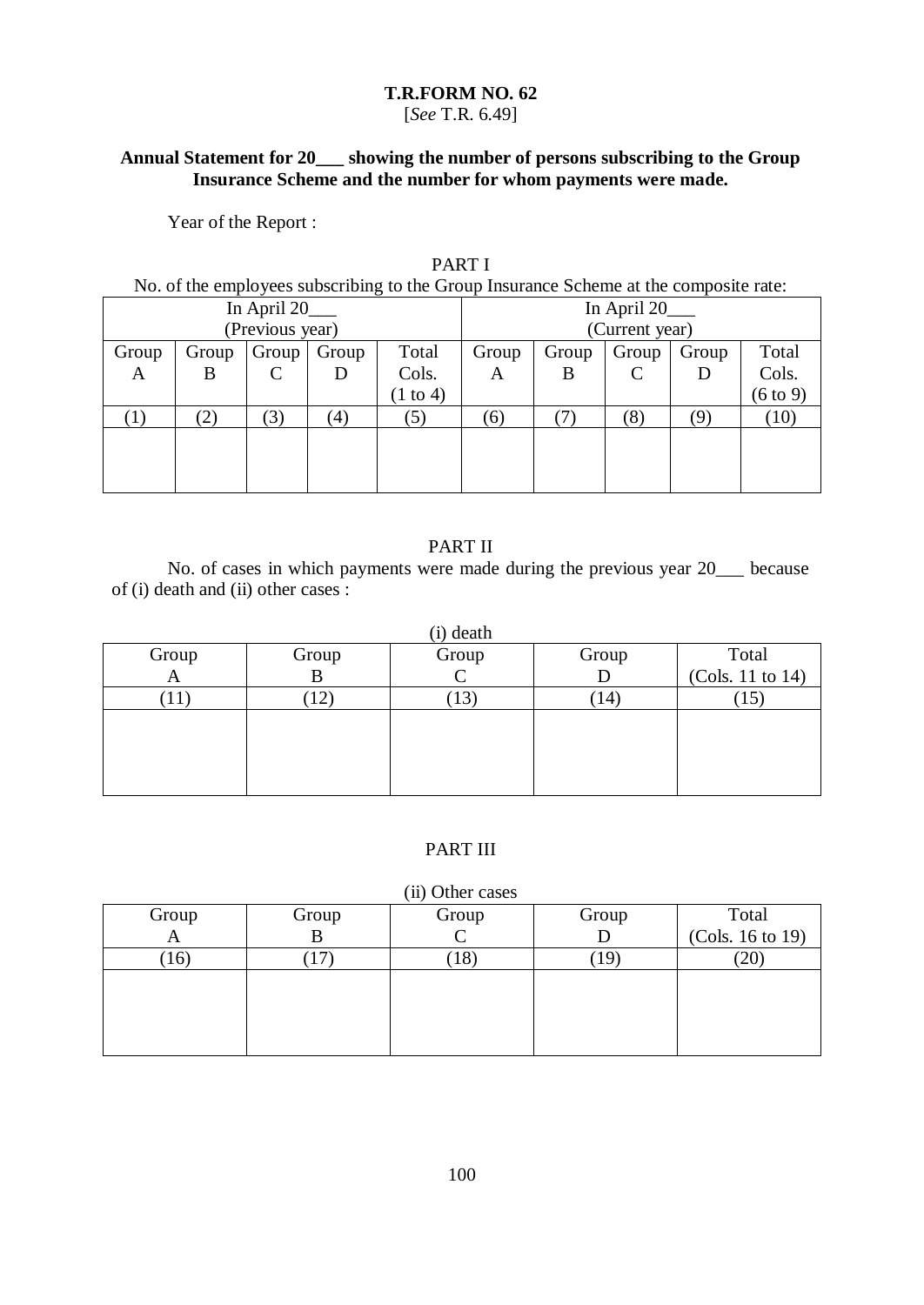**T.R.FORM NO. 62**
[*See* T.R. 6.49]

**Annual Statement for 20___ showing the number of persons subscribing to the Group Insurance Scheme and the number for whom payments were made.**

Year of the Report :

PART I

No. of the employees subscribing to the Group Insurance Scheme at the composite rate:

| In April 20___ (Previous year) | | | | | In April 20___ (Current year) | | | | |
|---|---|---|---|---|---|---|---|---|---|
| Group A | Group B | Group C | Group D | Total Cols. (1 to 4) | Group A | Group B | Group C | Group D | Total Cols. (6 to 9) |
| (1) | (2) | (3) | (4) | (5) | (6) | (7) | (8) | (9) | (10) |
| | | | | | | | | | |

PART II

No. of cases in which payments were made during the previous year 20___ because of (i) death and (ii) other cases :

(i) death

| Group A | Group B | Group C | Group D | Total (Cols. 11 to 14) |
|---|---|---|---|---|
| (11) | (12) | (13) | (14) | (15) |
| | | | | |

PART III

(ii) Other cases

| Group A | Group B | Group C | Group D | Total (Cols. 16 to 19) |
|---|---|---|---|---|
| (16) | (17) | (18) | (19) | (20) |
| | | | | |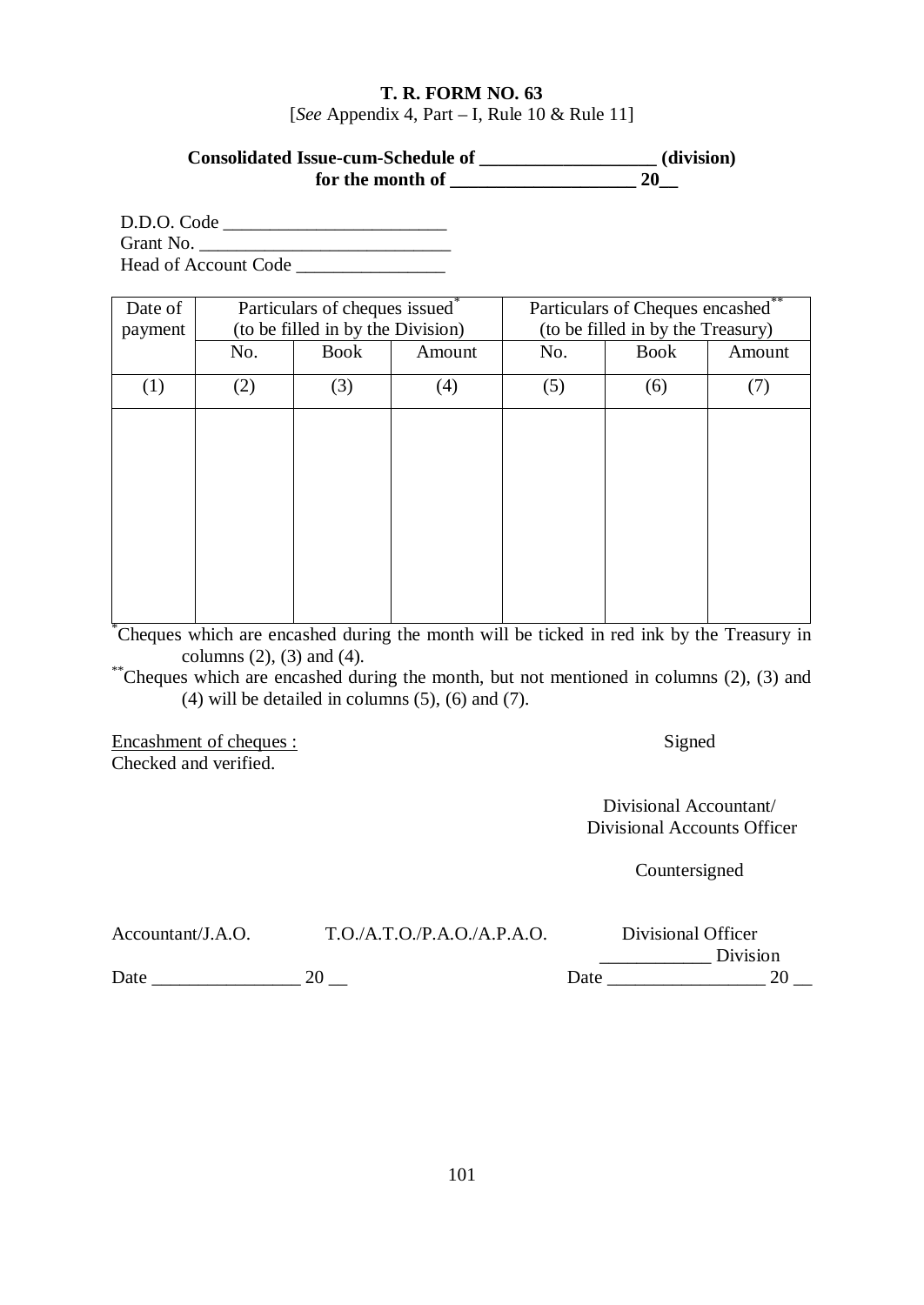**T. R. FORM NO. 63**

[*See* Appendix 4, Part – I, Rule 10 & Rule 11]

**Consolidated Issue-cum-Schedule of ___________________ (division)**
**for the month of ____________________ 20__**

D.D.O. Code ________________________
Grant No. ___________________________
Head of Account Code ________________

| Date of payment | Particulars of cheques issued* (to be filled in by the Division) | | | Particulars of Cheques encashed** (to be filled in by the Treasury) | | |
|---|---|---|---|---|---|---|
| | No. | Book | Amount | No. | Book | Amount |
| (1) | (2) | (3) | (4) | (5) | (6) | (7) |
| | | | | | | |

*Cheques which are encashed during the month will be ticked in red ink by the Treasury in columns (2), (3) and (4).

**Cheques which are encashed during the month, but not mentioned in columns (2), (3) and (4) will be detailed in columns (5), (6) and (7).

Encashment of cheques :
Checked and verified.

Signed

Divisional Accountant/
Divisional Accounts Officer

Countersigned

Accountant/J.A.O. T.O./A.T.O./P.A.O./A.P.A.O. Divisional Officer

____________ Division

Date ________________ 20 __ Date _________________ 20 __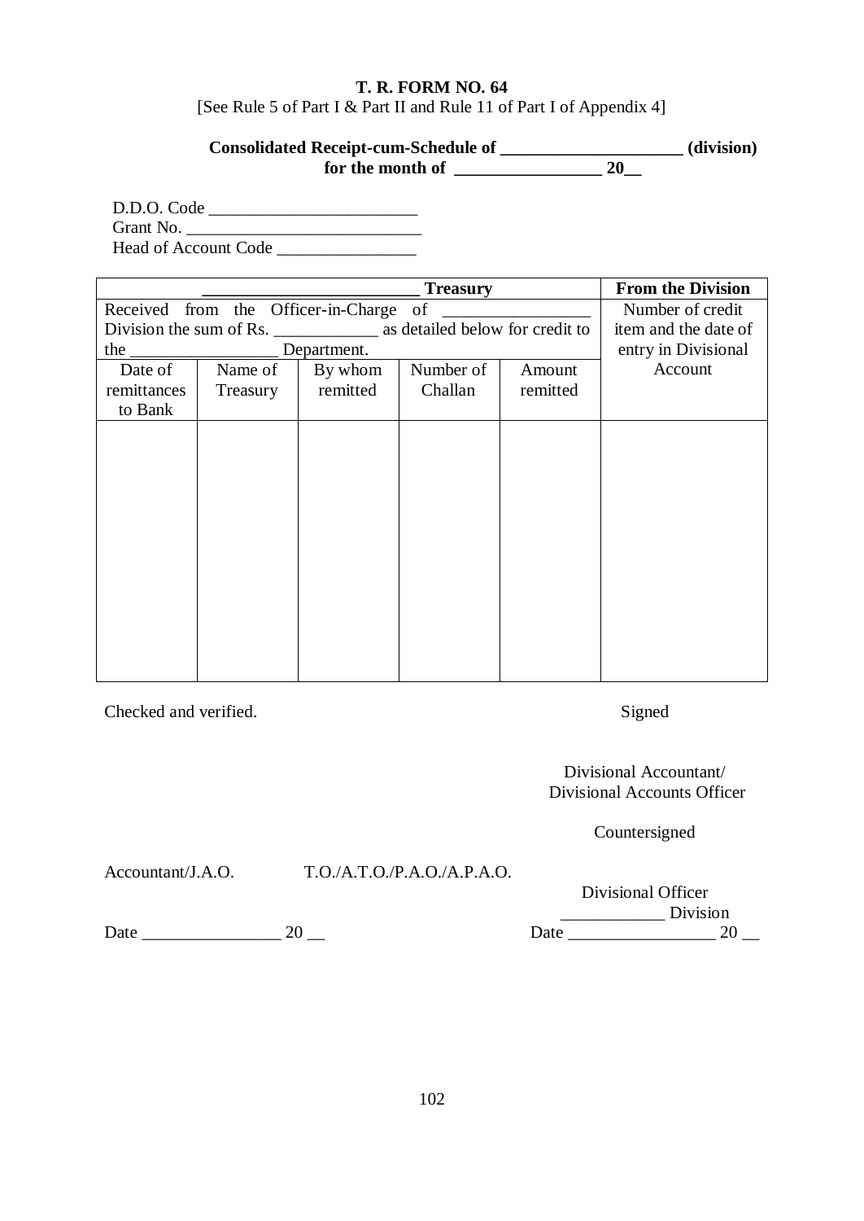**T. R. FORM NO. 64**

[See Rule 5 of Part I & Part II and Rule 11 of Part I of Appendix 4]

**Consolidated Receipt-cum-Schedule of _____________________ (division)**
**for the month of _________________ 20__**

D.D.O. Code ________________________
Grant No. ___________________________
Head of Account Code ________________

| __________________________ Treasury | | | | | From the Division |
|---|---|---|---|---|---|
| Received from the Officer-in-Charge of _________________ Division the sum of Rs. ____________ as detailed below for credit to the _________________ Department. | | | | | Number of credit item and the date of entry in Divisional Account |
| Date of remittances to Bank | Name of Treasury | By whom remitted | Number of Challan | Amount remitted | |
| | | | | | |

Checked and verified.

Signed

Divisional Accountant/
Divisional Accounts Officer

Countersigned

Accountant/J.A.O. T.O./A.T.O./P.A.O./A.P.A.O.

Divisional Officer
____________ Division

Date ________________ 20 __

Date _________________ 20 __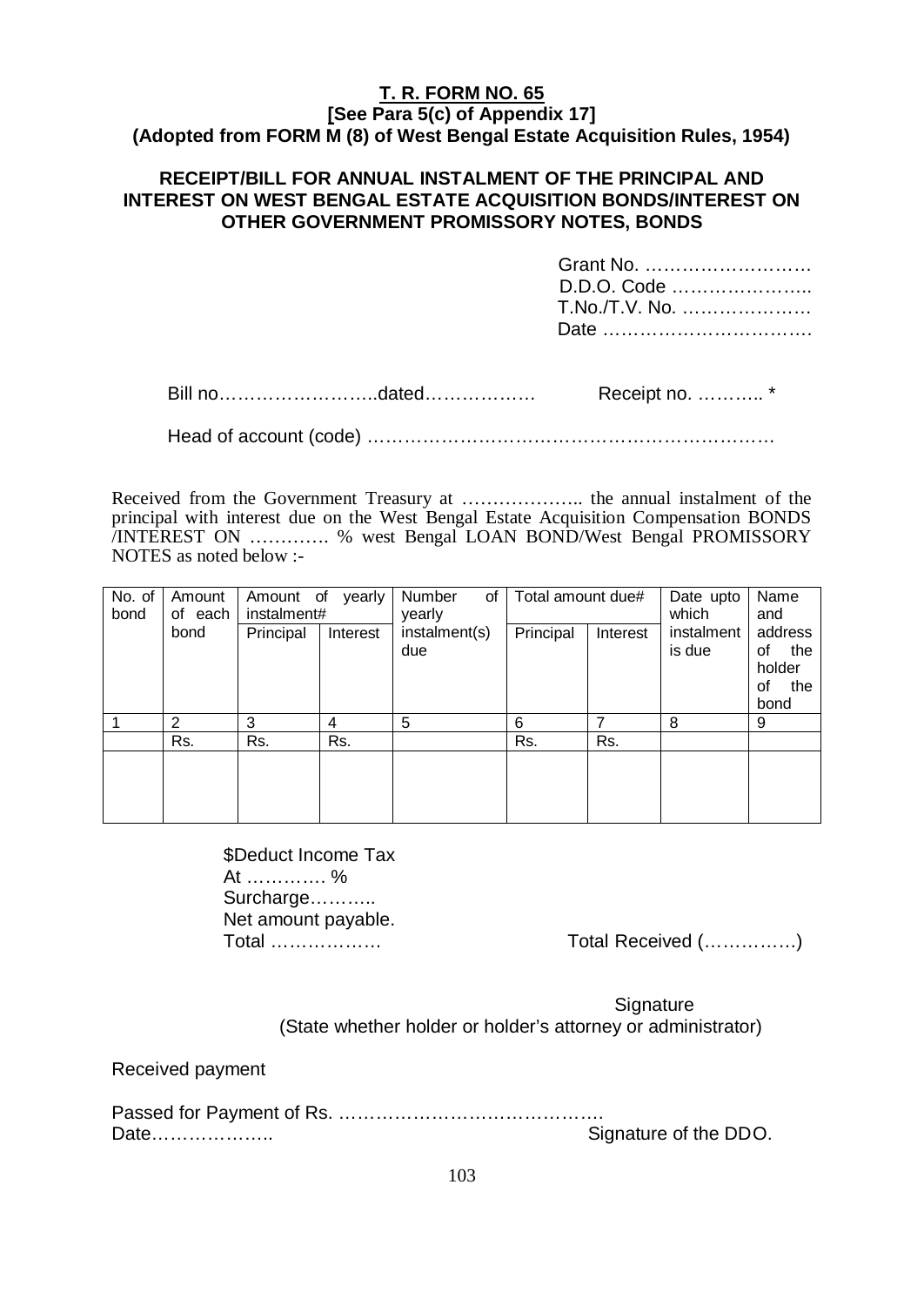**T. R. FORM NO. 65**
**[See Para 5(c) of Appendix 17]**
**(Adopted from FORM M (8) of West Bengal Estate Acquisition Rules, 1954)**

**RECEIPT/BILL FOR ANNUAL INSTALMENT OF THE PRINCIPAL AND INTEREST ON WEST BENGAL ESTATE ACQUISITION BONDS/INTEREST ON OTHER GOVERNMENT PROMISSORY NOTES, BONDS**

Grant No. ………………………
D.D.O. Code …………………..
T.No./T.V. No. ………………….
Date …………………………….

Bill no……………………..dated……………… Receipt no. ……….. *

Head of account (code) …………………………………………………………

Received from the Government Treasury at ……………….. the annual instalment of the principal with interest due on the West Bengal Estate Acquisition Compensation BONDS /INTEREST ON …………. % west Bengal LOAN BOND/West Bengal PROMISSORY NOTES as noted below :-

| No. of bond | Amount of each bond | Amount of yearly instalment# | | Number of yearly instalment(s) due | Total amount due# | | Date upto which instalment is due | Name and address of the holder of the bond |
|---|---|---|---|---|---|---|---|---|
| | | Principal | Interest | | Principal | Interest | | |
| 1 | 2 | 3 | 4 | 5 | 6 | 7 | 8 | 9 |
| | Rs. | Rs. | Rs. | | Rs. | Rs. | | |
| | | | | | | | | |

$Deduct Income Tax
At …………. %
Surcharge………..
Net amount payable.
Total ……………… Total Received (……………)

Signature
(State whether holder or holder's attorney or administrator)

Received payment

Passed for Payment of Rs. …………………………………….
Date……………….. Signature of the DDO.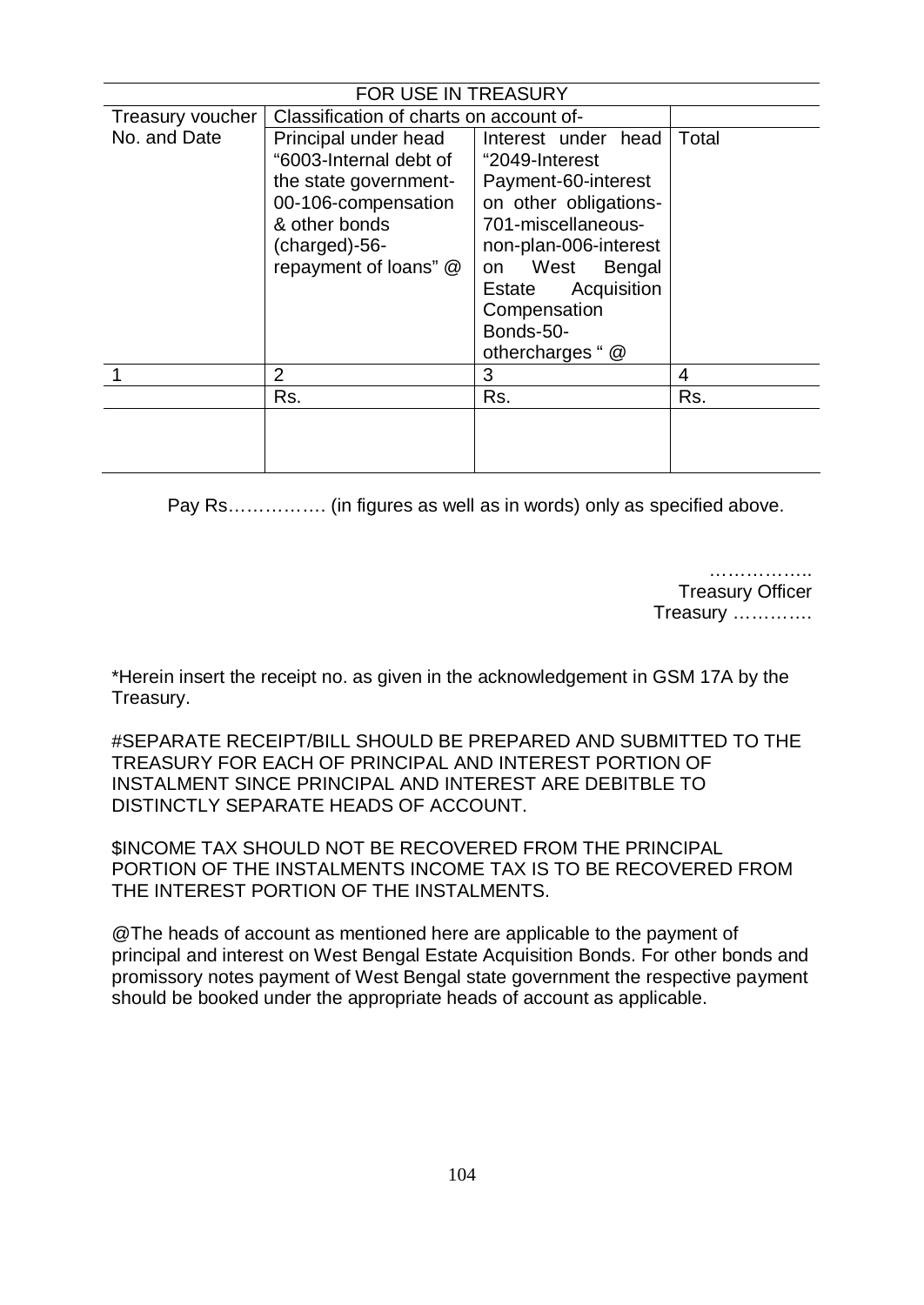| FOR USE IN TREASURY | | | |
|---|---|---|---|
| Treasury voucher No. and Date | Classification of charts on account of- | | |
| | Principal under head "6003-Internal debt of the state government-00-106-compensation & other bonds (charged)-56-repayment of loans" @ | Interest under head "2049-Interest Payment-60-interest on other obligations-701-miscellaneous-non-plan-006-interest on West Bengal Estate Acquisition Compensation Bonds-50-othercharges " @ | Total |
| 1 | 2 | 3 | 4 |
| | Rs. | Rs. | Rs. |
| | | | |

Pay Rs……………. (in figures as well as in words) only as specified above.

……………..
Treasury Officer
Treasury ………….

*Herein insert the receipt no. as given in the acknowledgement in GSM 17A by the Treasury.

#SEPARATE RECEIPT/BILL SHOULD BE PREPARED AND SUBMITTED TO THE TREASURY FOR EACH OF PRINCIPAL AND INTEREST PORTION OF INSTALMENT SINCE PRINCIPAL AND INTEREST ARE DEBITBLE TO DISTINCTLY SEPARATE HEADS OF ACCOUNT.

$INCOME TAX SHOULD NOT BE RECOVERED FROM THE PRINCIPAL PORTION OF THE INSTALMENTS INCOME TAX IS TO BE RECOVERED FROM THE INTEREST PORTION OF THE INSTALMENTS.

@The heads of account as mentioned here are applicable to the payment of principal and interest on West Bengal Estate Acquisition Bonds. For other bonds and promissory notes payment of West Bengal state government the respective payment should be booked under the appropriate heads of account as applicable.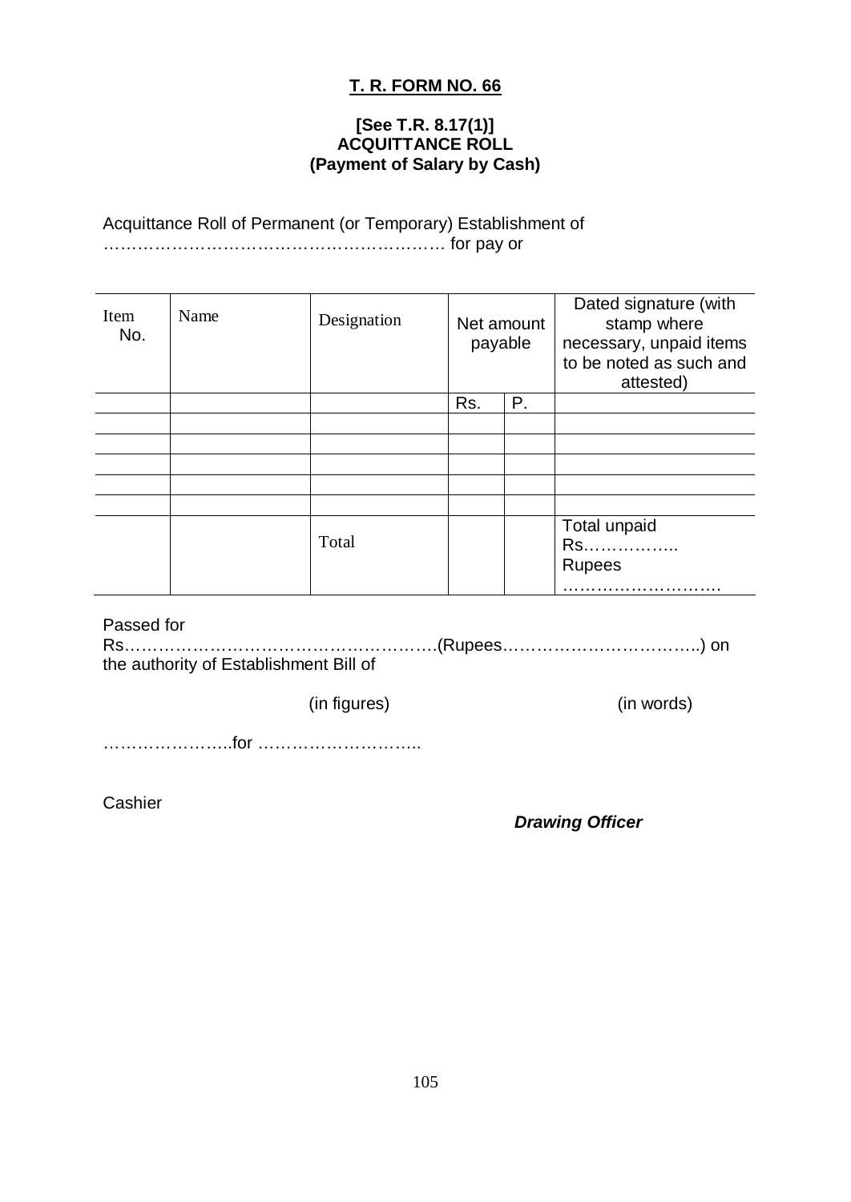# T. R. FORM NO. 66

**[See T.R. 8.17(1)]**
**ACQUITTANCE ROLL**
**(Payment of Salary by Cash)**

Acquittance Roll of Permanent (or Temporary) Establishment of …………………………………………………… for pay or

| Item No. | Name | Designation | Net amount payable | | Dated signature (with stamp where necessary, unpaid items to be noted as such and attested) |
|---|---|---|---|---|---|
| | | | Rs. | P. | |
| | | | | | |
| | | | | | |
| | | | | | |
| | | | | | |
| | | | | | |
| | | Total | | | Total unpaid Rs…………….. Rupees ………………………. |

Passed for Rs……………………………………………….(Rupees……………………………..) on the authority of Establishment Bill of

(in figures) (in words)

…………………..for ………………………..

Cashier

***Drawing Officer***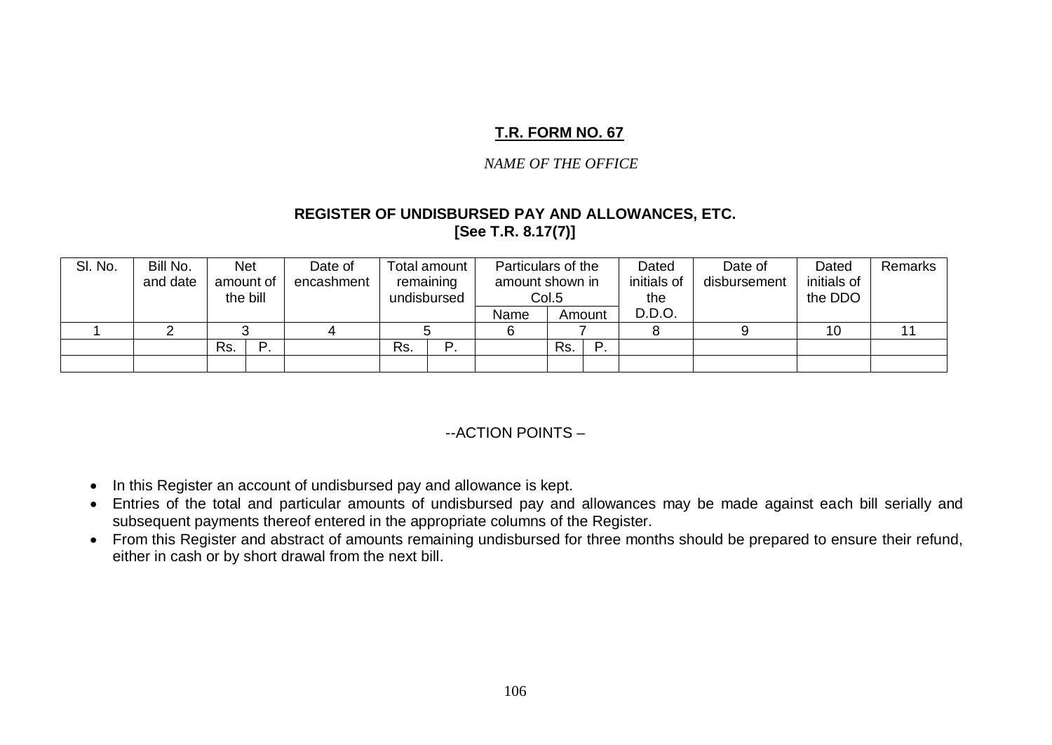**T.R. FORM NO. 67**

*NAME OF THE OFFICE*

**REGISTER OF UNDISBURSED PAY AND ALLOWANCES, ETC.**
**[See T.R. 8.17(7)]**

| Sl. No. | Bill No. and date | Net amount of the bill | | Date of encashment | Total amount remaining undisbursed | | Particulars of the amount shown in Col.5 | | | Dated initials of the D.D.O. | Date of disbursement | Dated initials of the DDO | Remarks |
|---|---|---|---|---|---|---|---|---|---|---|---|---|---|
| | | | | | | | Name | Amount | | | | | |
| 1 | 2 | 3 | | 4 | 5 | | 6 | 7 | | 8 | 9 | 10 | 11 |
| | | Rs. | P. | | Rs. | P. | | Rs. | P. | | | | |
| | | | | | | | | | | | | | |

--ACTION POINTS –

- In this Register an account of undisbursed pay and allowance is kept.
- Entries of the total and particular amounts of undisbursed pay and allowances may be made against each bill serially and subsequent payments thereof entered in the appropriate columns of the Register.
- From this Register and abstract of amounts remaining undisbursed for three months should be prepared to ensure their refund, either in cash or by short drawal from the next bill.